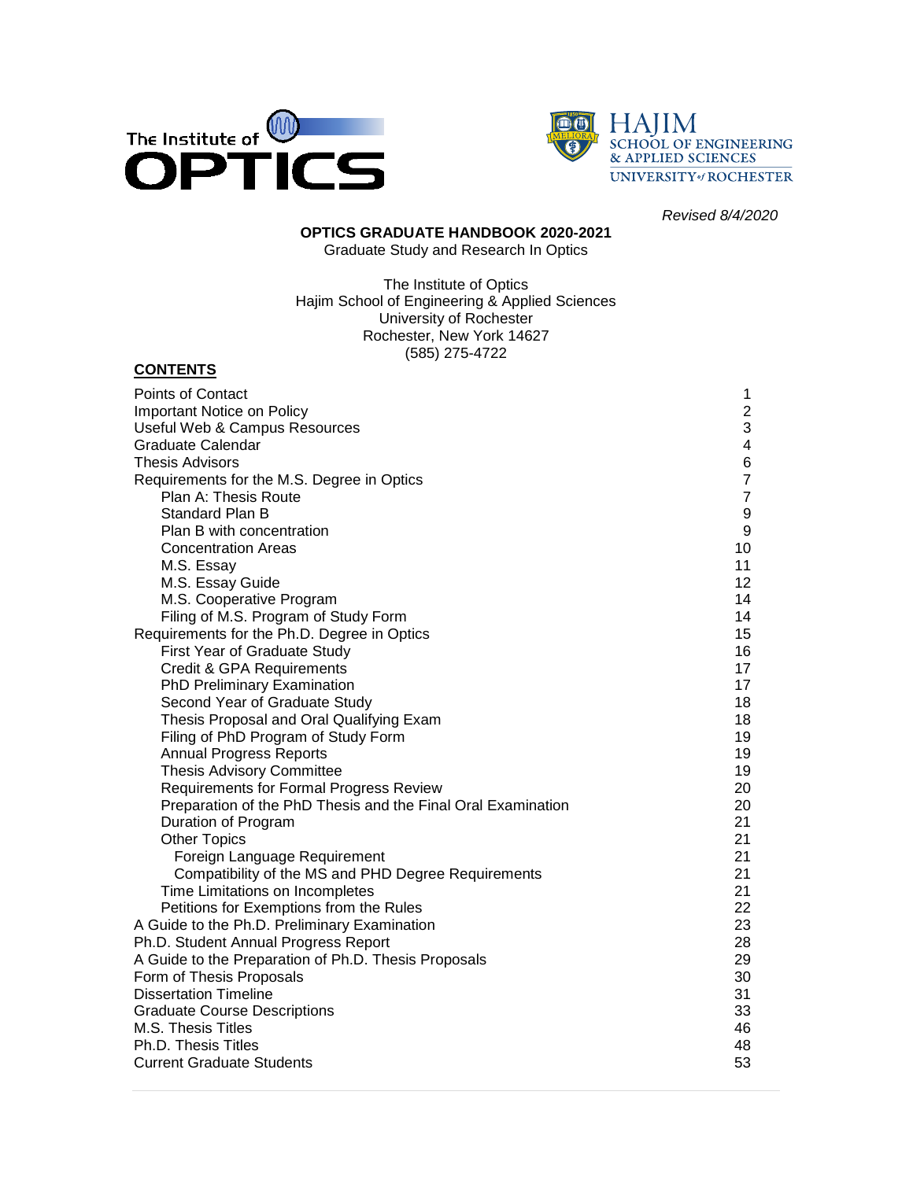*Revised 8/4/2020*

**OPTICS GRADUATE HANDBOOK 2020-2021**

Graduate Study and Research In Optics

The Institute of Optics
Hajim School of Engineering & Applied Sciences
University of Rochester
Rochester, New York 14627
(585) 275-4722

## CONTENTS

| | |
|---|---|
| Points of Contact | 1 |
| Important Notice on Policy | 2 |
| Useful Web & Campus Resources | 3 |
| Graduate Calendar | 4 |
| Thesis Advisors | 6 |
| Requirements for the M.S. Degree in Optics | 7 |
| Plan A: Thesis Route | 7 |
| Standard Plan B | 9 |
| Plan B with concentration | 9 |
| Concentration Areas | 10 |
| M.S. Essay | 11 |
| M.S. Essay Guide | 12 |
| M.S. Cooperative Program | 14 |
| Filing of M.S. Program of Study Form | 14 |
| Requirements for the Ph.D. Degree in Optics | 15 |
| First Year of Graduate Study | 16 |
| Credit & GPA Requirements | 17 |
| PhD Preliminary Examination | 17 |
| Second Year of Graduate Study | 18 |
| Thesis Proposal and Oral Qualifying Exam | 18 |
| Filing of PhD Program of Study Form | 19 |
| Annual Progress Reports | 19 |
| Thesis Advisory Committee | 19 |
| Requirements for Formal Progress Review | 20 |
| Preparation of the PhD Thesis and the Final Oral Examination | 20 |
| Duration of Program | 21 |
| Other Topics | 21 |
| Foreign Language Requirement | 21 |
| Compatibility of the MS and PHD Degree Requirements | 21 |
| Time Limitations on Incompletes | 21 |
| Petitions for Exemptions from the Rules | 22 |
| A Guide to the Ph.D. Preliminary Examination | 23 |
| Ph.D. Student Annual Progress Report | 28 |
| A Guide to the Preparation of Ph.D. Thesis Proposals | 29 |
| Form of Thesis Proposals | 30 |
| Dissertation Timeline | 31 |
| Graduate Course Descriptions | 33 |
| M.S. Thesis Titles | 46 |
| Ph.D. Thesis Titles | 48 |
| Current Graduate Students | 53 |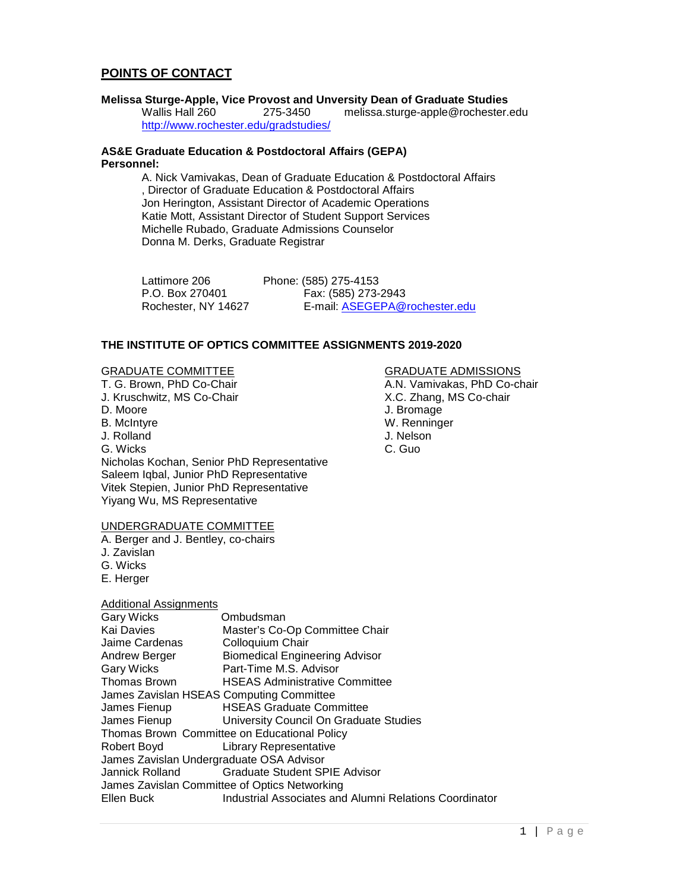## POINTS OF CONTACT

**Melissa Sturge-Apple, Vice Provost and Unversity Dean of Graduate Studies**
Wallis Hall 260 275-3450 melissa.sturge-apple@rochester.edu
http://www.rochester.edu/gradstudies/

**AS&E Graduate Education & Postdoctoral Affairs (GEPA)**
**Personnel:**

A. Nick Vamivakas, Dean of Graduate Education & Postdoctoral Affairs
, Director of Graduate Education & Postdoctoral Affairs
Jon Herington, Assistant Director of Academic Operations
Katie Mott, Assistant Director of Student Support Services
Michelle Rubado, Graduate Admissions Counselor
Donna M. Derks, Graduate Registrar

Lattimore 206 Phone: (585) 275-4153
P.O. Box 270401 Fax: (585) 273-2943
Rochester, NY 14627 E-mail: ASEGEPA@rochester.edu

### THE INSTITUTE OF OPTICS COMMITTEE ASSIGNMENTS 2019-2020

GRADUATE COMMITTEE
T. G. Brown, PhD Co-Chair
J. Kruschwitz, MS Co-Chair
D. Moore
B. McIntyre
J. Rolland
G. Wicks
Nicholas Kochan, Senior PhD Representative
Saleem Iqbal, Junior PhD Representative
Vitek Stepien, Junior PhD Representative
Yiyang Wu, MS Representative

GRADUATE ADMISSIONS
A.N. Vamivakas, PhD Co-chair
X.C. Zhang, MS Co-chair
J. Bromage
W. Renninger
J. Nelson
C. Guo

UNDERGRADUATE COMMITTEE
A. Berger and J. Bentley, co-chairs
J. Zavislan
G. Wicks
E. Herger

Additional Assignments

| | |
|---|---|
| Gary Wicks | Ombudsman |
| Kai Davies | Master's Co-Op Committee Chair |
| Jaime Cardenas | Colloquium Chair |
| Andrew Berger | Biomedical Engineering Advisor |
| Gary Wicks | Part-Time M.S. Advisor |
| Thomas Brown | HSEAS Administrative Committee |
| James Zavislan | HSEAS Computing Committee |
| James Fienup | HSEAS Graduate Committee |
| James Fienup | University Council On Graduate Studies |
| Thomas Brown | Committee on Educational Policy |
| Robert Boyd | Library Representative |
| James Zavislan | Undergraduate OSA Advisor |
| Jannick Rolland | Graduate Student SPIE Advisor |
| James Zavislan | Committee of Optics Networking |
| Ellen Buck | Industrial Associates and Alumni Relations Coordinator |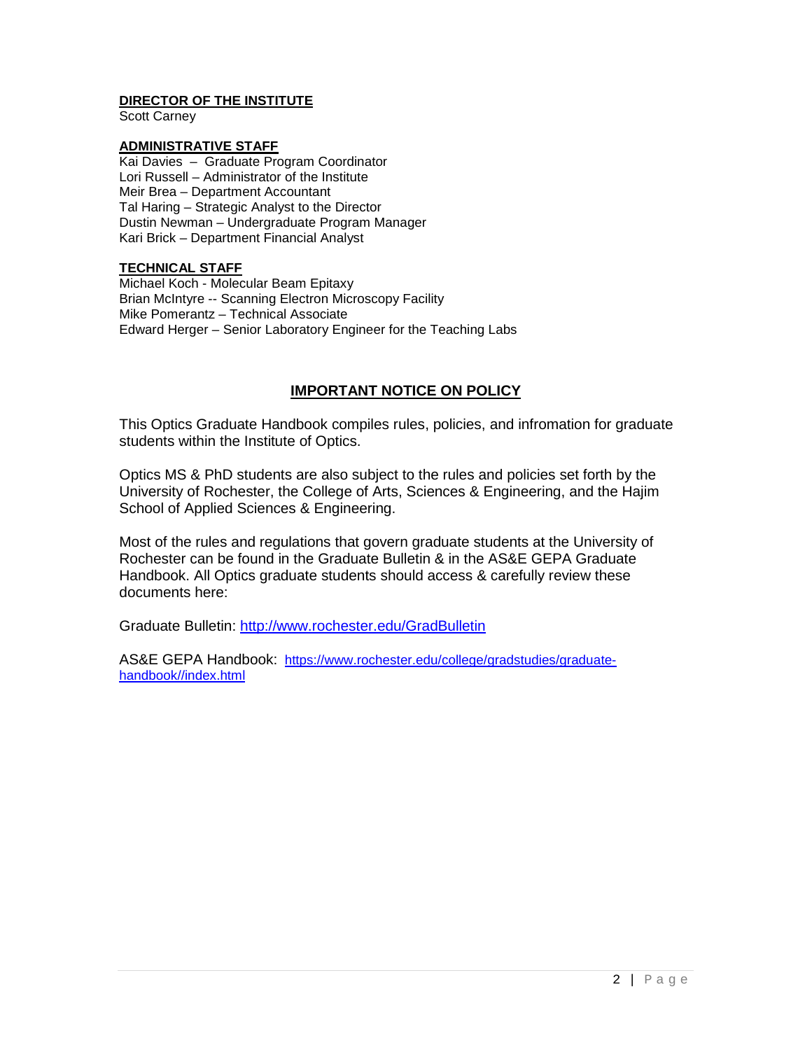**DIRECTOR OF THE INSTITUTE**
Scott Carney

**ADMINISTRATIVE STAFF**
Kai Davies – Graduate Program Coordinator
Lori Russell – Administrator of the Institute
Meir Brea – Department Accountant
Tal Haring – Strategic Analyst to the Director
Dustin Newman – Undergraduate Program Manager
Kari Brick – Department Financial Analyst

**TECHNICAL STAFF**
Michael Koch - Molecular Beam Epitaxy
Brian McIntyre -- Scanning Electron Microscopy Facility
Mike Pomerantz – Technical Associate
Edward Herger – Senior Laboratory Engineer for the Teaching Labs

## IMPORTANT NOTICE ON POLICY

This Optics Graduate Handbook compiles rules, policies, and infromation for graduate students within the Institute of Optics.

Optics MS & PhD students are also subject to the rules and policies set forth by the University of Rochester, the College of Arts, Sciences & Engineering, and the Hajim School of Applied Sciences & Engineering.

Most of the rules and regulations that govern graduate students at the University of Rochester can be found in the Graduate Bulletin & in the AS&E GEPA Graduate Handbook. All Optics graduate students should access & carefully review these documents here:

Graduate Bulletin: http://www.rochester.edu/GradBulletin

AS&E GEPA Handbook: https://www.rochester.edu/college/gradstudies/graduate-handbook//index.html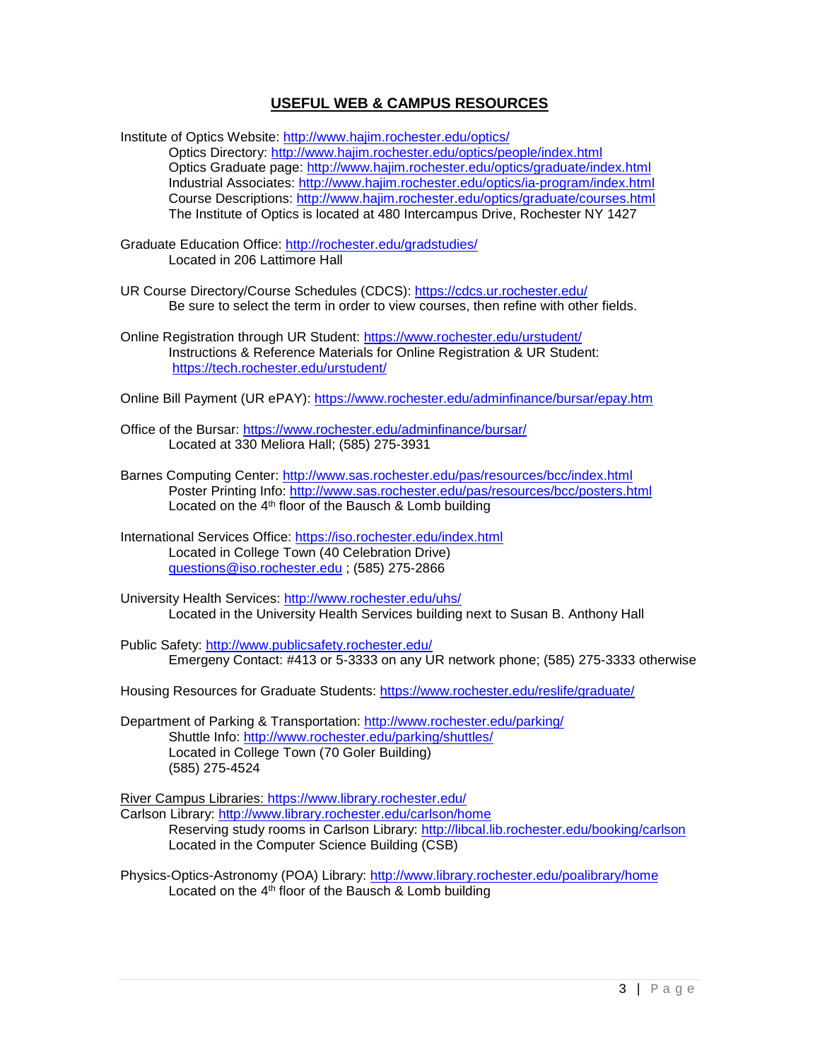## USEFUL WEB & CAMPUS RESOURCES

Institute of Optics Website: http://www.hajim.rochester.edu/optics/

- Optics Directory: http://www.hajim.rochester.edu/optics/people/index.html
- Optics Graduate page: http://www.hajim.rochester.edu/optics/graduate/index.html
- Industrial Associates: http://www.hajim.rochester.edu/optics/ia-program/index.html
- Course Descriptions: http://www.hajim.rochester.edu/optics/graduate/courses.html
- The Institute of Optics is located at 480 Intercampus Drive, Rochester NY 1427

Graduate Education Office: http://rochester.edu/gradstudies/

- Located in 206 Lattimore Hall

UR Course Directory/Course Schedules (CDCS): https://cdcs.ur.rochester.edu/

- Be sure to select the term in order to view courses, then refine with other fields.

Online Registration through UR Student: https://www.rochester.edu/urstudent/

- Instructions & Reference Materials for Online Registration & UR Student: https://tech.rochester.edu/urstudent/

Online Bill Payment (UR ePAY): https://www.rochester.edu/adminfinance/bursar/epay.htm

Office of the Bursar: https://www.rochester.edu/adminfinance/bursar/

- Located at 330 Meliora Hall; (585) 275-3931

Barnes Computing Center: http://www.sas.rochester.edu/pas/resources/bcc/index.html

- Poster Printing Info: http://www.sas.rochester.edu/pas/resources/bcc/posters.html
- Located on the 4th floor of the Bausch & Lomb building

International Services Office: https://iso.rochester.edu/index.html

- Located in College Town (40 Celebration Drive)
- questions@iso.rochester.edu ; (585) 275-2866

University Health Services: http://www.rochester.edu/uhs/

- Located in the University Health Services building next to Susan B. Anthony Hall

Public Safety: http://www.publicsafety.rochester.edu/

- Emergeny Contact: #413 or 5-3333 on any UR network phone; (585) 275-3333 otherwise

Housing Resources for Graduate Students: https://www.rochester.edu/reslife/graduate/

Department of Parking & Transportation: http://www.rochester.edu/parking/

- Shuttle Info: http://www.rochester.edu/parking/shuttles/
- Located in College Town (70 Goler Building)
- (585) 275-4524

River Campus Libraries: https://www.library.rochester.edu/

Carlson Library: http://www.library.rochester.edu/carlson/home

- Reserving study rooms in Carlson Library: http://libcal.lib.rochester.edu/booking/carlson
- Located in the Computer Science Building (CSB)

Physics-Optics-Astronomy (POA) Library: http://www.library.rochester.edu/poalibrary/home

- Located on the 4th floor of the Bausch & Lomb building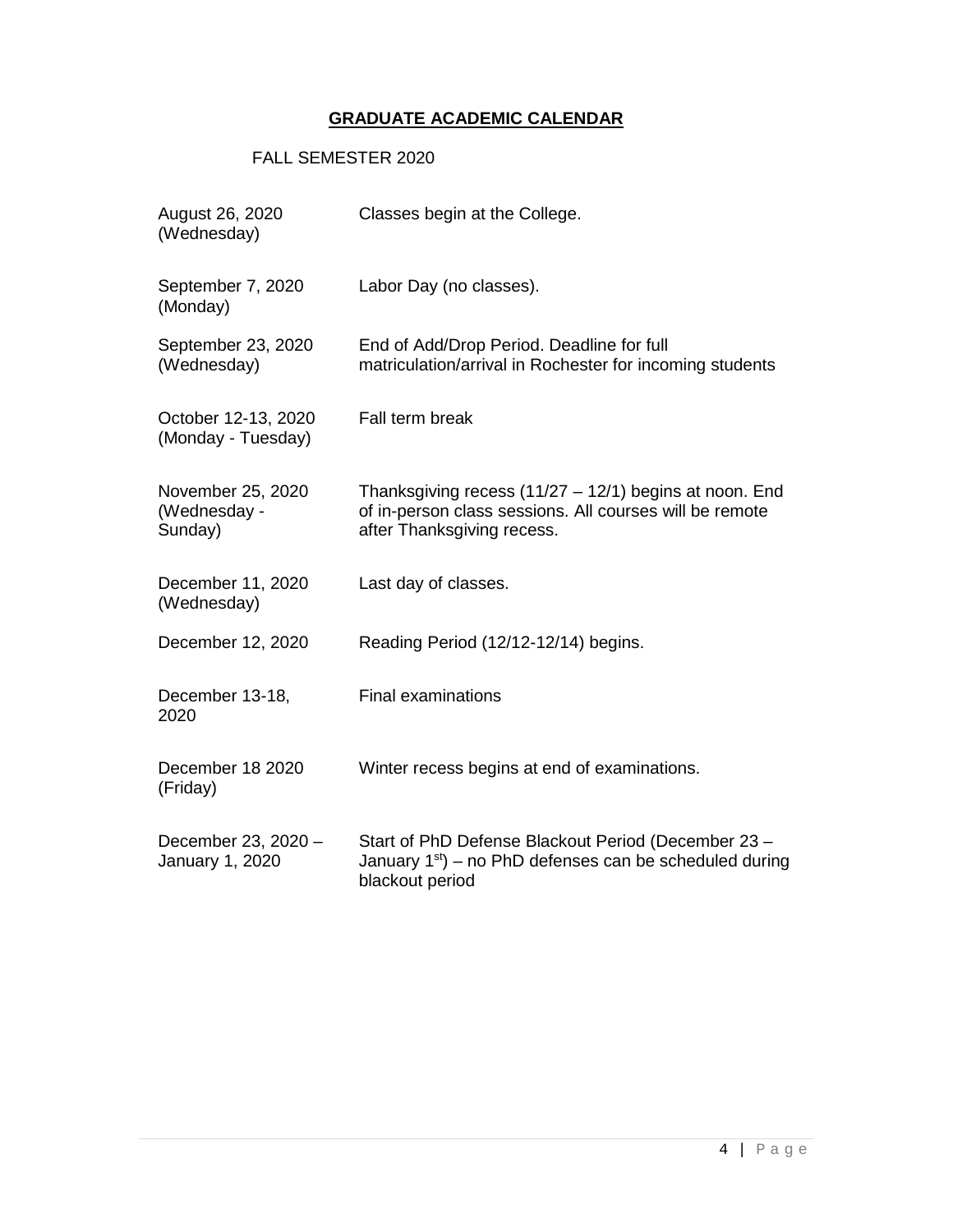## GRADUATE ACADEMIC CALENDAR

FALL SEMESTER 2020

| | |
|---|---|
| August 26, 2020 (Wednesday) | Classes begin at the College. |
| September 7, 2020 (Monday) | Labor Day (no classes). |
| September 23, 2020 (Wednesday) | End of Add/Drop Period. Deadline for full matriculation/arrival in Rochester for incoming students |
| October 12-13, 2020 (Monday - Tuesday) | Fall term break |
| November 25, 2020 (Wednesday - Sunday) | Thanksgiving recess (11/27 – 12/1) begins at noon. End of in-person class sessions. All courses will be remote after Thanksgiving recess. |
| December 11, 2020 (Wednesday) | Last day of classes. |
| December 12, 2020 | Reading Period (12/12-12/14) begins. |
| December 13-18, 2020 | Final examinations |
| December 18 2020 (Friday) | Winter recess begins at end of examinations. |
| December 23, 2020 – January 1, 2020 | Start of PhD Defense Blackout Period (December 23 – January 1st) – no PhD defenses can be scheduled during blackout period |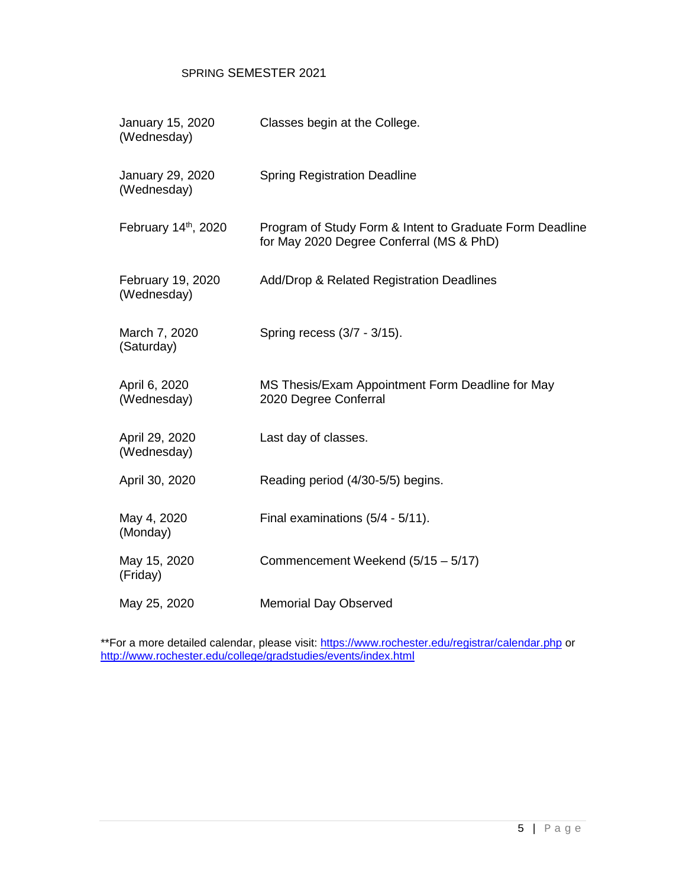SPRING SEMESTER 2021

| | |
|---|---|
| January 15, 2020 (Wednesday) | Classes begin at the College. |
| January 29, 2020 (Wednesday) | Spring Registration Deadline |
| February 14th, 2020 | Program of Study Form & Intent to Graduate Form Deadline for May 2020 Degree Conferral (MS & PhD) |
| February 19, 2020 (Wednesday) | Add/Drop & Related Registration Deadlines |
| March 7, 2020 (Saturday) | Spring recess (3/7 - 3/15). |
| April 6, 2020 (Wednesday) | MS Thesis/Exam Appointment Form Deadline for May 2020 Degree Conferral |
| April 29, 2020 (Wednesday) | Last day of classes. |
| April 30, 2020 | Reading period (4/30-5/5) begins. |
| May 4, 2020 (Monday) | Final examinations (5/4 - 5/11). |
| May 15, 2020 (Friday) | Commencement Weekend (5/15 – 5/17) |
| May 25, 2020 | Memorial Day Observed |

**For a more detailed calendar, please visit: https://www.rochester.edu/registrar/calendar.php or http://www.rochester.edu/college/gradstudies/events/index.html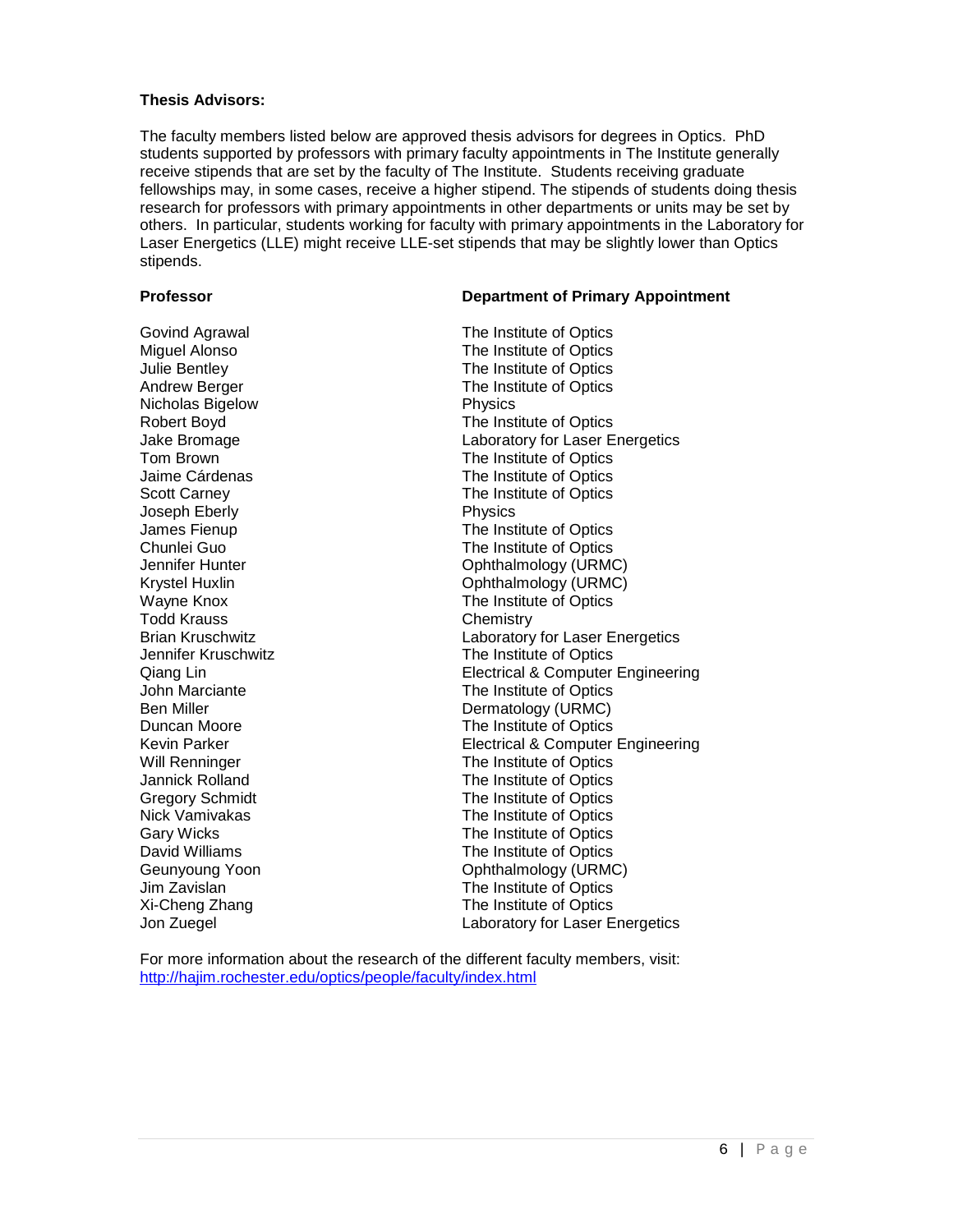**Thesis Advisors:**

The faculty members listed below are approved thesis advisors for degrees in Optics. PhD students supported by professors with primary faculty appointments in The Institute generally receive stipends that are set by the faculty of The Institute. Students receiving graduate fellowships may, in some cases, receive a higher stipend. The stipends of students doing thesis research for professors with primary appointments in other departments or units may be set by others. In particular, students working for faculty with primary appointments in the Laboratory for Laser Energetics (LLE) might receive LLE-set stipends that may be slightly lower than Optics stipends.

| Professor | Department of Primary Appointment |
| --- | --- |
| Govind Agrawal | The Institute of Optics |
| Miguel Alonso | The Institute of Optics |
| Julie Bentley | The Institute of Optics |
| Andrew Berger | The Institute of Optics |
| Nicholas Bigelow | Physics |
| Robert Boyd | The Institute of Optics |
| Jake Bromage | Laboratory for Laser Energetics |
| Tom Brown | The Institute of Optics |
| Jaime Cárdenas | The Institute of Optics |
| Scott Carney | The Institute of Optics |
| Joseph Eberly | Physics |
| James Fienup | The Institute of Optics |
| Chunlei Guo | The Institute of Optics |
| Jennifer Hunter | Ophthalmology (URMC) |
| Krystel Huxlin | Ophthalmology (URMC) |
| Wayne Knox | The Institute of Optics |
| Todd Krauss | Chemistry |
| Brian Kruschwitz | Laboratory for Laser Energetics |
| Jennifer Kruschwitz | The Institute of Optics |
| Qiang Lin | Electrical & Computer Engineering |
| John Marciante | The Institute of Optics |
| Ben Miller | Dermatology (URMC) |
| Duncan Moore | The Institute of Optics |
| Kevin Parker | Electrical & Computer Engineering |
| Will Renninger | The Institute of Optics |
| Jannick Rolland | The Institute of Optics |
| Gregory Schmidt | The Institute of Optics |
| Nick Vamivakas | The Institute of Optics |
| Gary Wicks | The Institute of Optics |
| David Williams | The Institute of Optics |
| Geunyoung Yoon | Ophthalmology (URMC) |
| Jim Zavislan | The Institute of Optics |
| Xi-Cheng Zhang | The Institute of Optics |
| Jon Zuegel | Laboratory for Laser Energetics |

For more information about the research of the different faculty members, visit: http://hajim.rochester.edu/optics/people/faculty/index.html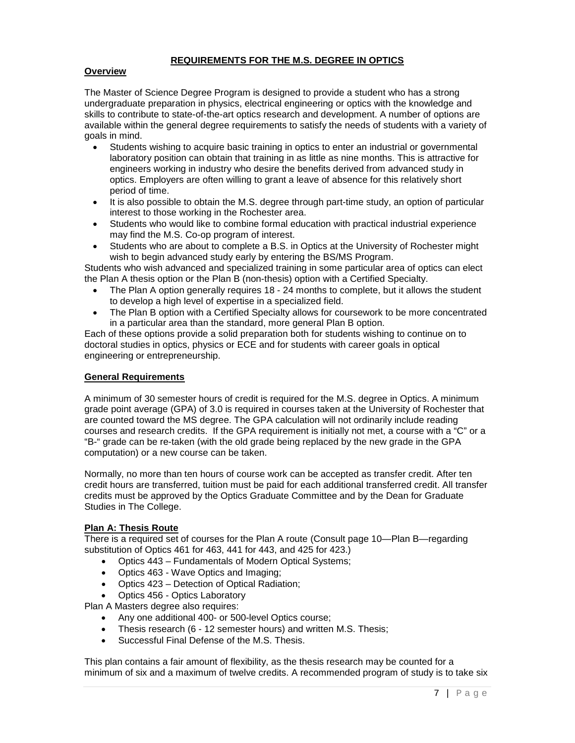# REQUIREMENTS FOR THE M.S. DEGREE IN OPTICS

## Overview

The Master of Science Degree Program is designed to provide a student who has a strong undergraduate preparation in physics, electrical engineering or optics with the knowledge and skills to contribute to state-of-the-art optics research and development. A number of options are available within the general degree requirements to satisfy the needs of students with a variety of goals in mind.

- Students wishing to acquire basic training in optics to enter an industrial or governmental laboratory position can obtain that training in as little as nine months. This is attractive for engineers working in industry who desire the benefits derived from advanced study in optics. Employers are often willing to grant a leave of absence for this relatively short period of time.
- It is also possible to obtain the M.S. degree through part-time study, an option of particular interest to those working in the Rochester area.
- Students who would like to combine formal education with practical industrial experience may find the M.S. Co-op program of interest.
- Students who are about to complete a B.S. in Optics at the University of Rochester might wish to begin advanced study early by entering the BS/MS Program.

Students who wish advanced and specialized training in some particular area of optics can elect the Plan A thesis option or the Plan B (non-thesis) option with a Certified Specialty.

- The Plan A option generally requires 18 - 24 months to complete, but it allows the student to develop a high level of expertise in a specialized field.
- The Plan B option with a Certified Specialty allows for coursework to be more concentrated in a particular area than the standard, more general Plan B option.

Each of these options provide a solid preparation both for students wishing to continue on to doctoral studies in optics, physics or ECE and for students with career goals in optical engineering or entrepreneurship.

## General Requirements

A minimum of 30 semester hours of credit is required for the M.S. degree in Optics. A minimum grade point average (GPA) of 3.0 is required in courses taken at the University of Rochester that are counted toward the MS degree. The GPA calculation will not ordinarily include reading courses and research credits. If the GPA requirement is initially not met, a course with a "C" or a "B-" grade can be re-taken (with the old grade being replaced by the new grade in the GPA computation) or a new course can be taken.

Normally, no more than ten hours of course work can be accepted as transfer credit. After ten credit hours are transferred, tuition must be paid for each additional transferred credit. All transfer credits must be approved by the Optics Graduate Committee and by the Dean for Graduate Studies in The College.

### Plan A: Thesis Route

There is a required set of courses for the Plan A route (Consult page 10—Plan B—regarding substitution of Optics 461 for 463, 441 for 443, and 425 for 423.)

- Optics 443 – Fundamentals of Modern Optical Systems;
- Optics 463 - Wave Optics and Imaging;
- Optics 423 – Detection of Optical Radiation;
- Optics 456 - Optics Laboratory

Plan A Masters degree also requires:

- Any one additional 400- or 500-level Optics course;
- Thesis research (6 - 12 semester hours) and written M.S. Thesis;
- Successful Final Defense of the M.S. Thesis.

This plan contains a fair amount of flexibility, as the thesis research may be counted for a minimum of six and a maximum of twelve credits. A recommended program of study is to take six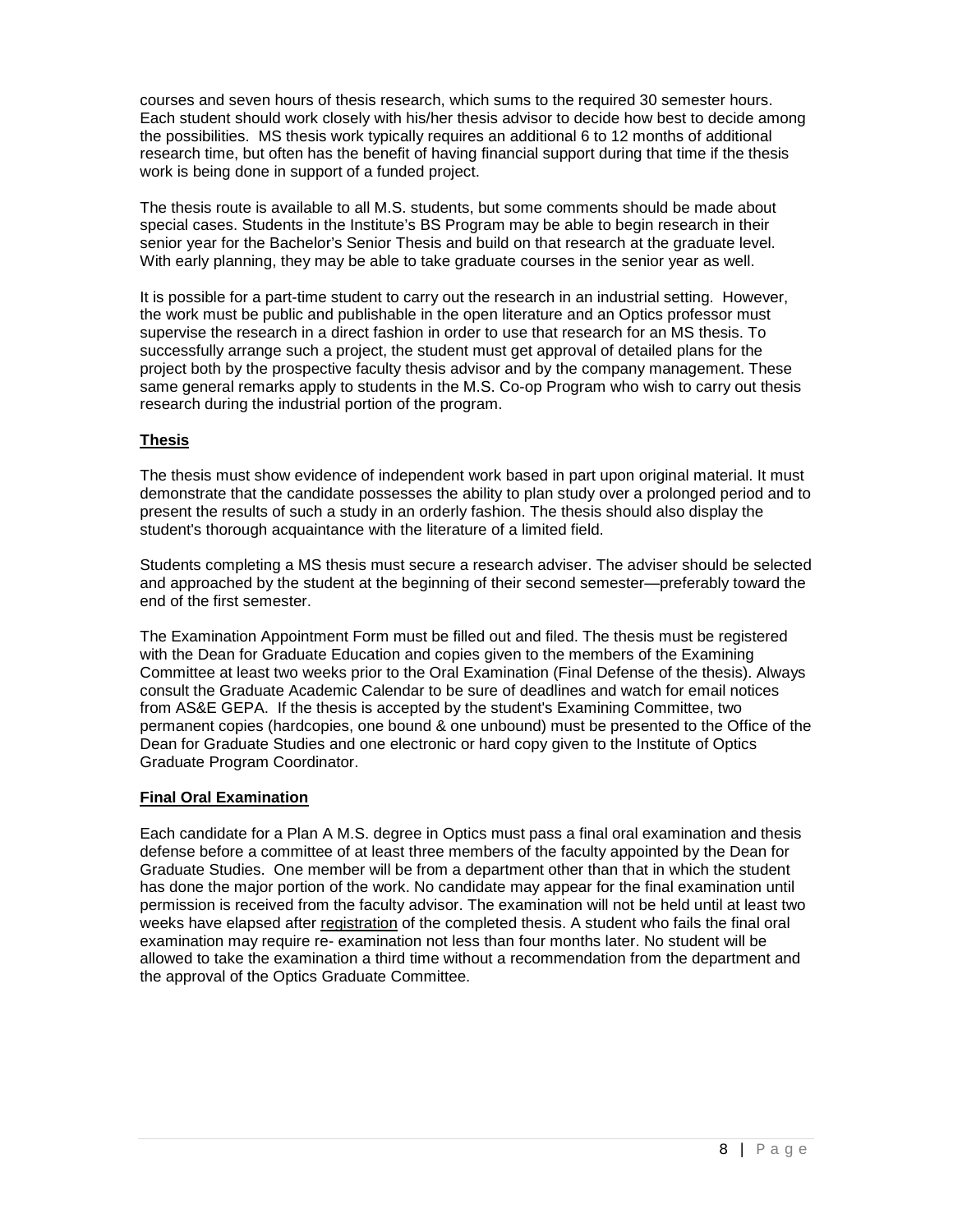courses and seven hours of thesis research, which sums to the required 30 semester hours. Each student should work closely with his/her thesis advisor to decide how best to decide among the possibilities. MS thesis work typically requires an additional 6 to 12 months of additional research time, but often has the benefit of having financial support during that time if the thesis work is being done in support of a funded project.

The thesis route is available to all M.S. students, but some comments should be made about special cases. Students in the Institute's BS Program may be able to begin research in their senior year for the Bachelor's Senior Thesis and build on that research at the graduate level. With early planning, they may be able to take graduate courses in the senior year as well.

It is possible for a part-time student to carry out the research in an industrial setting. However, the work must be public and publishable in the open literature and an Optics professor must supervise the research in a direct fashion in order to use that research for an MS thesis. To successfully arrange such a project, the student must get approval of detailed plans for the project both by the prospective faculty thesis advisor and by the company management. These same general remarks apply to students in the M.S. Co-op Program who wish to carry out thesis research during the industrial portion of the program.

## Thesis

The thesis must show evidence of independent work based in part upon original material. It must demonstrate that the candidate possesses the ability to plan study over a prolonged period and to present the results of such a study in an orderly fashion. The thesis should also display the student's thorough acquaintance with the literature of a limited field.

Students completing a MS thesis must secure a research adviser. The adviser should be selected and approached by the student at the beginning of their second semester—preferably toward the end of the first semester.

The Examination Appointment Form must be filled out and filed. The thesis must be registered with the Dean for Graduate Education and copies given to the members of the Examining Committee at least two weeks prior to the Oral Examination (Final Defense of the thesis). Always consult the Graduate Academic Calendar to be sure of deadlines and watch for email notices from AS&E GEPA. If the thesis is accepted by the student's Examining Committee, two permanent copies (hardcopies, one bound & one unbound) must be presented to the Office of the Dean for Graduate Studies and one electronic or hard copy given to the Institute of Optics Graduate Program Coordinator.

## Final Oral Examination

Each candidate for a Plan A M.S. degree in Optics must pass a final oral examination and thesis defense before a committee of at least three members of the faculty appointed by the Dean for Graduate Studies. One member will be from a department other than that in which the student has done the major portion of the work. No candidate may appear for the final examination until permission is received from the faculty advisor. The examination will not be held until at least two weeks have elapsed after registration of the completed thesis. A student who fails the final oral examination may require re- examination not less than four months later. No student will be allowed to take the examination a third time without a recommendation from the department and the approval of the Optics Graduate Committee.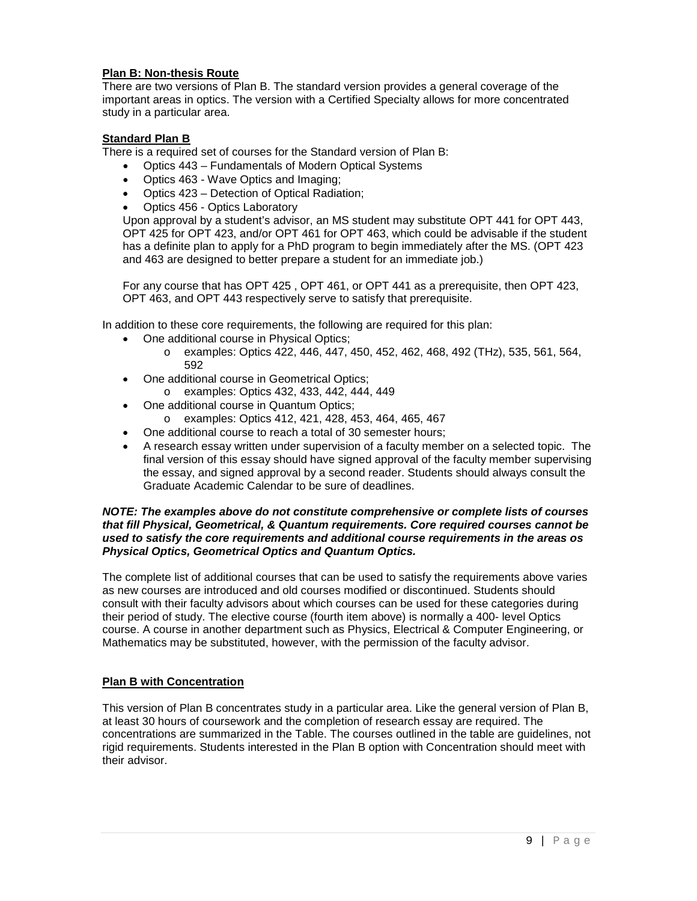**Plan B: Non-thesis Route**

There are two versions of Plan B. The standard version provides a general coverage of the important areas in optics. The version with a Certified Specialty allows for more concentrated study in a particular area.

**Standard Plan B**

There is a required set of courses for the Standard version of Plan B:

- Optics 443 – Fundamentals of Modern Optical Systems
- Optics 463 - Wave Optics and Imaging;
- Optics 423 – Detection of Optical Radiation;
- Optics 456 - Optics Laboratory

Upon approval by a student's advisor, an MS student may substitute OPT 441 for OPT 443, OPT 425 for OPT 423, and/or OPT 461 for OPT 463, which could be advisable if the student has a definite plan to apply for a PhD program to begin immediately after the MS. (OPT 423 and 463 are designed to better prepare a student for an immediate job.)

For any course that has OPT 425 , OPT 461, or OPT 441 as a prerequisite, then OPT 423, OPT 463, and OPT 443 respectively serve to satisfy that prerequisite.

In addition to these core requirements, the following are required for this plan:

- One additional course in Physical Optics;
  - examples: Optics 422, 446, 447, 450, 452, 462, 468, 492 (THz), 535, 561, 564, 592
- One additional course in Geometrical Optics;
  - examples: Optics 432, 433, 442, 444, 449
- One additional course in Quantum Optics;
  - examples: Optics 412, 421, 428, 453, 464, 465, 467
- One additional course to reach a total of 30 semester hours;
- A research essay written under supervision of a faculty member on a selected topic. The final version of this essay should have signed approval of the faculty member supervising the essay, and signed approval by a second reader. Students should always consult the Graduate Academic Calendar to be sure of deadlines.

***NOTE: The examples above do not constitute comprehensive or complete lists of courses that fill Physical, Geometrical, & Quantum requirements. Core required courses cannot be used to satisfy the core requirements and additional course requirements in the areas os Physical Optics, Geometrical Optics and Quantum Optics.***

The complete list of additional courses that can be used to satisfy the requirements above varies as new courses are introduced and old courses modified or discontinued. Students should consult with their faculty advisors about which courses can be used for these categories during their period of study. The elective course (fourth item above) is normally a 400- level Optics course. A course in another department such as Physics, Electrical & Computer Engineering, or Mathematics may be substituted, however, with the permission of the faculty advisor.

**Plan B with Concentration**

This version of Plan B concentrates study in a particular area. Like the general version of Plan B, at least 30 hours of coursework and the completion of research essay are required. The concentrations are summarized in the Table. The courses outlined in the table are guidelines, not rigid requirements. Students interested in the Plan B option with Concentration should meet with their advisor.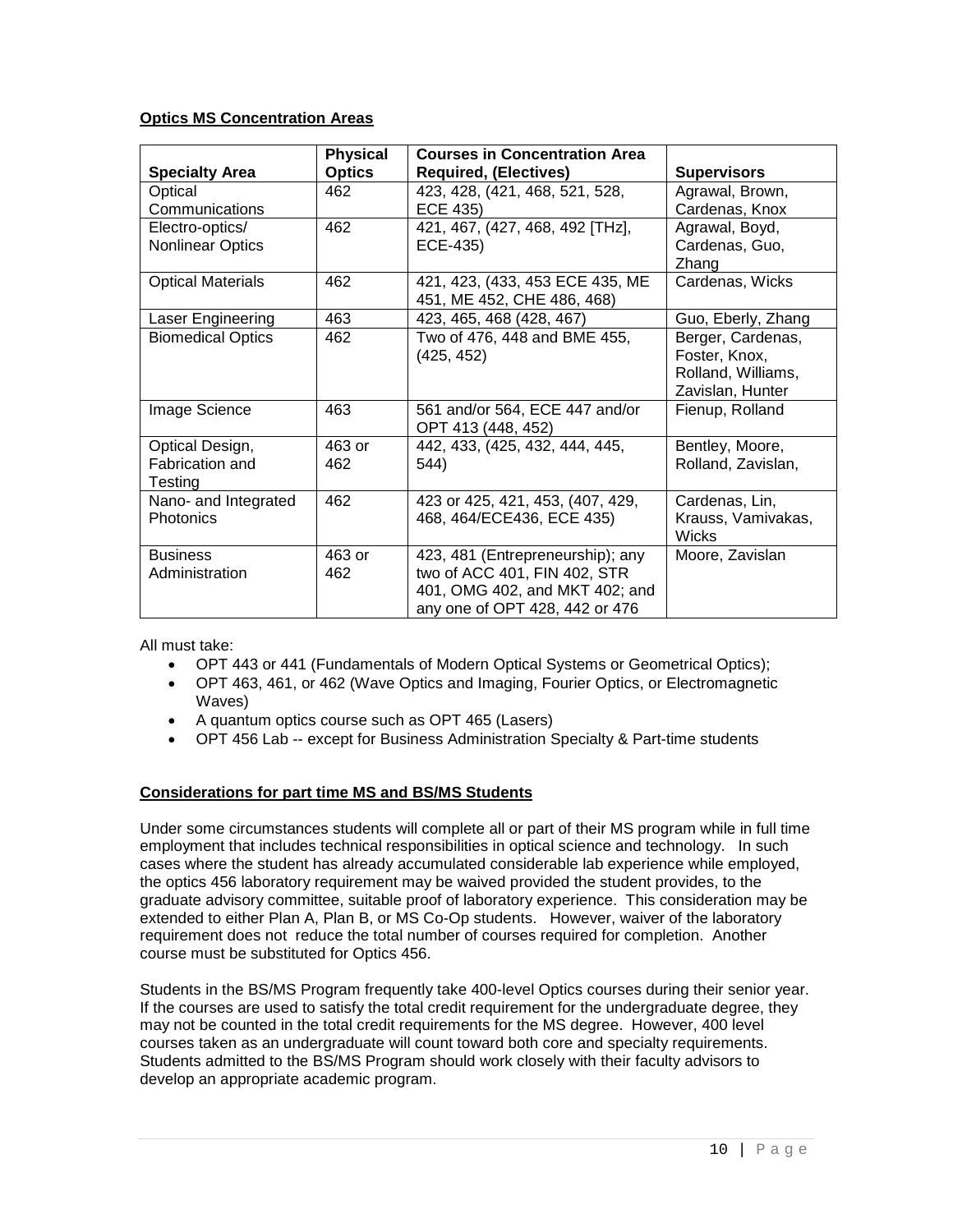**Optics MS Concentration Areas**

| Specialty Area | Physical Optics | Courses in Concentration Area Required, (Electives) | Supervisors |
|---|---|---|---|
| Optical Communications | 462 | 423, 428, (421, 468, 521, 528, ECE 435) | Agrawal, Brown, Cardenas, Knox |
| Electro-optics/ Nonlinear Optics | 462 | 421, 467, (427, 468, 492 [THz], ECE-435) | Agrawal, Boyd, Cardenas, Guo, Zhang |
| Optical Materials | 462 | 421, 423, (433, 453 ECE 435, ME 451, ME 452, CHE 486, 468) | Cardenas, Wicks |
| Laser Engineering | 463 | 423, 465, 468 (428, 467) | Guo, Eberly, Zhang |
| Biomedical Optics | 462 | Two of 476, 448 and BME 455, (425, 452) | Berger, Cardenas, Foster, Knox, Rolland, Williams, Zavislan, Hunter |
| Image Science | 463 | 561 and/or 564, ECE 447 and/or OPT 413 (448, 452) | Fienup, Rolland |
| Optical Design, Fabrication and Testing | 463 or 462 | 442, 433, (425, 432, 444, 445, 544) | Bentley, Moore, Rolland, Zavislan, |
| Nano- and Integrated Photonics | 462 | 423 or 425, 421, 453, (407, 429, 468, 464/ECE436, ECE 435) | Cardenas, Lin, Krauss, Vamivakas, Wicks |
| Business Administration | 463 or 462 | 423, 481 (Entrepreneurship); any two of ACC 401, FIN 402, STR 401, OMG 402, and MKT 402; and any one of OPT 428, 442 or 476 | Moore, Zavislan |

All must take:

- OPT 443 or 441 (Fundamentals of Modern Optical Systems or Geometrical Optics);
- OPT 463, 461, or 462 (Wave Optics and Imaging, Fourier Optics, or Electromagnetic Waves)
- A quantum optics course such as OPT 465 (Lasers)
- OPT 456 Lab -- except for Business Administration Specialty & Part-time students

**Considerations for part time MS and BS/MS Students**

Under some circumstances students will complete all or part of their MS program while in full time employment that includes technical responsibilities in optical science and technology. In such cases where the student has already accumulated considerable lab experience while employed, the optics 456 laboratory requirement may be waived provided the student provides, to the graduate advisory committee, suitable proof of laboratory experience. This consideration may be extended to either Plan A, Plan B, or MS Co-Op students. However, waiver of the laboratory requirement does not reduce the total number of courses required for completion. Another course must be substituted for Optics 456.

Students in the BS/MS Program frequently take 400-level Optics courses during their senior year. If the courses are used to satisfy the total credit requirement for the undergraduate degree, they may not be counted in the total credit requirements for the MS degree. However, 400 level courses taken as an undergraduate will count toward both core and specialty requirements. Students admitted to the BS/MS Program should work closely with their faculty advisors to develop an appropriate academic program.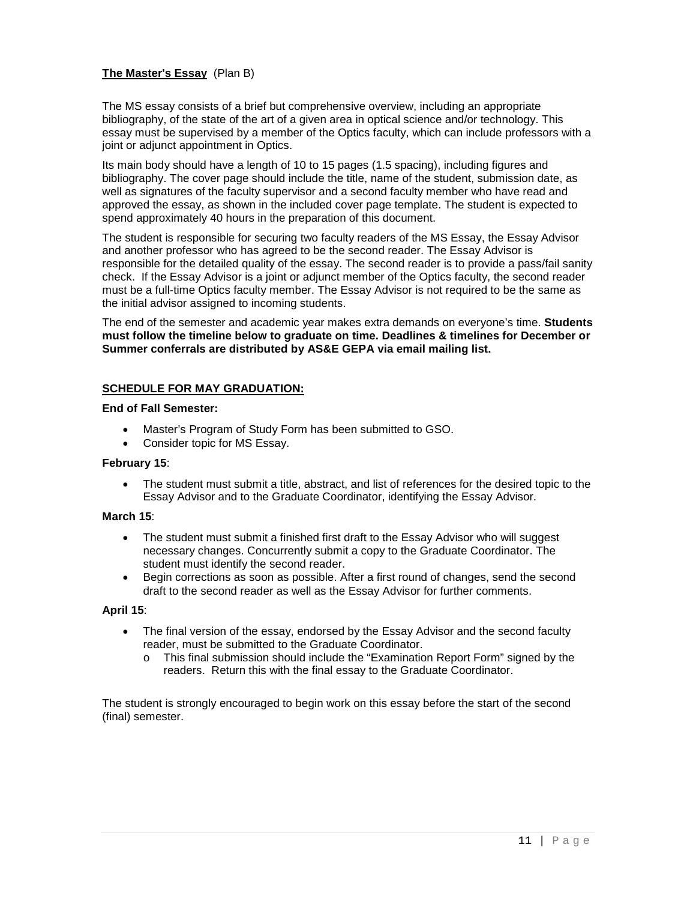**<u>The Master's Essay</u>** (Plan B)

The MS essay consists of a brief but comprehensive overview, including an appropriate bibliography, of the state of the art of a given area in optical science and/or technology. This essay must be supervised by a member of the Optics faculty, which can include professors with a joint or adjunct appointment in Optics.

Its main body should have a length of 10 to 15 pages (1.5 spacing), including figures and bibliography. The cover page should include the title, name of the student, submission date, as well as signatures of the faculty supervisor and a second faculty member who have read and approved the essay, as shown in the included cover page template. The student is expected to spend approximately 40 hours in the preparation of this document.

The student is responsible for securing two faculty readers of the MS Essay, the Essay Advisor and another professor who has agreed to be the second reader. The Essay Advisor is responsible for the detailed quality of the essay. The second reader is to provide a pass/fail sanity check. If the Essay Advisor is a joint or adjunct member of the Optics faculty, the second reader must be a full-time Optics faculty member. The Essay Advisor is not required to be the same as the initial advisor assigned to incoming students.

The end of the semester and academic year makes extra demands on everyone's time. **Students must follow the timeline below to graduate on time. Deadlines & timelines for December or Summer conferrals are distributed by AS&E GEPA via email mailing list.**

**<u>SCHEDULE FOR MAY GRADUATION:</u>**

**End of Fall Semester:**

- Master's Program of Study Form has been submitted to GSO.
- Consider topic for MS Essay.

**February 15**:

- The student must submit a title, abstract, and list of references for the desired topic to the Essay Advisor and to the Graduate Coordinator, identifying the Essay Advisor.

**March 15**:

- The student must submit a finished first draft to the Essay Advisor who will suggest necessary changes. Concurrently submit a copy to the Graduate Coordinator. The student must identify the second reader.
- Begin corrections as soon as possible. After a first round of changes, send the second draft to the second reader as well as the Essay Advisor for further comments.

**April 15**:

- The final version of the essay, endorsed by the Essay Advisor and the second faculty reader, must be submitted to the Graduate Coordinator.
  - This final submission should include the "Examination Report Form" signed by the readers. Return this with the final essay to the Graduate Coordinator.

The student is strongly encouraged to begin work on this essay before the start of the second (final) semester.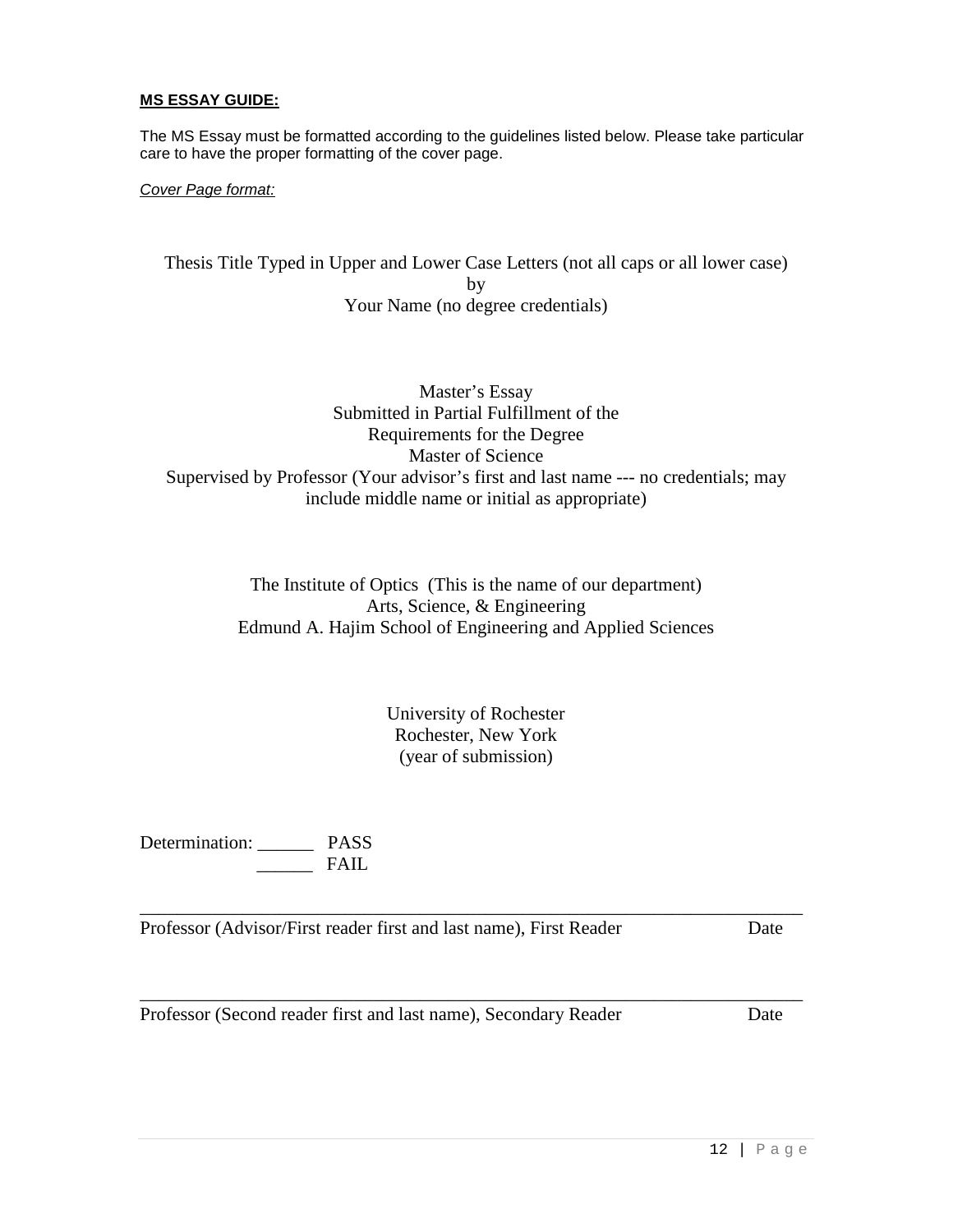**MS ESSAY GUIDE:**

The MS Essay must be formatted according to the guidelines listed below. Please take particular care to have the proper formatting of the cover page.

*Cover Page format:*

Thesis Title Typed in Upper and Lower Case Letters (not all caps or all lower case)
by
Your Name (no degree credentials)

Master's Essay
Submitted in Partial Fulfillment of the
Requirements for the Degree
Master of Science
Supervised by Professor (Your advisor's first and last name --- no credentials; may include middle name or initial as appropriate)

The Institute of Optics (This is the name of our department)
Arts, Science, & Engineering
Edmund A. Hajim School of Engineering and Applied Sciences

University of Rochester
Rochester, New York
(year of submission)

Determination: ______ PASS
______ FAIL

______________________________________________________________________
Professor (Advisor/First reader first and last name), First Reader Date

______________________________________________________________________
Professor (Second reader first and last name), Secondary Reader Date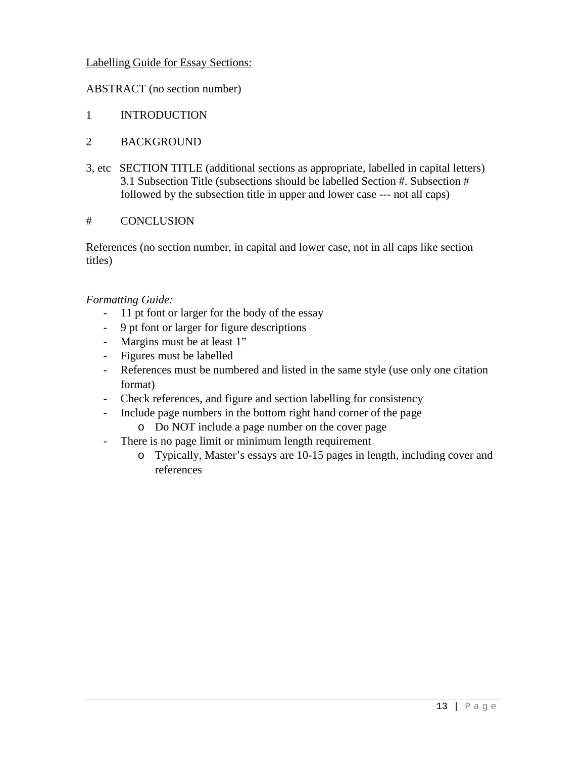<u>Labelling Guide for Essay Sections:</u>

ABSTRACT (no section number)

1 INTRODUCTION

2 BACKGROUND

3, etc SECTION TITLE (additional sections as appropriate, labelled in capital letters)
3.1 Subsection Title (subsections should be labelled Section #. Subsection # followed by the subsection title in upper and lower case --- not all caps)

# CONCLUSION

References (no section number, in capital and lower case, not in all caps like section titles)

*Formatting Guide:*

- 11 pt font or larger for the body of the essay
- 9 pt font or larger for figure descriptions
- Margins must be at least 1”
- Figures must be labelled
- References must be numbered and listed in the same style (use only one citation format)
- Check references, and figure and section labelling for consistency
- Include page numbers in the bottom right hand corner of the page
    - Do NOT include a page number on the cover page
- There is no page limit or minimum length requirement
    - Typically, Master’s essays are 10-15 pages in length, including cover and references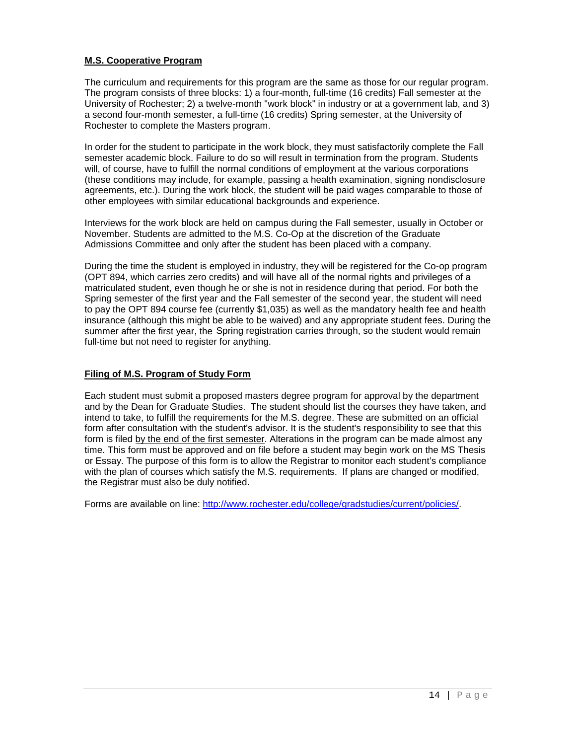## M.S. Cooperative Program

The curriculum and requirements for this program are the same as those for our regular program. The program consists of three blocks: 1) a four-month, full-time (16 credits) Fall semester at the University of Rochester; 2) a twelve-month "work block" in industry or at a government lab, and 3) a second four-month semester, a full-time (16 credits) Spring semester, at the University of Rochester to complete the Masters program.

In order for the student to participate in the work block, they must satisfactorily complete the Fall semester academic block. Failure to do so will result in termination from the program. Students will, of course, have to fulfill the normal conditions of employment at the various corporations (these conditions may include, for example, passing a health examination, signing nondisclosure agreements, etc.). During the work block, the student will be paid wages comparable to those of other employees with similar educational backgrounds and experience.

Interviews for the work block are held on campus during the Fall semester, usually in October or November. Students are admitted to the M.S. Co-Op at the discretion of the Graduate Admissions Committee and only after the student has been placed with a company.

During the time the student is employed in industry, they will be registered for the Co-op program (OPT 894, which carries zero credits) and will have all of the normal rights and privileges of a matriculated student, even though he or she is not in residence during that period. For both the Spring semester of the first year and the Fall semester of the second year, the student will need to pay the OPT 894 course fee (currently $1,035) as well as the mandatory health fee and health insurance (although this might be able to be waived) and any appropriate student fees. During the summer after the first year, the Spring registration carries through, so the student would remain full-time but not need to register for anything.

## Filing of M.S. Program of Study Form

Each student must submit a proposed masters degree program for approval by the department and by the Dean for Graduate Studies. The student should list the courses they have taken, and intend to take, to fulfill the requirements for the M.S. degree. These are submitted on an official form after consultation with the student's advisor. It is the student's responsibility to see that this form is filed by the end of the first semester. Alterations in the program can be made almost any time. This form must be approved and on file before a student may begin work on the MS Thesis or Essay. The purpose of this form is to allow the Registrar to monitor each student's compliance with the plan of courses which satisfy the M.S. requirements. If plans are changed or modified, the Registrar must also be duly notified.

Forms are available on line: http://www.rochester.edu/college/gradstudies/current/policies/.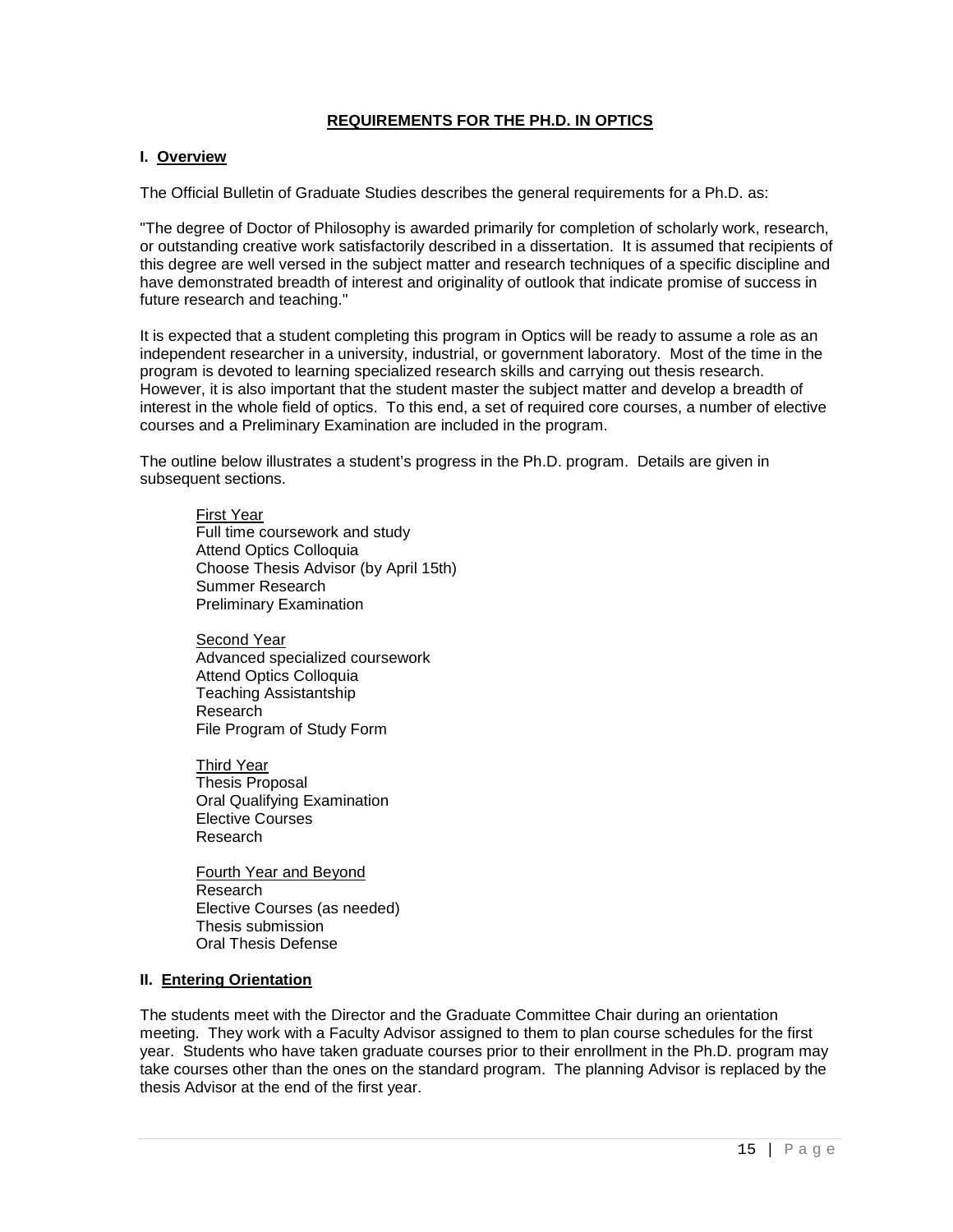# REQUIREMENTS FOR THE PH.D. IN OPTICS

## I. Overview

The Official Bulletin of Graduate Studies describes the general requirements for a Ph.D. as:

"The degree of Doctor of Philosophy is awarded primarily for completion of scholarly work, research, or outstanding creative work satisfactorily described in a dissertation. It is assumed that recipients of this degree are well versed in the subject matter and research techniques of a specific discipline and have demonstrated breadth of interest and originality of outlook that indicate promise of success in future research and teaching."

It is expected that a student completing this program in Optics will be ready to assume a role as an independent researcher in a university, industrial, or government laboratory. Most of the time in the program is devoted to learning specialized research skills and carrying out thesis research. However, it is also important that the student master the subject matter and develop a breadth of interest in the whole field of optics. To this end, a set of required core courses, a number of elective courses and a Preliminary Examination are included in the program.

The outline below illustrates a student's progress in the Ph.D. program. Details are given in subsequent sections.

<u>First Year</u>
Full time coursework and study
Attend Optics Colloquia
Choose Thesis Advisor (by April 15th)
Summer Research
Preliminary Examination

<u>Second Year</u>
Advanced specialized coursework
Attend Optics Colloquia
Teaching Assistantship
Research
File Program of Study Form

<u>Third Year</u>
Thesis Proposal
Oral Qualifying Examination
Elective Courses
Research

<u>Fourth Year and Beyond</u>
Research
Elective Courses (as needed)
Thesis submission
Oral Thesis Defense

## II. Entering Orientation

The students meet with the Director and the Graduate Committee Chair during an orientation meeting. They work with a Faculty Advisor assigned to them to plan course schedules for the first year. Students who have taken graduate courses prior to their enrollment in the Ph.D. program may take courses other than the ones on the standard program. The planning Advisor is replaced by the thesis Advisor at the end of the first year.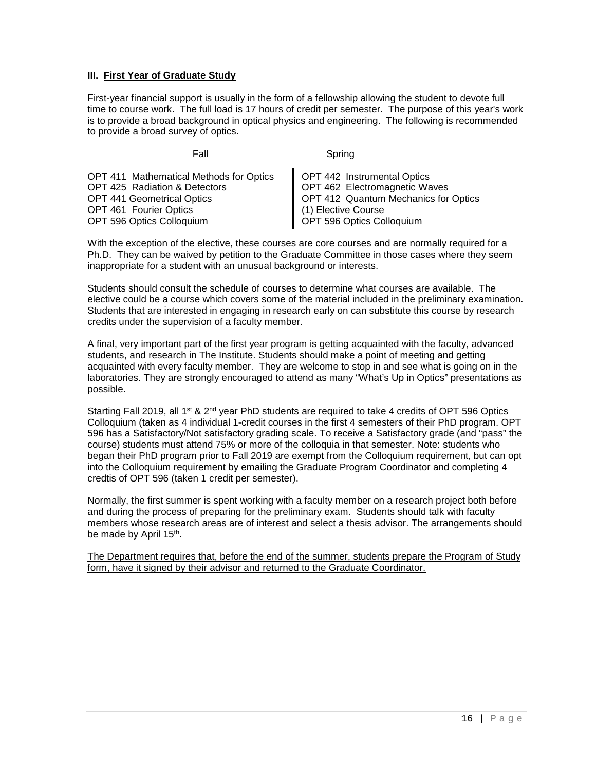### III. First Year of Graduate Study

First-year financial support is usually in the form of a fellowship allowing the student to devote full time to course work. The full load is 17 hours of credit per semester. The purpose of this year's work is to provide a broad background in optical physics and engineering. The following is recommended to provide a broad survey of optics.

| Fall | Spring |
|---|---|
| OPT 411 Mathematical Methods for Optics | OPT 442 Instrumental Optics |
| OPT 425 Radiation & Detectors | OPT 462 Electromagnetic Waves |
| OPT 441 Geometrical Optics | OPT 412 Quantum Mechanics for Optics |
| OPT 461 Fourier Optics | (1) Elective Course |
| OPT 596 Optics Colloquium | OPT 596 Optics Colloquium |

With the exception of the elective, these courses are core courses and are normally required for a Ph.D. They can be waived by petition to the Graduate Committee in those cases where they seem inappropriate for a student with an unusual background or interests.

Students should consult the schedule of courses to determine what courses are available. The elective could be a course which covers some of the material included in the preliminary examination. Students that are interested in engaging in research early on can substitute this course by research credits under the supervision of a faculty member.

A final, very important part of the first year program is getting acquainted with the faculty, advanced students, and research in The Institute. Students should make a point of meeting and getting acquainted with every faculty member. They are welcome to stop in and see what is going on in the laboratories. They are strongly encouraged to attend as many "What's Up in Optics" presentations as possible.

Starting Fall 2019, all 1st & 2nd year PhD students are required to take 4 credits of OPT 596 Optics Colloquium (taken as 4 individual 1-credit courses in the first 4 semesters of their PhD program. OPT 596 has a Satisfactory/Not satisfactory grading scale. To receive a Satisfactory grade (and "pass" the course) students must attend 75% or more of the colloquia in that semester. Note: students who began their PhD program prior to Fall 2019 are exempt from the Colloquium requirement, but can opt into the Colloquium requirement by emailing the Graduate Program Coordinator and completing 4 credtis of OPT 596 (taken 1 credit per semester).

Normally, the first summer is spent working with a faculty member on a research project both before and during the process of preparing for the preliminary exam. Students should talk with faculty members whose research areas are of interest and select a thesis advisor. The arrangements should be made by April 15th.

<u>The Department requires that, before the end of the summer, students prepare the Program of Study form, have it signed by their advisor and returned to the Graduate Coordinator.</u>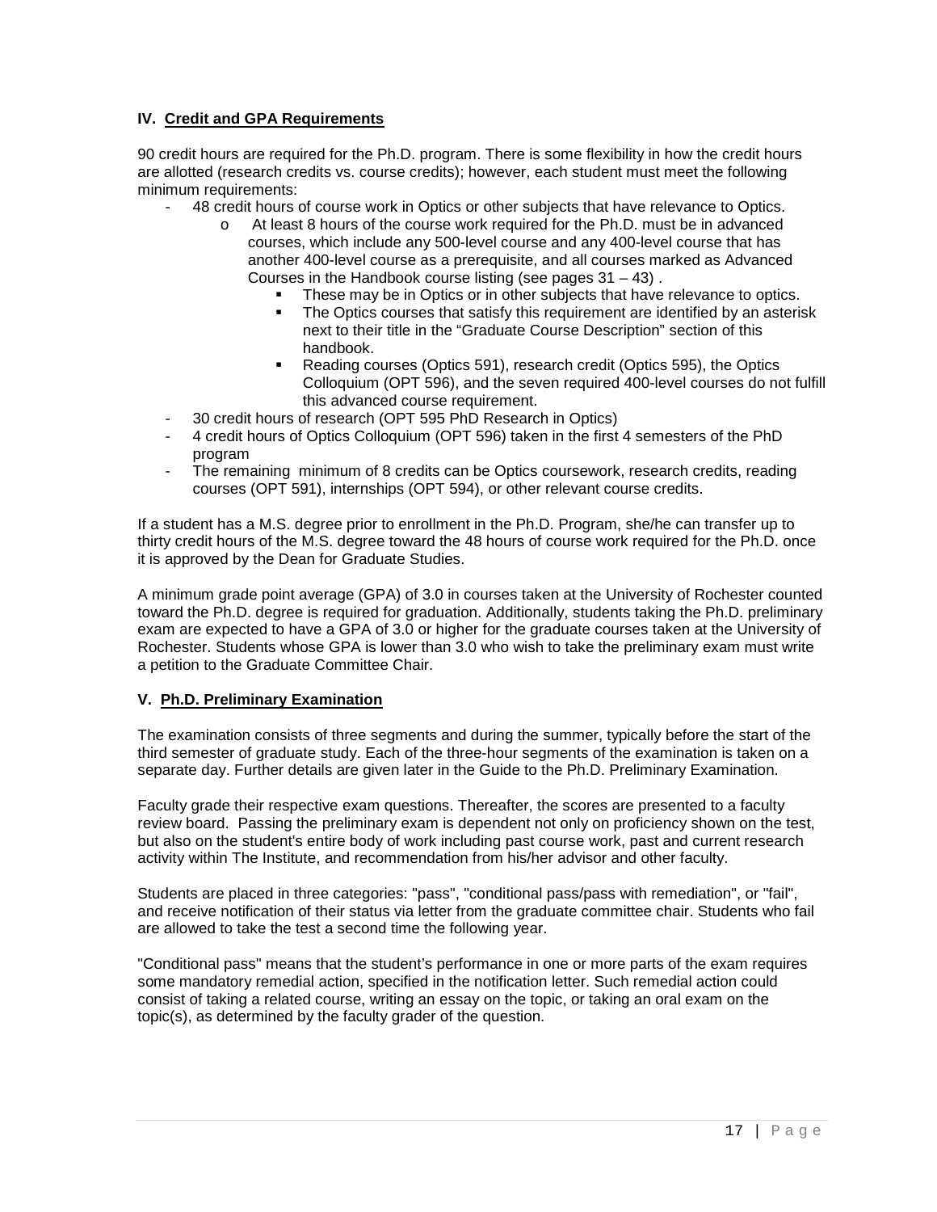## IV. Credit and GPA Requirements

90 credit hours are required for the Ph.D. program. There is some flexibility in how the credit hours are allotted (research credits vs. course credits); however, each student must meet the following minimum requirements:

- 48 credit hours of course work in Optics or other subjects that have relevance to Optics.
  - At least 8 hours of the course work required for the Ph.D. must be in advanced courses, which include any 500-level course and any 400-level course that has another 400-level course as a prerequisite, and all courses marked as Advanced Courses in the Handbook course listing (see pages 31 – 43) .
    - These may be in Optics or in other subjects that have relevance to optics.
    - The Optics courses that satisfy this requirement are identified by an asterisk next to their title in the "Graduate Course Description" section of this handbook.
    - Reading courses (Optics 591), research credit (Optics 595), the Optics Colloquium (OPT 596), and the seven required 400-level courses do not fulfill this advanced course requirement.
- 30 credit hours of research (OPT 595 PhD Research in Optics)
- 4 credit hours of Optics Colloquium (OPT 596) taken in the first 4 semesters of the PhD program
- The remaining minimum of 8 credits can be Optics coursework, research credits, reading courses (OPT 591), internships (OPT 594), or other relevant course credits.

If a student has a M.S. degree prior to enrollment in the Ph.D. Program, she/he can transfer up to thirty credit hours of the M.S. degree toward the 48 hours of course work required for the Ph.D. once it is approved by the Dean for Graduate Studies.

A minimum grade point average (GPA) of 3.0 in courses taken at the University of Rochester counted toward the Ph.D. degree is required for graduation. Additionally, students taking the Ph.D. preliminary exam are expected to have a GPA of 3.0 or higher for the graduate courses taken at the University of Rochester. Students whose GPA is lower than 3.0 who wish to take the preliminary exam must write a petition to the Graduate Committee Chair.

## V. Ph.D. Preliminary Examination

The examination consists of three segments and during the summer, typically before the start of the third semester of graduate study. Each of the three-hour segments of the examination is taken on a separate day. Further details are given later in the Guide to the Ph.D. Preliminary Examination.

Faculty grade their respective exam questions. Thereafter, the scores are presented to a faculty review board. Passing the preliminary exam is dependent not only on proficiency shown on the test, but also on the student's entire body of work including past course work, past and current research activity within The Institute, and recommendation from his/her advisor and other faculty.

Students are placed in three categories: "pass", "conditional pass/pass with remediation", or "fail", and receive notification of their status via letter from the graduate committee chair. Students who fail are allowed to take the test a second time the following year.

"Conditional pass" means that the student's performance in one or more parts of the exam requires some mandatory remedial action, specified in the notification letter. Such remedial action could consist of taking a related course, writing an essay on the topic, or taking an oral exam on the topic(s), as determined by the faculty grader of the question.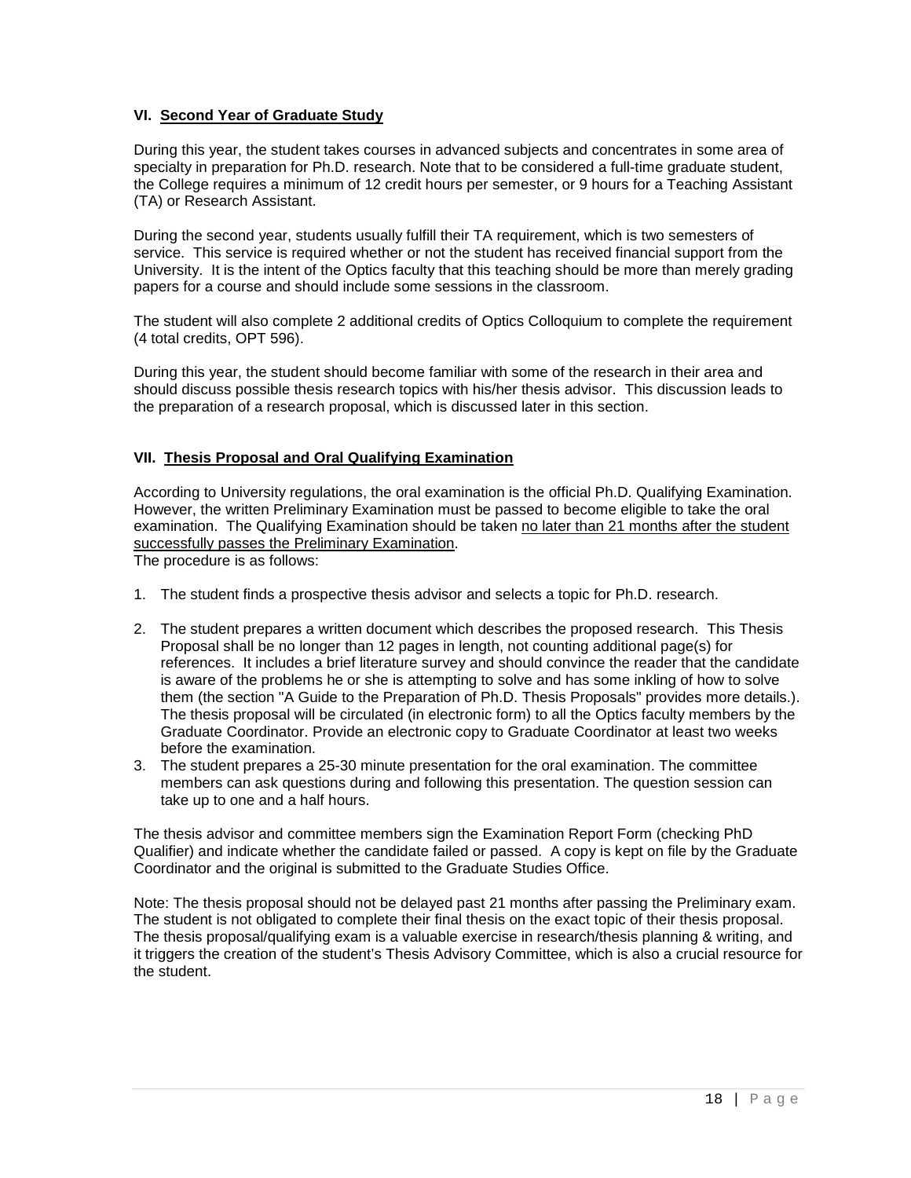## VI. Second Year of Graduate Study

During this year, the student takes courses in advanced subjects and concentrates in some area of specialty in preparation for Ph.D. research. Note that to be considered a full-time graduate student, the College requires a minimum of 12 credit hours per semester, or 9 hours for a Teaching Assistant (TA) or Research Assistant.

During the second year, students usually fulfill their TA requirement, which is two semesters of service. This service is required whether or not the student has received financial support from the University. It is the intent of the Optics faculty that this teaching should be more than merely grading papers for a course and should include some sessions in the classroom.

The student will also complete 2 additional credits of Optics Colloquium to complete the requirement (4 total credits, OPT 596).

During this year, the student should become familiar with some of the research in their area and should discuss possible thesis research topics with his/her thesis advisor. This discussion leads to the preparation of a research proposal, which is discussed later in this section.

## VII. Thesis Proposal and Oral Qualifying Examination

According to University regulations, the oral examination is the official Ph.D. Qualifying Examination. However, the written Preliminary Examination must be passed to become eligible to take the oral examination. The Qualifying Examination should be taken no later than 21 months after the student successfully passes the Preliminary Examination.
The procedure is as follows:

1. The student finds a prospective thesis advisor and selects a topic for Ph.D. research.
2. The student prepares a written document which describes the proposed research. This Thesis Proposal shall be no longer than 12 pages in length, not counting additional page(s) for references. It includes a brief literature survey and should convince the reader that the candidate is aware of the problems he or she is attempting to solve and has some inkling of how to solve them (the section "A Guide to the Preparation of Ph.D. Thesis Proposals" provides more details.). The thesis proposal will be circulated (in electronic form) to all the Optics faculty members by the Graduate Coordinator. Provide an electronic copy to Graduate Coordinator at least two weeks before the examination.
3. The student prepares a 25-30 minute presentation for the oral examination. The committee members can ask questions during and following this presentation. The question session can take up to one and a half hours.

The thesis advisor and committee members sign the Examination Report Form (checking PhD Qualifier) and indicate whether the candidate failed or passed. A copy is kept on file by the Graduate Coordinator and the original is submitted to the Graduate Studies Office.

Note: The thesis proposal should not be delayed past 21 months after passing the Preliminary exam. The student is not obligated to complete their final thesis on the exact topic of their thesis proposal. The thesis proposal/qualifying exam is a valuable exercise in research/thesis planning & writing, and it triggers the creation of the student's Thesis Advisory Committee, which is also a crucial resource for the student.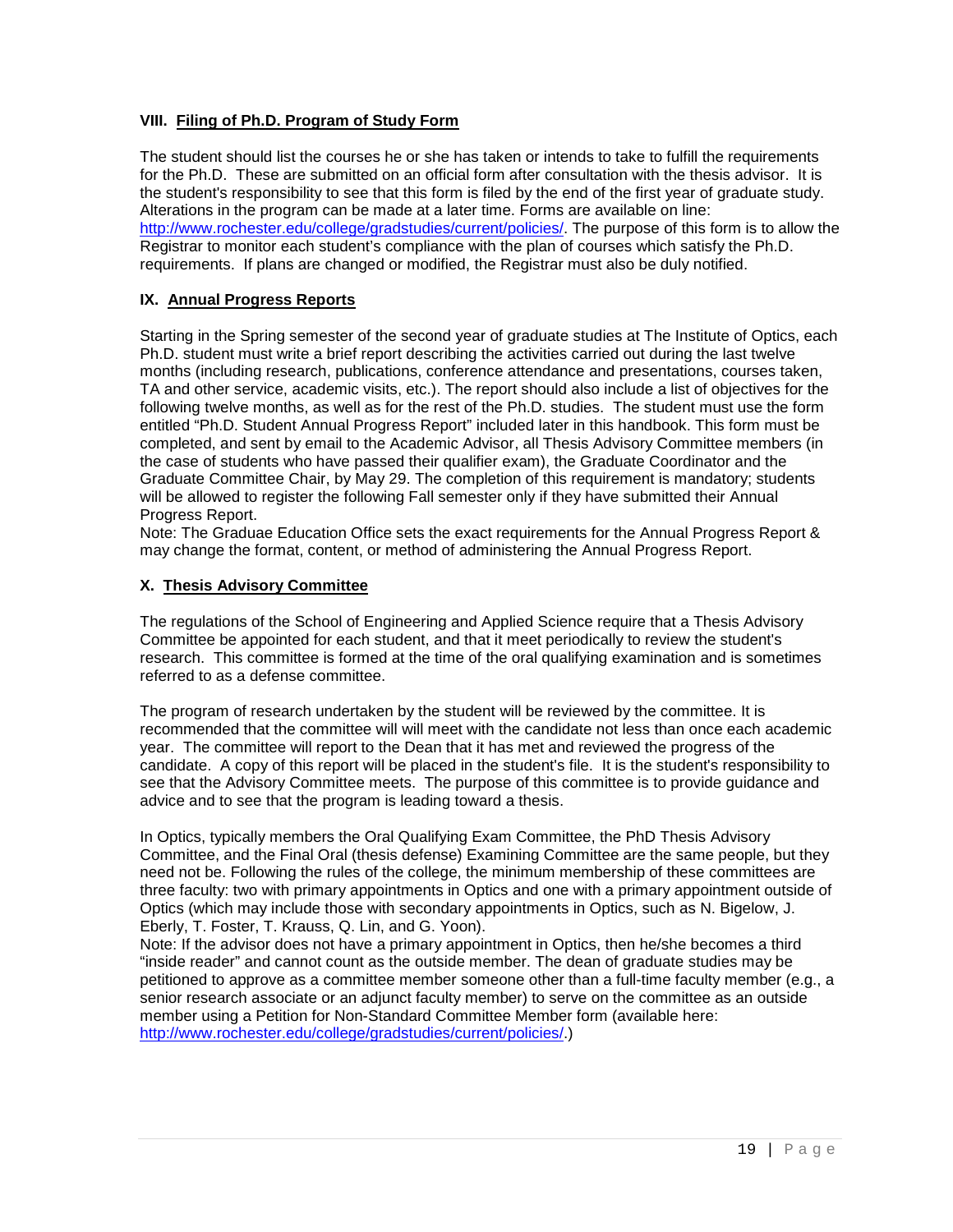### VIII. Filing of Ph.D. Program of Study Form

The student should list the courses he or she has taken or intends to take to fulfill the requirements for the Ph.D. These are submitted on an official form after consultation with the thesis advisor. It is the student's responsibility to see that this form is filed by the end of the first year of graduate study. Alterations in the program can be made at a later time. Forms are available on line: http://www.rochester.edu/college/gradstudies/current/policies/. The purpose of this form is to allow the Registrar to monitor each student's compliance with the plan of courses which satisfy the Ph.D. requirements. If plans are changed or modified, the Registrar must also be duly notified.

### IX. Annual Progress Reports

Starting in the Spring semester of the second year of graduate studies at The Institute of Optics, each Ph.D. student must write a brief report describing the activities carried out during the last twelve months (including research, publications, conference attendance and presentations, courses taken, TA and other service, academic visits, etc.). The report should also include a list of objectives for the following twelve months, as well as for the rest of the Ph.D. studies. The student must use the form entitled "Ph.D. Student Annual Progress Report" included later in this handbook. This form must be completed, and sent by email to the Academic Advisor, all Thesis Advisory Committee members (in the case of students who have passed their qualifier exam), the Graduate Coordinator and the Graduate Committee Chair, by May 29. The completion of this requirement is mandatory; students will be allowed to register the following Fall semester only if they have submitted their Annual Progress Report.

Note: The Graduae Education Office sets the exact requirements for the Annual Progress Report & may change the format, content, or method of administering the Annual Progress Report.

### X. Thesis Advisory Committee

The regulations of the School of Engineering and Applied Science require that a Thesis Advisory Committee be appointed for each student, and that it meet periodically to review the student's research. This committee is formed at the time of the oral qualifying examination and is sometimes referred to as a defense committee.

The program of research undertaken by the student will be reviewed by the committee. It is recommended that the committee will will meet with the candidate not less than once each academic year. The committee will report to the Dean that it has met and reviewed the progress of the candidate. A copy of this report will be placed in the student's file. It is the student's responsibility to see that the Advisory Committee meets. The purpose of this committee is to provide guidance and advice and to see that the program is leading toward a thesis.

In Optics, typically members the Oral Qualifying Exam Committee, the PhD Thesis Advisory Committee, and the Final Oral (thesis defense) Examining Committee are the same people, but they need not be. Following the rules of the college, the minimum membership of these committees are three faculty: two with primary appointments in Optics and one with a primary appointment outside of Optics (which may include those with secondary appointments in Optics, such as N. Bigelow, J. Eberly, T. Foster, T. Krauss, Q. Lin, and G. Yoon).

Note: If the advisor does not have a primary appointment in Optics, then he/she becomes a third "inside reader" and cannot count as the outside member. The dean of graduate studies may be petitioned to approve as a committee member someone other than a full-time faculty member (e.g., a senior research associate or an adjunct faculty member) to serve on the committee as an outside member using a Petition for Non-Standard Committee Member form (available here: http://www.rochester.edu/college/gradstudies/current/policies/.)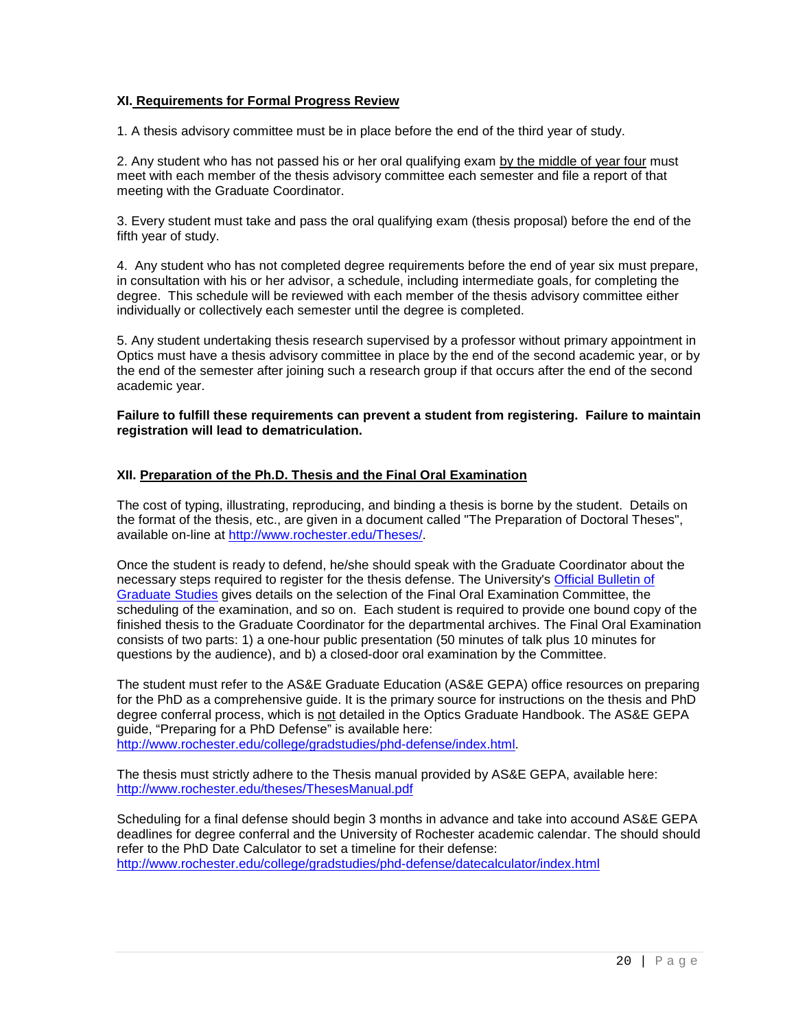### XI. Requirements for Formal Progress Review

1. A thesis advisory committee must be in place before the end of the third year of study.

2. Any student who has not passed his or her oral qualifying exam by the middle of year four must meet with each member of the thesis advisory committee each semester and file a report of that meeting with the Graduate Coordinator.

3. Every student must take and pass the oral qualifying exam (thesis proposal) before the end of the fifth year of study.

4. Any student who has not completed degree requirements before the end of year six must prepare, in consultation with his or her advisor, a schedule, including intermediate goals, for completing the degree. This schedule will be reviewed with each member of the thesis advisory committee either individually or collectively each semester until the degree is completed.

5. Any student undertaking thesis research supervised by a professor without primary appointment in Optics must have a thesis advisory committee in place by the end of the second academic year, or by the end of the semester after joining such a research group if that occurs after the end of the second academic year.

**Failure to fulfill these requirements can prevent a student from registering. Failure to maintain registration will lead to dematriculation.**

### XII. Preparation of the Ph.D. Thesis and the Final Oral Examination

The cost of typing, illustrating, reproducing, and binding a thesis is borne by the student. Details on the format of the thesis, etc., are given in a document called "The Preparation of Doctoral Theses", available on-line at http://www.rochester.edu/Theses/.

Once the student is ready to defend, he/she should speak with the Graduate Coordinator about the necessary steps required to register for the thesis defense. The University's Official Bulletin of Graduate Studies gives details on the selection of the Final Oral Examination Committee, the scheduling of the examination, and so on. Each student is required to provide one bound copy of the finished thesis to the Graduate Coordinator for the departmental archives. The Final Oral Examination consists of two parts: 1) a one-hour public presentation (50 minutes of talk plus 10 minutes for questions by the audience), and b) a closed-door oral examination by the Committee.

The student must refer to the AS&E Graduate Education (AS&E GEPA) office resources on preparing for the PhD as a comprehensive guide. It is the primary source for instructions on the thesis and PhD degree conferral process, which is not detailed in the Optics Graduate Handbook. The AS&E GEPA guide, "Preparing for a PhD Defense" is available here: http://www.rochester.edu/college/gradstudies/phd-defense/index.html.

The thesis must strictly adhere to the Thesis manual provided by AS&E GEPA, available here: http://www.rochester.edu/theses/ThesesManual.pdf

Scheduling for a final defense should begin 3 months in advance and take into accound AS&E GEPA deadlines for degree conferral and the University of Rochester academic calendar. The should should refer to the PhD Date Calculator to set a timeline for their defense: http://www.rochester.edu/college/gradstudies/phd-defense/datecalculator/index.html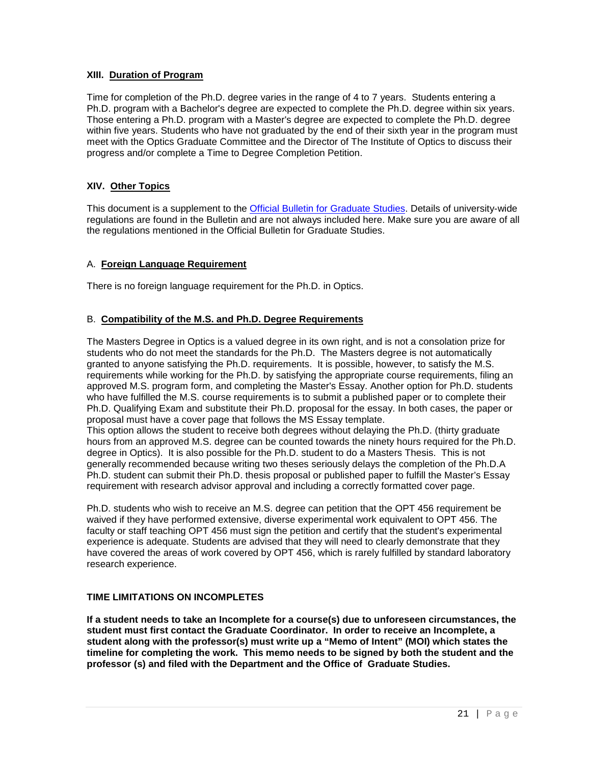## XIII. Duration of Program

Time for completion of the Ph.D. degree varies in the range of 4 to 7 years. Students entering a Ph.D. program with a Bachelor's degree are expected to complete the Ph.D. degree within six years. Those entering a Ph.D. program with a Master's degree are expected to complete the Ph.D. degree within five years. Students who have not graduated by the end of their sixth year in the program must meet with the Optics Graduate Committee and the Director of The Institute of Optics to discuss their progress and/or complete a Time to Degree Completion Petition.

## XIV. Other Topics

This document is a supplement to the [Official Bulletin for Graduate Studies](). Details of university-wide regulations are found in the Bulletin and are not always included here. Make sure you are aware of all the regulations mentioned in the Official Bulletin for Graduate Studies.

### A. Foreign Language Requirement

There is no foreign language requirement for the Ph.D. in Optics.

### B. Compatibility of the M.S. and Ph.D. Degree Requirements

The Masters Degree in Optics is a valued degree in its own right, and is not a consolation prize for students who do not meet the standards for the Ph.D. The Masters degree is not automatically granted to anyone satisfying the Ph.D. requirements. It is possible, however, to satisfy the M.S. requirements while working for the Ph.D. by satisfying the appropriate course requirements, filing an approved M.S. program form, and completing the Master's Essay. Another option for Ph.D. students who have fulfilled the M.S. course requirements is to submit a published paper or to complete their Ph.D. Qualifying Exam and substitute their Ph.D. proposal for the essay. In both cases, the paper or proposal must have a cover page that follows the MS Essay template.
This option allows the student to receive both degrees without delaying the Ph.D. (thirty graduate hours from an approved M.S. degree can be counted towards the ninety hours required for the Ph.D. degree in Optics). It is also possible for the Ph.D. student to do a Masters Thesis. This is not generally recommended because writing two theses seriously delays the completion of the Ph.D.A Ph.D. student can submit their Ph.D. thesis proposal or published paper to fulfill the Master's Essay requirement with research advisor approval and including a correctly formatted cover page.

Ph.D. students who wish to receive an M.S. degree can petition that the OPT 456 requirement be waived if they have performed extensive, diverse experimental work equivalent to OPT 456. The faculty or staff teaching OPT 456 must sign the petition and certify that the student's experimental experience is adequate. Students are advised that they will need to clearly demonstrate that they have covered the areas of work covered by OPT 456, which is rarely fulfilled by standard laboratory research experience.

**TIME LIMITATIONS ON INCOMPLETES**

**If a student needs to take an Incomplete for a course(s) due to unforeseen circumstances, the student must first contact the Graduate Coordinator. In order to receive an Incomplete, a student along with the professor(s) must write up a "Memo of Intent" (MOI) which states the timeline for completing the work. This memo needs to be signed by both the student and the professor (s) and filed with the Department and the Office of Graduate Studies.**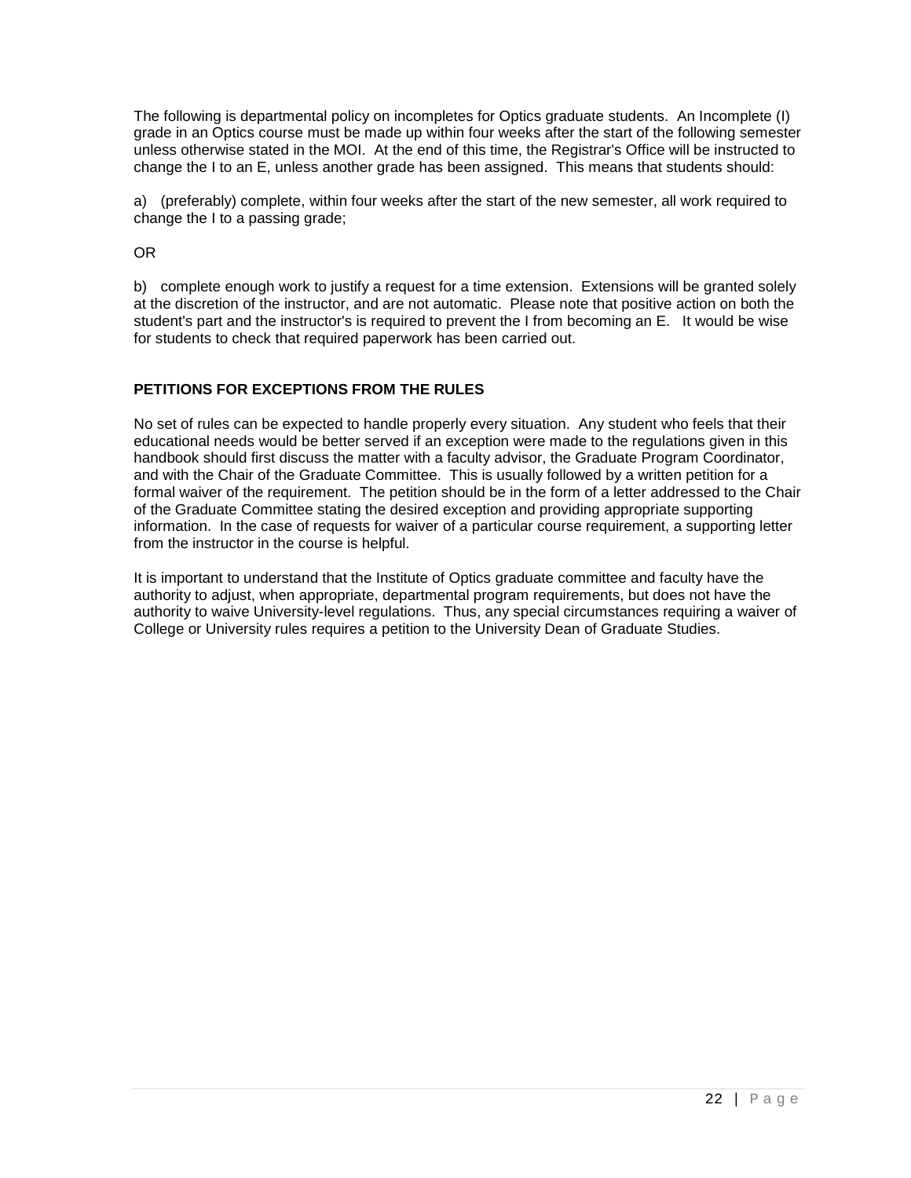The following is departmental policy on incompletes for Optics graduate students. An Incomplete (I) grade in an Optics course must be made up within four weeks after the start of the following semester unless otherwise stated in the MOI. At the end of this time, the Registrar's Office will be instructed to change the I to an E, unless another grade has been assigned. This means that students should:

a) (preferably) complete, within four weeks after the start of the new semester, all work required to change the I to a passing grade;

OR

b) complete enough work to justify a request for a time extension. Extensions will be granted solely at the discretion of the instructor, and are not automatic. Please note that positive action on both the student's part and the instructor's is required to prevent the I from becoming an E. It would be wise for students to check that required paperwork has been carried out.

### PETITIONS FOR EXCEPTIONS FROM THE RULES

No set of rules can be expected to handle properly every situation. Any student who feels that their educational needs would be better served if an exception were made to the regulations given in this handbook should first discuss the matter with a faculty advisor, the Graduate Program Coordinator, and with the Chair of the Graduate Committee. This is usually followed by a written petition for a formal waiver of the requirement. The petition should be in the form of a letter addressed to the Chair of the Graduate Committee stating the desired exception and providing appropriate supporting information. In the case of requests for waiver of a particular course requirement, a supporting letter from the instructor in the course is helpful.

It is important to understand that the Institute of Optics graduate committee and faculty have the authority to adjust, when appropriate, departmental program requirements, but does not have the authority to waive University-level regulations. Thus, any special circumstances requiring a waiver of College or University rules requires a petition to the University Dean of Graduate Studies.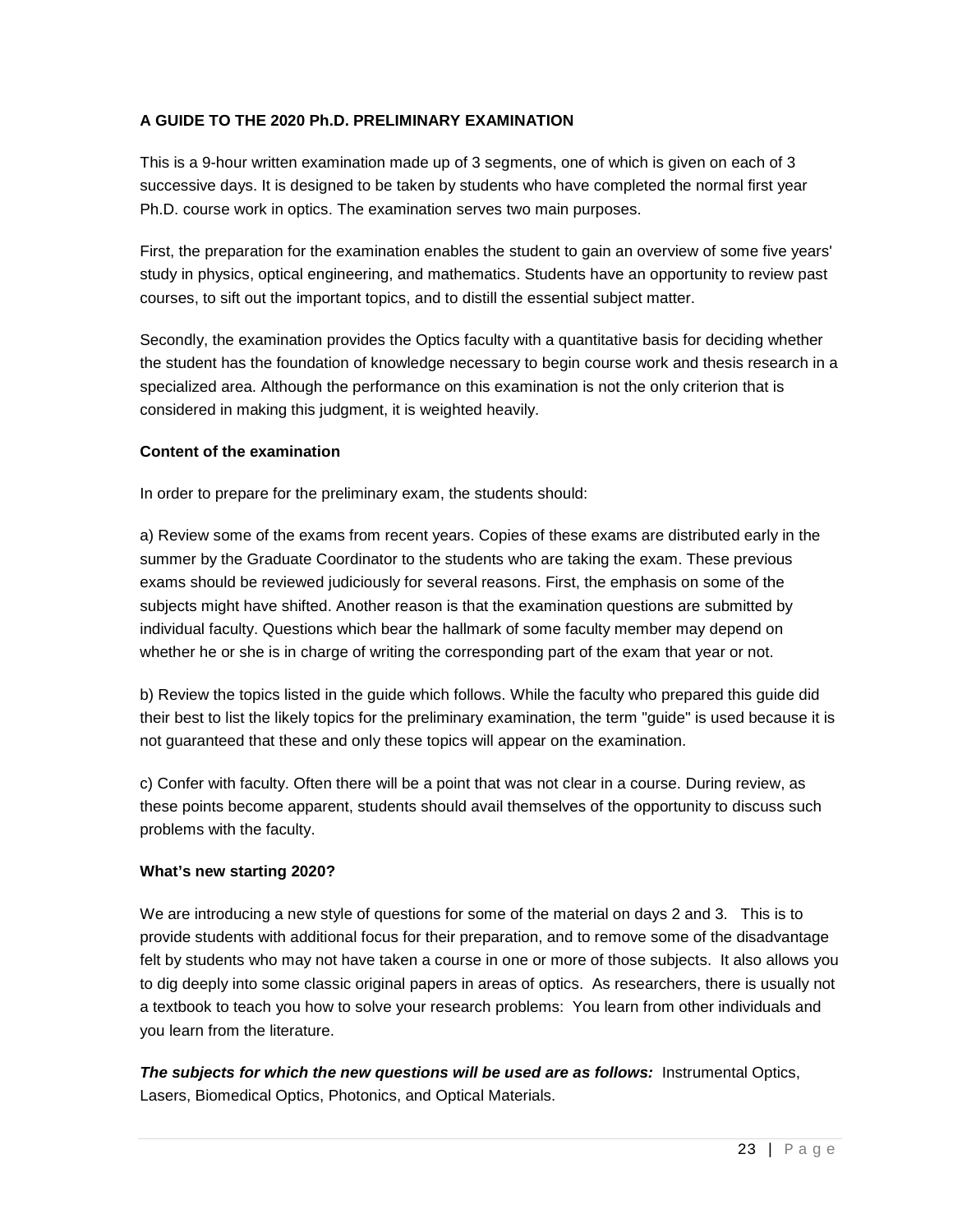### A GUIDE TO THE 2020 Ph.D. PRELIMINARY EXAMINATION

This is a 9-hour written examination made up of 3 segments, one of which is given on each of 3 successive days. It is designed to be taken by students who have completed the normal first year Ph.D. course work in optics. The examination serves two main purposes.

First, the preparation for the examination enables the student to gain an overview of some five years' study in physics, optical engineering, and mathematics. Students have an opportunity to review past courses, to sift out the important topics, and to distill the essential subject matter.

Secondly, the examination provides the Optics faculty with a quantitative basis for deciding whether the student has the foundation of knowledge necessary to begin course work and thesis research in a specialized area. Although the performance on this examination is not the only criterion that is considered in making this judgment, it is weighted heavily.

**Content of the examination**

In order to prepare for the preliminary exam, the students should:

a) Review some of the exams from recent years. Copies of these exams are distributed early in the summer by the Graduate Coordinator to the students who are taking the exam. These previous exams should be reviewed judiciously for several reasons. First, the emphasis on some of the subjects might have shifted. Another reason is that the examination questions are submitted by individual faculty. Questions which bear the hallmark of some faculty member may depend on whether he or she is in charge of writing the corresponding part of the exam that year or not.

b) Review the topics listed in the guide which follows. While the faculty who prepared this guide did their best to list the likely topics for the preliminary examination, the term "guide" is used because it is not guaranteed that these and only these topics will appear on the examination.

c) Confer with faculty. Often there will be a point that was not clear in a course. During review, as these points become apparent, students should avail themselves of the opportunity to discuss such problems with the faculty.

**What's new starting 2020?**

We are introducing a new style of questions for some of the material on days 2 and 3. This is to provide students with additional focus for their preparation, and to remove some of the disadvantage felt by students who may not have taken a course in one or more of those subjects. It also allows you to dig deeply into some classic original papers in areas of optics. As researchers, there is usually not a textbook to teach you how to solve your research problems: You learn from other individuals and you learn from the literature.

***The subjects for which the new questions will be used are as follows:*** Instrumental Optics, Lasers, Biomedical Optics, Photonics, and Optical Materials.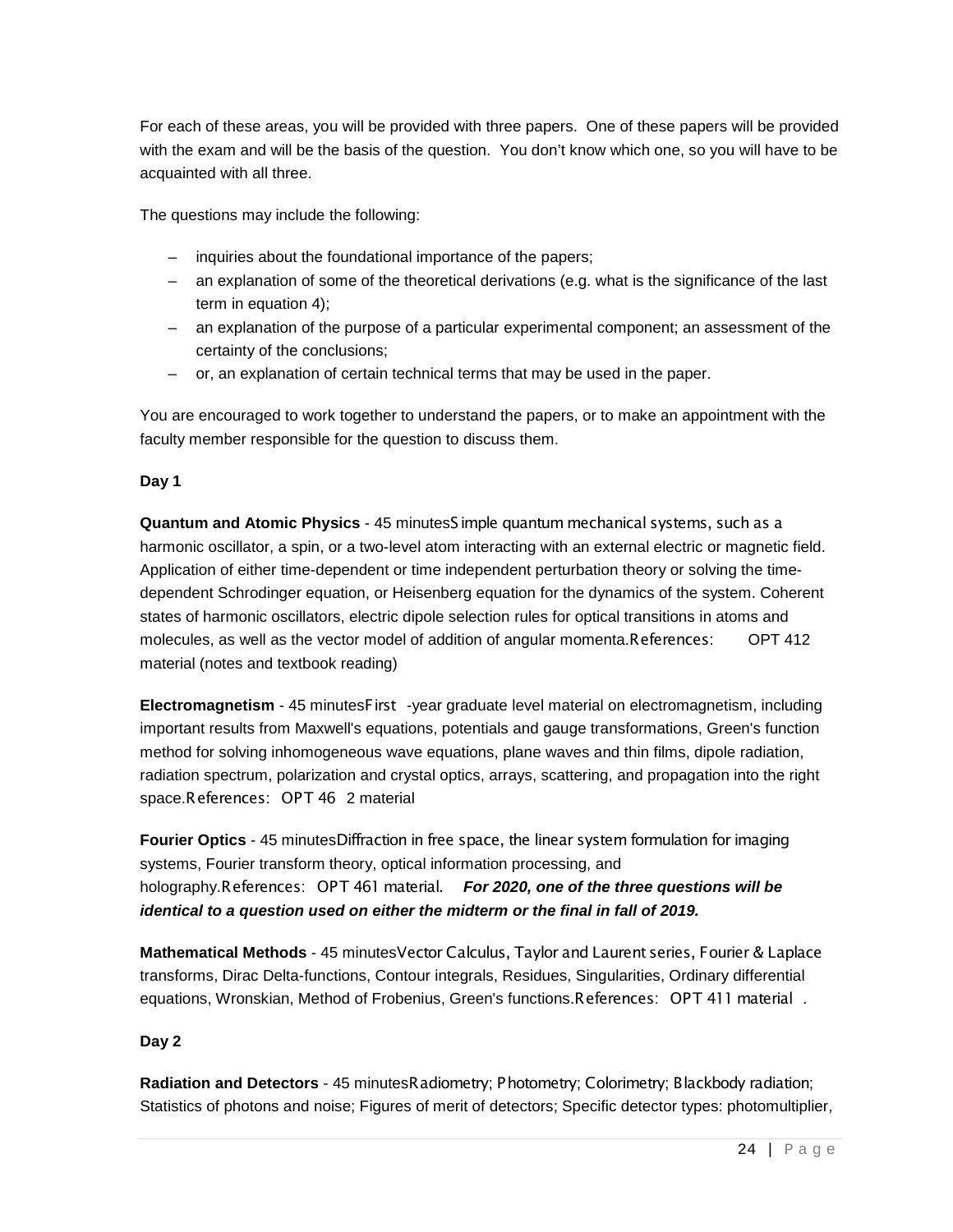For each of these areas, you will be provided with three papers. One of these papers will be provided with the exam and will be the basis of the question. You don't know which one, so you will have to be acquainted with all three.

The questions may include the following:

- inquiries about the foundational importance of the papers;
- an explanation of some of the theoretical derivations (e.g. what is the significance of the last term in equation 4);
- an explanation of the purpose of a particular experimental component; an assessment of the certainty of the conclusions;
- or, an explanation of certain technical terms that may be used in the paper.

You are encouraged to work together to understand the papers, or to make an appointment with the faculty member responsible for the question to discuss them.

**Day 1**

**Quantum and Atomic Physics** - 45 minutesSimple quantum mechanical systems, such as a harmonic oscillator, a spin, or a two-level atom interacting with an external electric or magnetic field. Application of either time-dependent or time independent perturbation theory or solving the time-dependent Schrodinger equation, or Heisenberg equation for the dynamics of the system. Coherent states of harmonic oscillators, electric dipole selection rules for optical transitions in atoms and molecules, as well as the vector model of addition of angular momenta.References: OPT 412 material (notes and textbook reading)

**Electromagnetism** - 45 minutesFirst -year graduate level material on electromagnetism, including important results from Maxwell's equations, potentials and gauge transformations, Green's function method for solving inhomogeneous wave equations, plane waves and thin films, dipole radiation, radiation spectrum, polarization and crystal optics, arrays, scattering, and propagation into the right space.References: OPT 46 2 material

**Fourier Optics** - 45 minutesDiffraction in free space, the linear system formulation for imaging systems, Fourier transform theory, optical information processing, and holography.References: OPT 461 material. ***For 2020, one of the three questions will be identical to a question used on either the midterm or the final in fall of 2019.***

**Mathematical Methods** - 45 minutesVector Calculus, Taylor and Laurent series, Fourier & Laplace transforms, Dirac Delta-functions, Contour integrals, Residues, Singularities, Ordinary differential equations, Wronskian, Method of Frobenius, Green's functions.References: OPT 411 material .

**Day 2**

**Radiation and Detectors** - 45 minutesRadiometry; Photometry; Colorimetry; Blackbody radiation; Statistics of photons and noise; Figures of merit of detectors; Specific detector types: photomultiplier,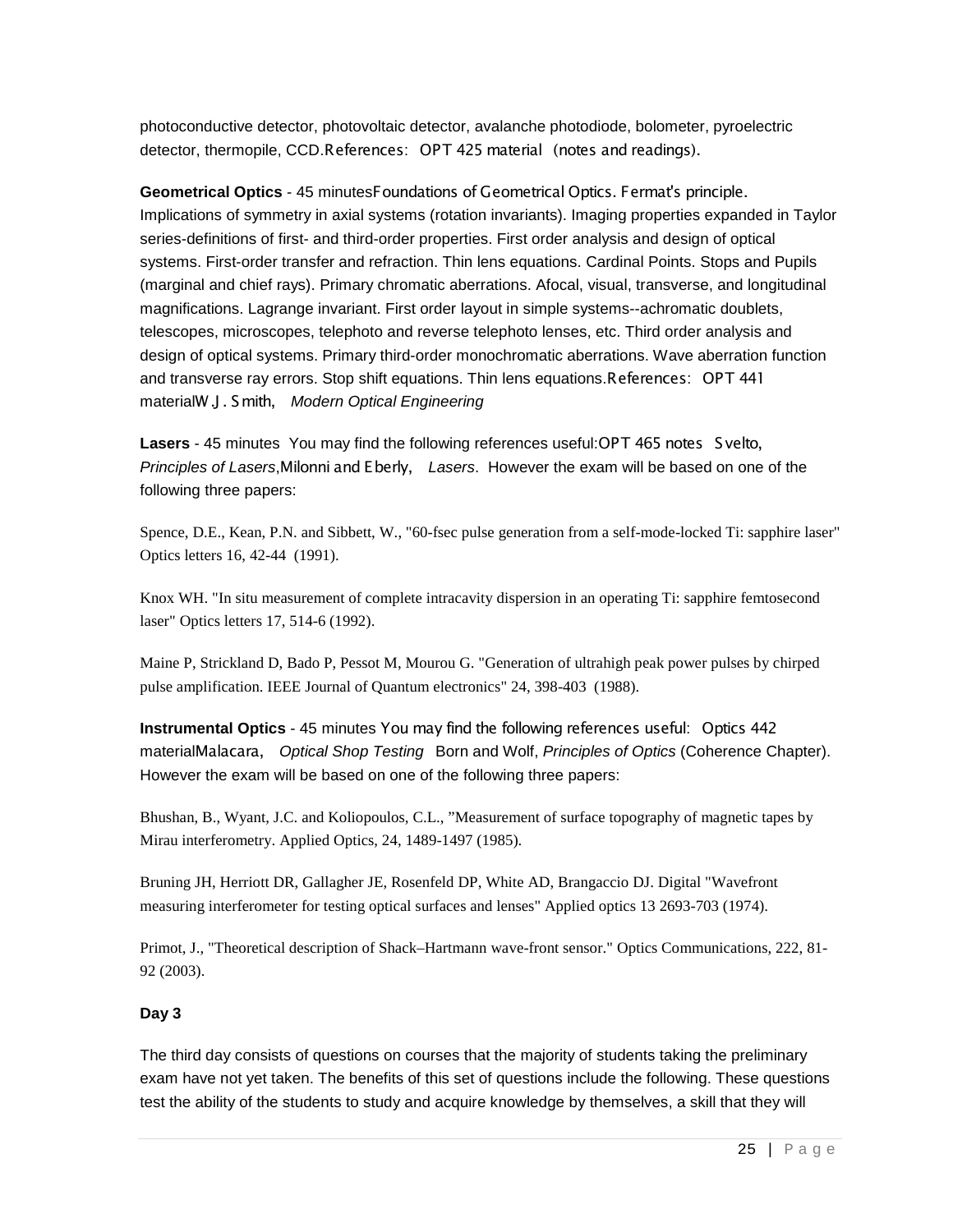photoconductive detector, photovoltaic detector, avalanche photodiode, bolometer, pyroelectric detector, thermopile, CCD.References: OPT 425 material (notes and readings).

**Geometrical Optics** - 45 minutesFoundations of Geometrical Optics. Fermat's principle. Implications of symmetry in axial systems (rotation invariants). Imaging properties expanded in Taylor series-definitions of first- and third-order properties. First order analysis and design of optical systems. First-order transfer and refraction. Thin lens equations. Cardinal Points. Stops and Pupils (marginal and chief rays). Primary chromatic aberrations. Afocal, visual, transverse, and longitudinal magnifications. Lagrange invariant. First order layout in simple systems--achromatic doublets, telescopes, microscopes, telephoto and reverse telephoto lenses, etc. Third order analysis and design of optical systems. Primary third-order monochromatic aberrations. Wave aberration function and transverse ray errors. Stop shift equations. Thin lens equations.References: OPT 441 materialW.J. Smith, *Modern Optical Engineering*

**Lasers** - 45 minutes You may find the following references useful:OPT 465 notes Svelto, *Principles of Lasers*,Milonni and Eberly, *Lasers*. However the exam will be based on one of the following three papers:

Spence, D.E., Kean, P.N. and Sibbett, W., "60-fsec pulse generation from a self-mode-locked Ti: sapphire laser" Optics letters 16, 42-44 (1991).

Knox WH. "In situ measurement of complete intracavity dispersion in an operating Ti: sapphire femtosecond laser" Optics letters 17, 514-6 (1992).

Maine P, Strickland D, Bado P, Pessot M, Mourou G. "Generation of ultrahigh peak power pulses by chirped pulse amplification. IEEE Journal of Quantum electronics" 24, 398-403 (1988).

**Instrumental Optics** - 45 minutes You may find the following references useful: Optics 442 materialMalacara, *Optical Shop Testing* Born and Wolf, *Principles of Optics* (Coherence Chapter). However the exam will be based on one of the following three papers:

Bhushan, B., Wyant, J.C. and Koliopoulos, C.L., "Measurement of surface topography of magnetic tapes by Mirau interferometry. Applied Optics, 24, 1489-1497 (1985).

Bruning JH, Herriott DR, Gallagher JE, Rosenfeld DP, White AD, Brangaccio DJ. Digital "Wavefront measuring interferometer for testing optical surfaces and lenses" Applied optics 13 2693-703 (1974).

Primot, J., "Theoretical description of Shack–Hartmann wave-front sensor." Optics Communications, 222, 81-92 (2003).

**Day 3**

The third day consists of questions on courses that the majority of students taking the preliminary exam have not yet taken. The benefits of this set of questions include the following. These questions test the ability of the students to study and acquire knowledge by themselves, a skill that they will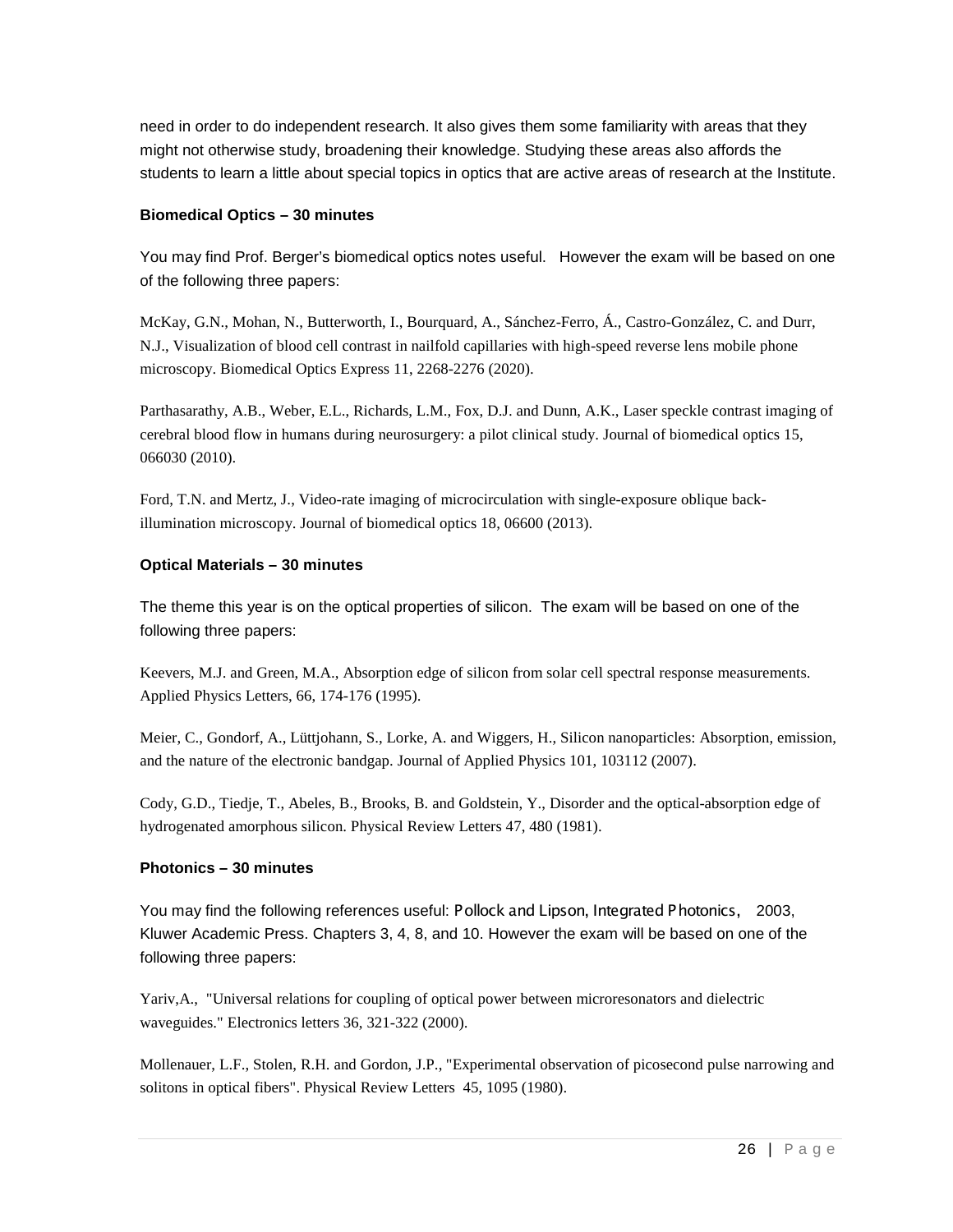need in order to do independent research. It also gives them some familiarity with areas that they might not otherwise study, broadening their knowledge. Studying these areas also affords the students to learn a little about special topics in optics that are active areas of research at the Institute.

**Biomedical Optics – 30 minutes**

You may find Prof. Berger's biomedical optics notes useful. However the exam will be based on one of the following three papers:

McKay, G.N., Mohan, N., Butterworth, I., Bourquard, A., Sánchez-Ferro, Á., Castro-González, C. and Durr, N.J., Visualization of blood cell contrast in nailfold capillaries with high-speed reverse lens mobile phone microscopy. Biomedical Optics Express 11, 2268-2276 (2020).

Parthasarathy, A.B., Weber, E.L., Richards, L.M., Fox, D.J. and Dunn, A.K., Laser speckle contrast imaging of cerebral blood flow in humans during neurosurgery: a pilot clinical study. Journal of biomedical optics 15, 066030 (2010).

Ford, T.N. and Mertz, J., Video-rate imaging of microcirculation with single-exposure oblique back-illumination microscopy. Journal of biomedical optics 18, 06600 (2013).

**Optical Materials – 30 minutes**

The theme this year is on the optical properties of silicon. The exam will be based on one of the following three papers:

Keevers, M.J. and Green, M.A., Absorption edge of silicon from solar cell spectral response measurements. Applied Physics Letters, 66, 174-176 (1995).

Meier, C., Gondorf, A., Lüttjohann, S., Lorke, A. and Wiggers, H., Silicon nanoparticles: Absorption, emission, and the nature of the electronic bandgap. Journal of Applied Physics 101, 103112 (2007).

Cody, G.D., Tiedje, T., Abeles, B., Brooks, B. and Goldstein, Y., Disorder and the optical-absorption edge of hydrogenated amorphous silicon. Physical Review Letters 47, 480 (1981).

**Photonics – 30 minutes**

You may find the following references useful: Pollock and Lipson, Integrated Photonics, 2003, Kluwer Academic Press. Chapters 3, 4, 8, and 10. However the exam will be based on one of the following three papers:

Yariv,A., "Universal relations for coupling of optical power between microresonators and dielectric waveguides." Electronics letters 36, 321-322 (2000).

Mollenauer, L.F., Stolen, R.H. and Gordon, J.P., "Experimental observation of picosecond pulse narrowing and solitons in optical fibers". Physical Review Letters 45, 1095 (1980).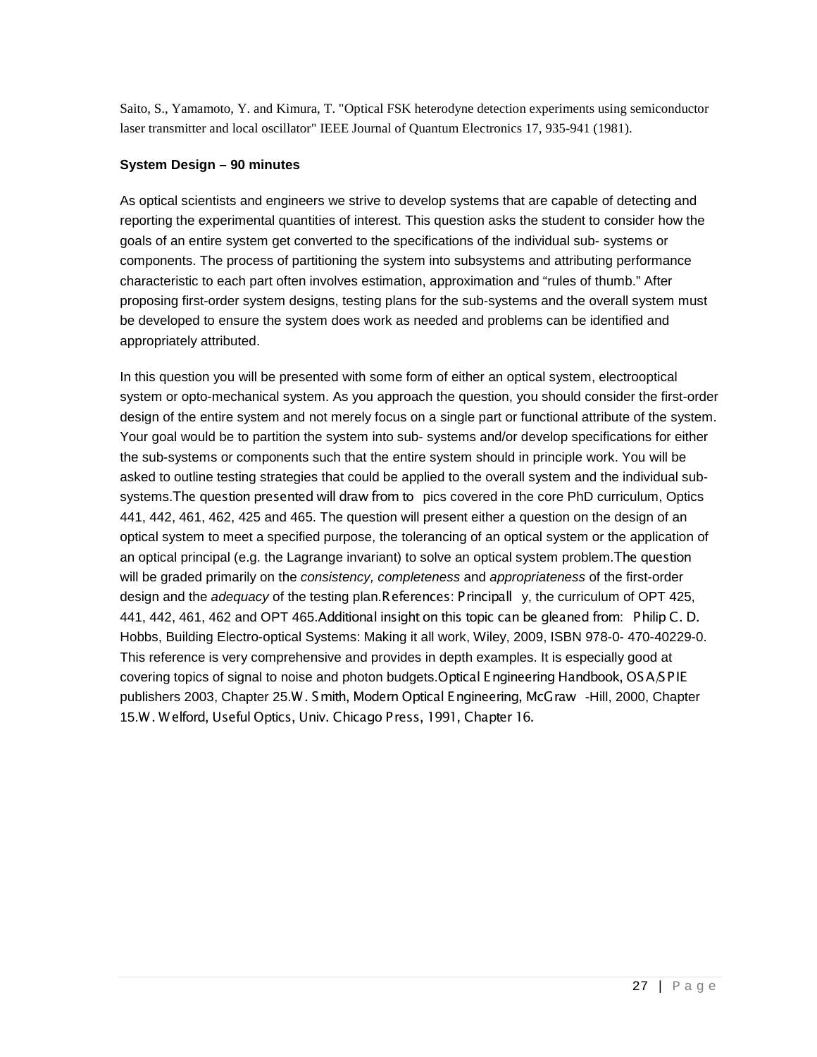Saito, S., Yamamoto, Y. and Kimura, T. "Optical FSK heterodyne detection experiments using semiconductor laser transmitter and local oscillator" IEEE Journal of Quantum Electronics 17, 935-941 (1981).

**System Design – 90 minutes**

As optical scientists and engineers we strive to develop systems that are capable of detecting and reporting the experimental quantities of interest. This question asks the student to consider how the goals of an entire system get converted to the specifications of the individual sub- systems or components. The process of partitioning the system into subsystems and attributing performance characteristic to each part often involves estimation, approximation and "rules of thumb." After proposing first-order system designs, testing plans for the sub-systems and the overall system must be developed to ensure the system does work as needed and problems can be identified and appropriately attributed.

In this question you will be presented with some form of either an optical system, electrooptical system or opto-mechanical system. As you approach the question, you should consider the first-order design of the entire system and not merely focus on a single part or functional attribute of the system. Your goal would be to partition the system into sub- systems and/or develop specifications for either the sub-systems or components such that the entire system should in principle work. You will be asked to outline testing strategies that could be applied to the overall system and the individual sub-systems. The question presented will draw from topics covered in the core PhD curriculum, Optics 441, 442, 461, 462, 425 and 465. The question will present either a question on the design of an optical system to meet a specified purpose, the tolerancing of an optical system or the application of an optical principal (e.g. the Lagrange invariant) to solve an optical system problem. The question will be graded primarily on the *consistency, completeness* and *appropriateness* of the first-order design and the *adequacy* of the testing plan. References: Principally, the curriculum of OPT 425, 441, 442, 461, 462 and OPT 465. Additional insight on this topic can be gleaned from: Philip C. D. Hobbs, Building Electro-optical Systems: Making it all work, Wiley, 2009, ISBN 978-0- 470-40229-0. This reference is very comprehensive and provides in depth examples. It is especially good at covering topics of signal to noise and photon budgets. Optical Engineering Handbook, OSA/SPIE publishers 2003, Chapter 25. W. Smith, Modern Optical Engineering, McGraw-Hill, 2000, Chapter 15. W. Welford, Useful Optics, Univ. Chicago Press, 1991, Chapter 16.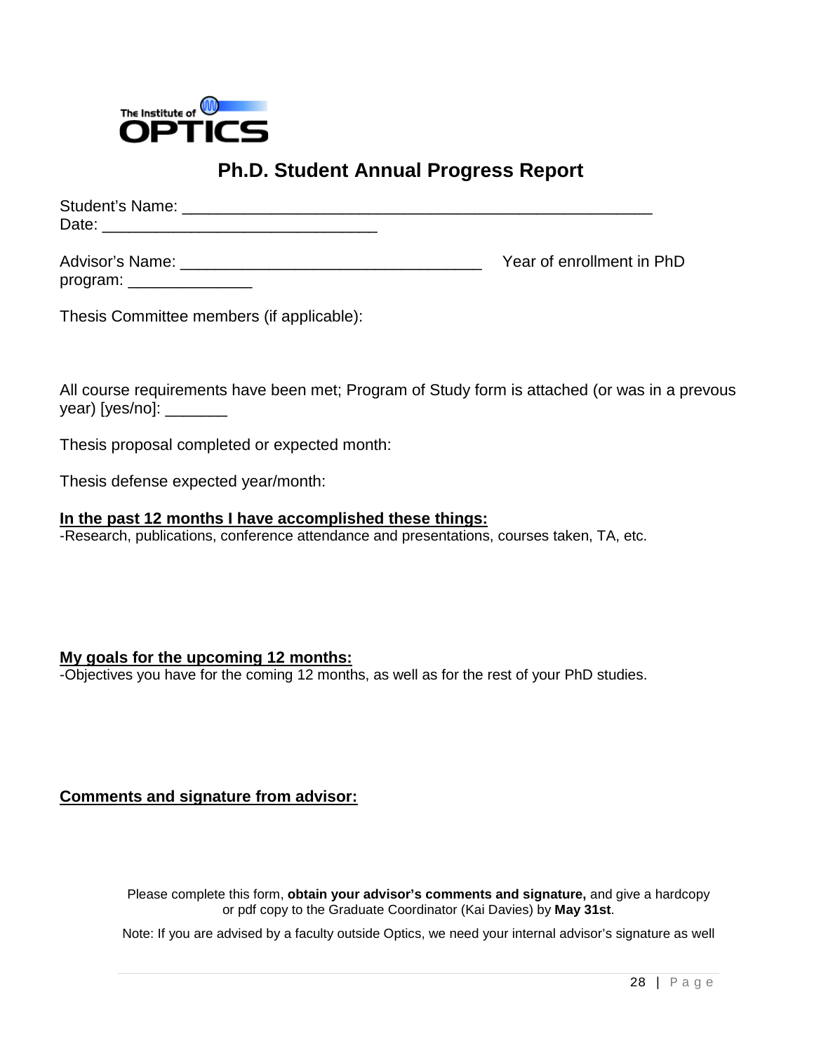The Institute of OPTICS

# Ph.D. Student Annual Progress Report

Student's Name: ____________________________________________________
Date: ______________________________

Advisor's Name: __________________________________ Year of enrollment in PhD program: ______________

Thesis Committee members (if applicable):

All course requirements have been met; Program of Study form is attached (or was in a prevous year) [yes/no]: _______

Thesis proposal completed or expected month:

Thesis defense expected year/month:

**<u>In the past 12 months I have accomplished these things:</u>**
-Research, publications, conference attendance and presentations, courses taken, TA, etc.

**<u>My goals for the upcoming 12 months:</u>**
-Objectives you have for the coming 12 months, as well as for the rest of your PhD studies.

**<u>Comments and signature from advisor:</u>**

Please complete this form, **obtain your advisor's comments and signature,** and give a hardcopy or pdf copy to the Graduate Coordinator (Kai Davies) by **May 31st**.

Note: If you are advised by a faculty outside Optics, we need your internal advisor's signature as well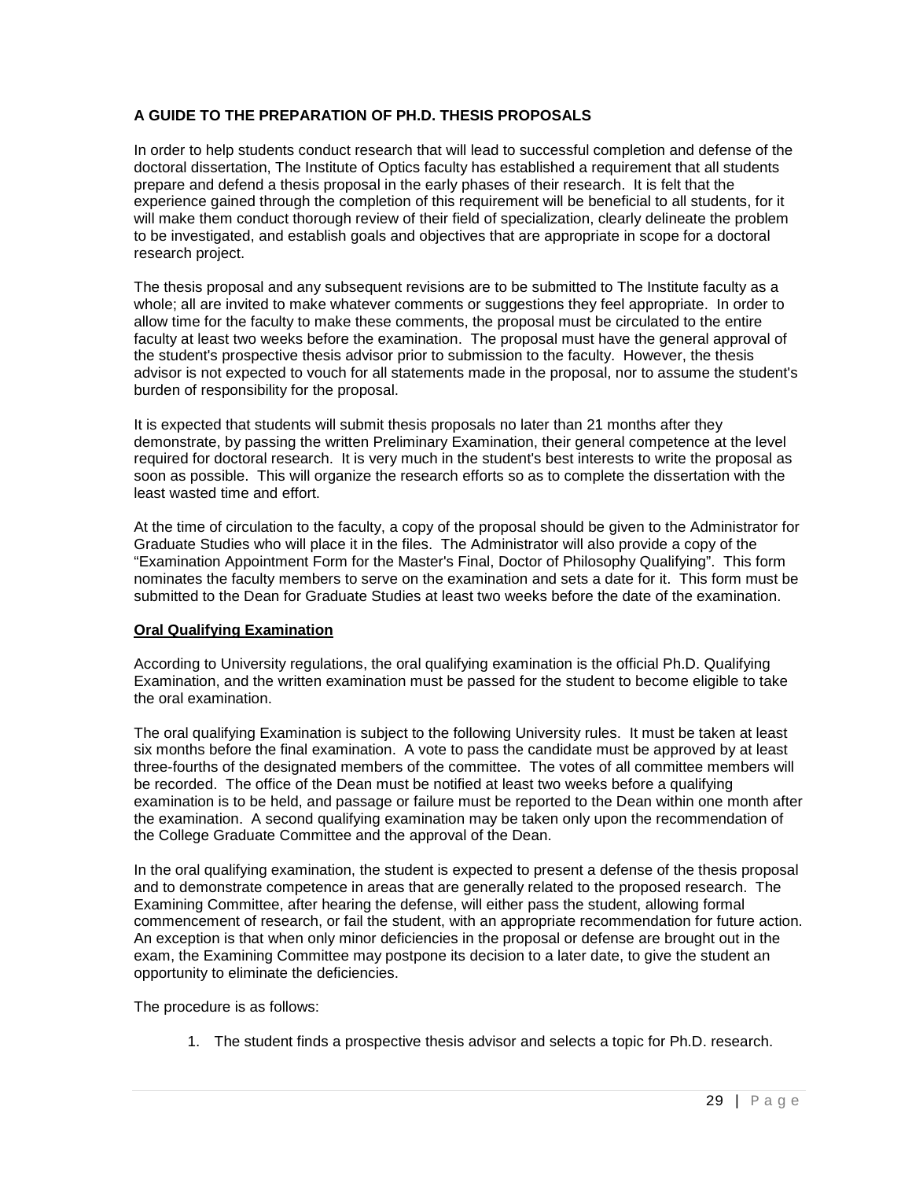**A GUIDE TO THE PREPARATION OF PH.D. THESIS PROPOSALS**

In order to help students conduct research that will lead to successful completion and defense of the doctoral dissertation, The Institute of Optics faculty has established a requirement that all students prepare and defend a thesis proposal in the early phases of their research. It is felt that the experience gained through the completion of this requirement will be beneficial to all students, for it will make them conduct thorough review of their field of specialization, clearly delineate the problem to be investigated, and establish goals and objectives that are appropriate in scope for a doctoral research project.

The thesis proposal and any subsequent revisions are to be submitted to The Institute faculty as a whole; all are invited to make whatever comments or suggestions they feel appropriate. In order to allow time for the faculty to make these comments, the proposal must be circulated to the entire faculty at least two weeks before the examination. The proposal must have the general approval of the student's prospective thesis advisor prior to submission to the faculty. However, the thesis advisor is not expected to vouch for all statements made in the proposal, nor to assume the student's burden of responsibility for the proposal.

It is expected that students will submit thesis proposals no later than 21 months after they demonstrate, by passing the written Preliminary Examination, their general competence at the level required for doctoral research. It is very much in the student's best interests to write the proposal as soon as possible. This will organize the research efforts so as to complete the dissertation with the least wasted time and effort.

At the time of circulation to the faculty, a copy of the proposal should be given to the Administrator for Graduate Studies who will place it in the files. The Administrator will also provide a copy of the "Examination Appointment Form for the Master's Final, Doctor of Philosophy Qualifying". This form nominates the faculty members to serve on the examination and sets a date for it. This form must be submitted to the Dean for Graduate Studies at least two weeks before the date of the examination.

**Oral Qualifying Examination**

According to University regulations, the oral qualifying examination is the official Ph.D. Qualifying Examination, and the written examination must be passed for the student to become eligible to take the oral examination.

The oral qualifying Examination is subject to the following University rules. It must be taken at least six months before the final examination. A vote to pass the candidate must be approved by at least three-fourths of the designated members of the committee. The votes of all committee members will be recorded. The office of the Dean must be notified at least two weeks before a qualifying examination is to be held, and passage or failure must be reported to the Dean within one month after the examination. A second qualifying examination may be taken only upon the recommendation of the College Graduate Committee and the approval of the Dean.

In the oral qualifying examination, the student is expected to present a defense of the thesis proposal and to demonstrate competence in areas that are generally related to the proposed research. The Examining Committee, after hearing the defense, will either pass the student, allowing formal commencement of research, or fail the student, with an appropriate recommendation for future action. An exception is that when only minor deficiencies in the proposal or defense are brought out in the exam, the Examining Committee may postpone its decision to a later date, to give the student an opportunity to eliminate the deficiencies.

The procedure is as follows:

1. The student finds a prospective thesis advisor and selects a topic for Ph.D. research.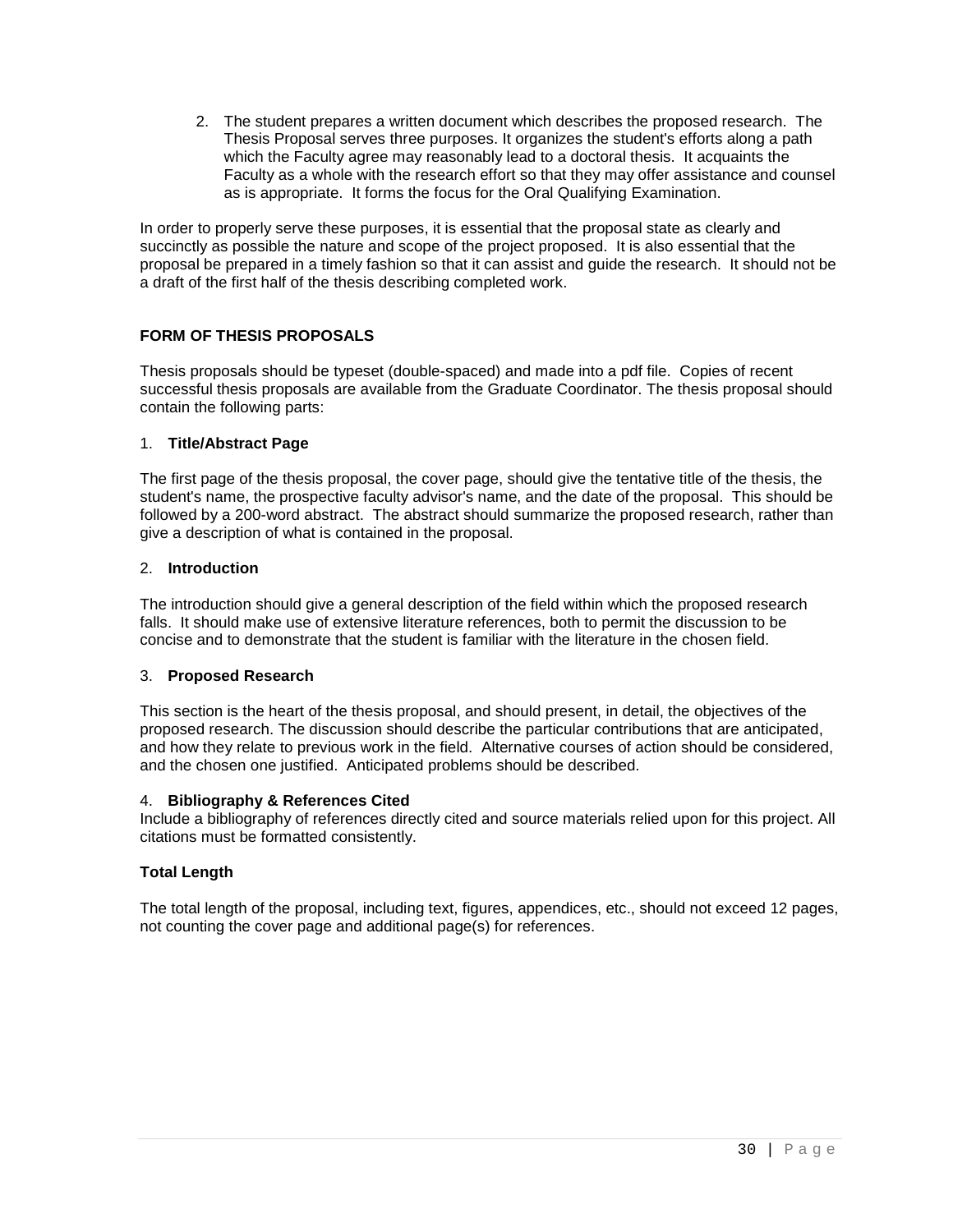2. The student prepares a written document which describes the proposed research. The Thesis Proposal serves three purposes. It organizes the student's efforts along a path which the Faculty agree may reasonably lead to a doctoral thesis. It acquaints the Faculty as a whole with the research effort so that they may offer assistance and counsel as is appropriate. It forms the focus for the Oral Qualifying Examination.

In order to properly serve these purposes, it is essential that the proposal state as clearly and succinctly as possible the nature and scope of the project proposed. It is also essential that the proposal be prepared in a timely fashion so that it can assist and guide the research. It should not be a draft of the first half of the thesis describing completed work.

**FORM OF THESIS PROPOSALS**

Thesis proposals should be typeset (double-spaced) and made into a pdf file. Copies of recent successful thesis proposals are available from the Graduate Coordinator. The thesis proposal should contain the following parts:

1. **Title/Abstract Page**

The first page of the thesis proposal, the cover page, should give the tentative title of the thesis, the student's name, the prospective faculty advisor's name, and the date of the proposal. This should be followed by a 200-word abstract. The abstract should summarize the proposed research, rather than give a description of what is contained in the proposal.

2. **Introduction**

The introduction should give a general description of the field within which the proposed research falls. It should make use of extensive literature references, both to permit the discussion to be concise and to demonstrate that the student is familiar with the literature in the chosen field.

3. **Proposed Research**

This section is the heart of the thesis proposal, and should present, in detail, the objectives of the proposed research. The discussion should describe the particular contributions that are anticipated, and how they relate to previous work in the field. Alternative courses of action should be considered, and the chosen one justified. Anticipated problems should be described.

4. **Bibliography & References Cited**

Include a bibliography of references directly cited and source materials relied upon for this project. All citations must be formatted consistently.

**Total Length**

The total length of the proposal, including text, figures, appendices, etc., should not exceed 12 pages, not counting the cover page and additional page(s) for references.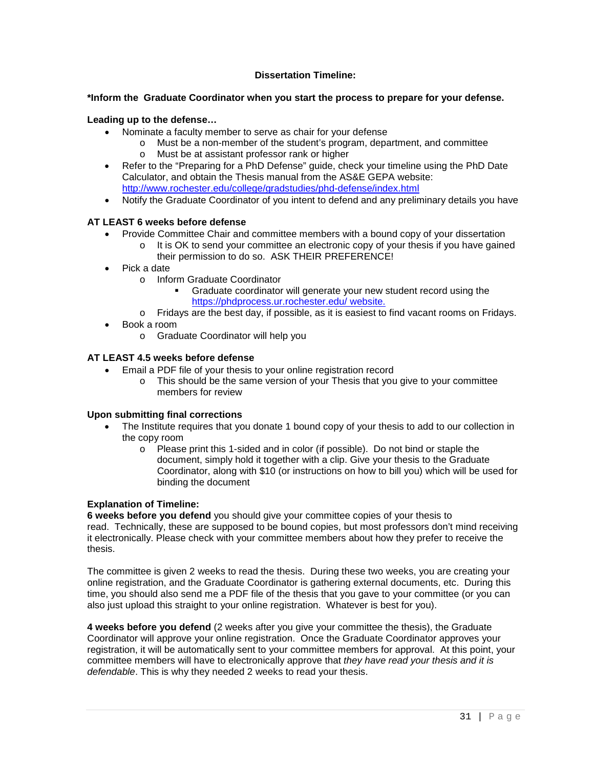## Dissertation Timeline:

**\*Inform the Graduate Coordinator when you start the process to prepare for your defense.**

**Leading up to the defense…**

- Nominate a faculty member to serve as chair for your defense
  - Must be a non-member of the student's program, department, and committee
  - Must be at assistant professor rank or higher
- Refer to the "Preparing for a PhD Defense" guide, check your timeline using the PhD Date Calculator, and obtain the Thesis manual from the AS&E GEPA website: [http://www.rochester.edu/college/gradstudies/phd-defense/index.html](http://www.rochester.edu/college/gradstudies/phd-defense/index.html)
- Notify the Graduate Coordinator of you intent to defend and any preliminary details you have

**AT LEAST 6 weeks before defense**

- Provide Committee Chair and committee members with a bound copy of your dissertation
  - It is OK to send your committee an electronic copy of your thesis if you have gained their permission to do so. ASK THEIR PREFERENCE!
- Pick a date
  - Inform Graduate Coordinator
    - Graduate coordinator will generate your new student record using the [https://phdprocess.ur.rochester.edu/ website.](https://phdprocess.ur.rochester.edu/)
  - Fridays are the best day, if possible, as it is easiest to find vacant rooms on Fridays.
- Book a room
  - Graduate Coordinator will help you

**AT LEAST 4.5 weeks before defense**

- Email a PDF file of your thesis to your online registration record
  - This should be the same version of your Thesis that you give to your committee members for review

**Upon submitting final corrections**

- The Institute requires that you donate 1 bound copy of your thesis to add to our collection in the copy room
  - Please print this 1-sided and in color (if possible). Do not bind or staple the document, simply hold it together with a clip. Give your thesis to the Graduate Coordinator, along with $10 (or instructions on how to bill you) which will be used for binding the document

**Explanation of Timeline:**

**6 weeks before you defend** you should give your committee copies of your thesis to read. Technically, these are supposed to be bound copies, but most professors don't mind receiving it electronically. Please check with your committee members about how they prefer to receive the thesis.

The committee is given 2 weeks to read the thesis. During these two weeks, you are creating your online registration, and the Graduate Coordinator is gathering external documents, etc. During this time, you should also send me a PDF file of the thesis that you gave to your committee (or you can also just upload this straight to your online registration. Whatever is best for you).

**4 weeks before you defend** (2 weeks after you give your committee the thesis), the Graduate Coordinator will approve your online registration. Once the Graduate Coordinator approves your registration, it will be automatically sent to your committee members for approval. At this point, your committee members will have to electronically approve that *they have read your thesis and it is defendable*. This is why they needed 2 weeks to read your thesis.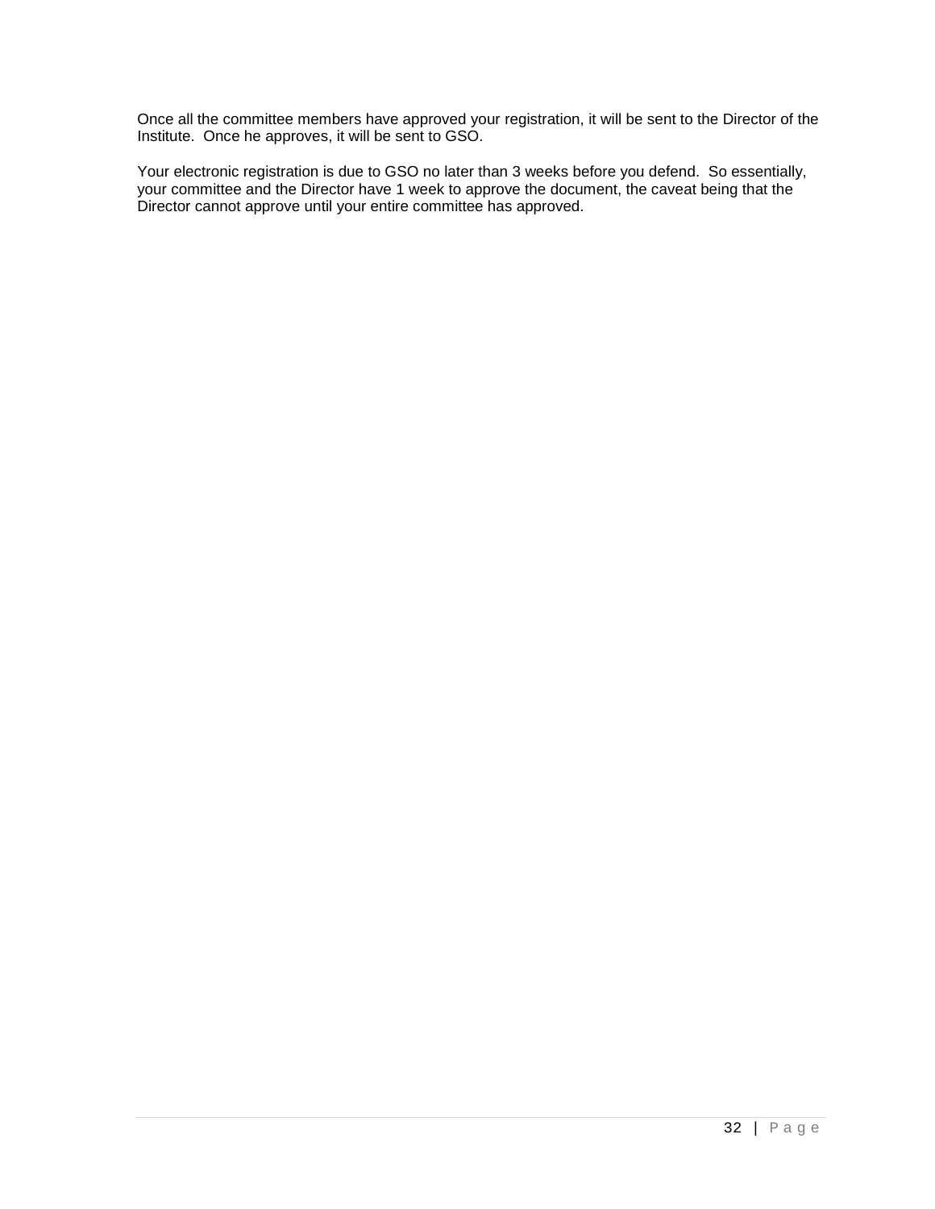Once all the committee members have approved your registration, it will be sent to the Director of the Institute.  Once he approves, it will be sent to GSO.

Your electronic registration is due to GSO no later than 3 weeks before you defend.  So essentially, your committee and the Director have 1 week to approve the document, the caveat being that the Director cannot approve until your entire committee has approved.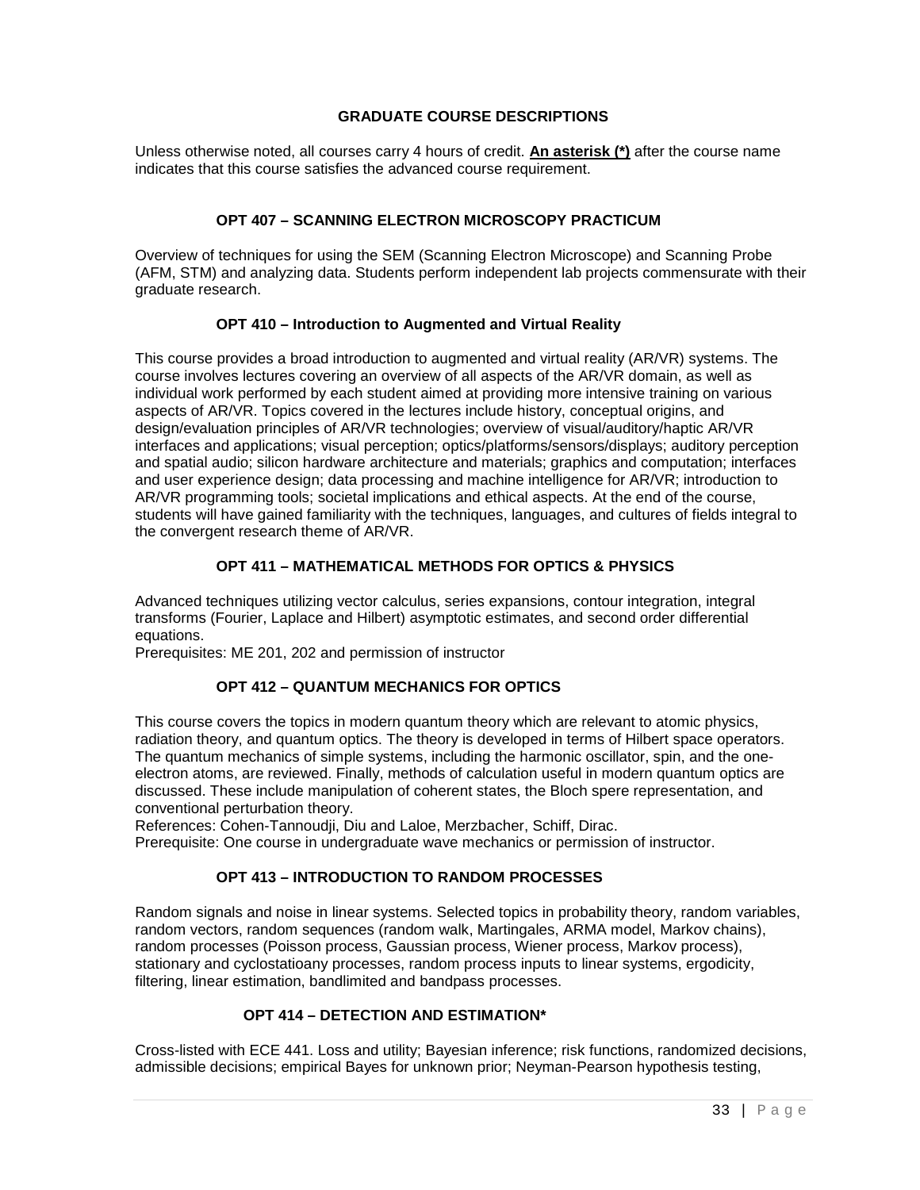## GRADUATE COURSE DESCRIPTIONS

Unless otherwise noted, all courses carry 4 hours of credit. **An asterisk (*)** after the course name indicates that this course satisfies the advanced course requirement.

### OPT 407 – SCANNING ELECTRON MICROSCOPY PRACTICUM

Overview of techniques for using the SEM (Scanning Electron Microscope) and Scanning Probe (AFM, STM) and analyzing data. Students perform independent lab projects commensurate with their graduate research.

### OPT 410 – Introduction to Augmented and Virtual Reality

This course provides a broad introduction to augmented and virtual reality (AR/VR) systems. The course involves lectures covering an overview of all aspects of the AR/VR domain, as well as individual work performed by each student aimed at providing more intensive training on various aspects of AR/VR. Topics covered in the lectures include history, conceptual origins, and design/evaluation principles of AR/VR technologies; overview of visual/auditory/haptic AR/VR interfaces and applications; visual perception; optics/platforms/sensors/displays; auditory perception and spatial audio; silicon hardware architecture and materials; graphics and computation; interfaces and user experience design; data processing and machine intelligence for AR/VR; introduction to AR/VR programming tools; societal implications and ethical aspects. At the end of the course, students will have gained familiarity with the techniques, languages, and cultures of fields integral to the convergent research theme of AR/VR.

### OPT 411 – MATHEMATICAL METHODS FOR OPTICS & PHYSICS

Advanced techniques utilizing vector calculus, series expansions, contour integration, integral transforms (Fourier, Laplace and Hilbert) asymptotic estimates, and second order differential equations.
Prerequisites: ME 201, 202 and permission of instructor

### OPT 412 – QUANTUM MECHANICS FOR OPTICS

This course covers the topics in modern quantum theory which are relevant to atomic physics, radiation theory, and quantum optics. The theory is developed in terms of Hilbert space operators. The quantum mechanics of simple systems, including the harmonic oscillator, spin, and the one-electron atoms, are reviewed. Finally, methods of calculation useful in modern quantum optics are discussed. These include manipulation of coherent states, the Bloch spere representation, and conventional perturbation theory.
References: Cohen-Tannoudji, Diu and Laloe, Merzbacher, Schiff, Dirac.
Prerequisite: One course in undergraduate wave mechanics or permission of instructor.

### OPT 413 – INTRODUCTION TO RANDOM PROCESSES

Random signals and noise in linear systems. Selected topics in probability theory, random variables, random vectors, random sequences (random walk, Martingales, ARMA model, Markov chains), random processes (Poisson process, Gaussian process, Wiener process, Markov process), stationary and cyclostatioany processes, random process inputs to linear systems, ergodicity, filtering, linear estimation, bandlimited and bandpass processes.

### OPT 414 – DETECTION AND ESTIMATION*

Cross-listed with ECE 441. Loss and utility; Bayesian inference; risk functions, randomized decisions, admissible decisions; empirical Bayes for unknown prior; Neyman-Pearson hypothesis testing,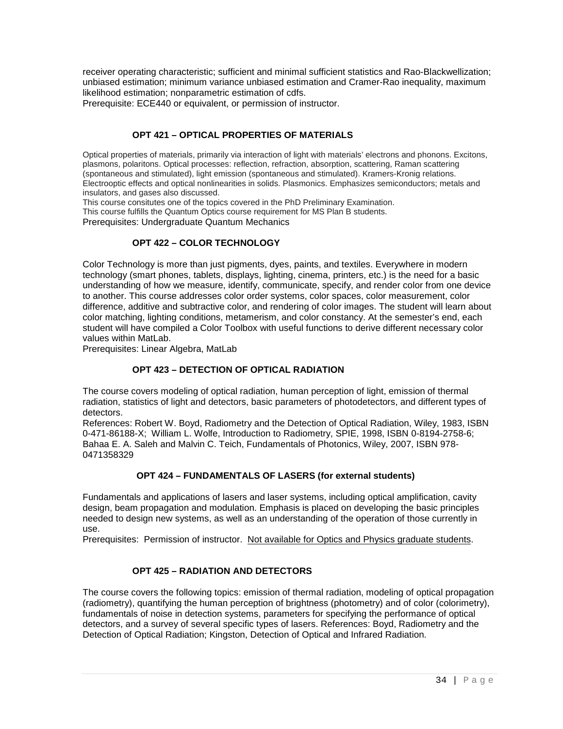receiver operating characteristic; sufficient and minimal sufficient statistics and Rao-Blackwellization; unbiased estimation; minimum variance unbiased estimation and Cramer-Rao inequality, maximum likelihood estimation; nonparametric estimation of cdfs.
Prerequisite: ECE440 or equivalent, or permission of instructor.

### OPT 421 – OPTICAL PROPERTIES OF MATERIALS

Optical properties of materials, primarily via interaction of light with materials' electrons and phonons. Excitons, plasmons, polaritons. Optical processes: reflection, refraction, absorption, scattering, Raman scattering (spontaneous and stimulated), light emission (spontaneous and stimulated). Kramers-Kronig relations. Electrooptic effects and optical nonlinearities in solids. Plasmonics. Emphasizes semiconductors; metals and insulators, and gases also discussed.
This course consitutes one of the topics covered in the PhD Preliminary Examination.
This course fulfills the Quantum Optics course requirement for MS Plan B students.
Prerequisites: Undergraduate Quantum Mechanics

### OPT 422 – COLOR TECHNOLOGY

Color Technology is more than just pigments, dyes, paints, and textiles. Everywhere in modern technology (smart phones, tablets, displays, lighting, cinema, printers, etc.) is the need for a basic understanding of how we measure, identify, communicate, specify, and render color from one device to another. This course addresses color order systems, color spaces, color measurement, color difference, additive and subtractive color, and rendering of color images. The student will learn about color matching, lighting conditions, metamerism, and color constancy. At the semester's end, each student will have compiled a Color Toolbox with useful functions to derive different necessary color values within MatLab.
Prerequisites: Linear Algebra, MatLab

### OPT 423 – DETECTION OF OPTICAL RADIATION

The course covers modeling of optical radiation, human perception of light, emission of thermal radiation, statistics of light and detectors, basic parameters of photodetectors, and different types of detectors.
References: Robert W. Boyd, Radiometry and the Detection of Optical Radiation, Wiley, 1983, ISBN 0-471-86188-X; William L. Wolfe, Introduction to Radiometry, SPIE, 1998, ISBN 0-8194-2758-6; Bahaa E. A. Saleh and Malvin C. Teich, Fundamentals of Photonics, Wiley, 2007, ISBN 978-0471358329

### OPT 424 – FUNDAMENTALS OF LASERS (for external students)

Fundamentals and applications of lasers and laser systems, including optical amplification, cavity design, beam propagation and modulation. Emphasis is placed on developing the basic principles needed to design new systems, as well as an understanding of the operation of those currently in use.
Prerequisites: Permission of instructor. Not available for Optics and Physics graduate students.

### OPT 425 – RADIATION AND DETECTORS

The course covers the following topics: emission of thermal radiation, modeling of optical propagation (radiometry), quantifying the human perception of brightness (photometry) and of color (colorimetry), fundamentals of noise in detection systems, parameters for specifying the performance of optical detectors, and a survey of several specific types of lasers. References: Boyd, Radiometry and the Detection of Optical Radiation; Kingston, Detection of Optical and Infrared Radiation.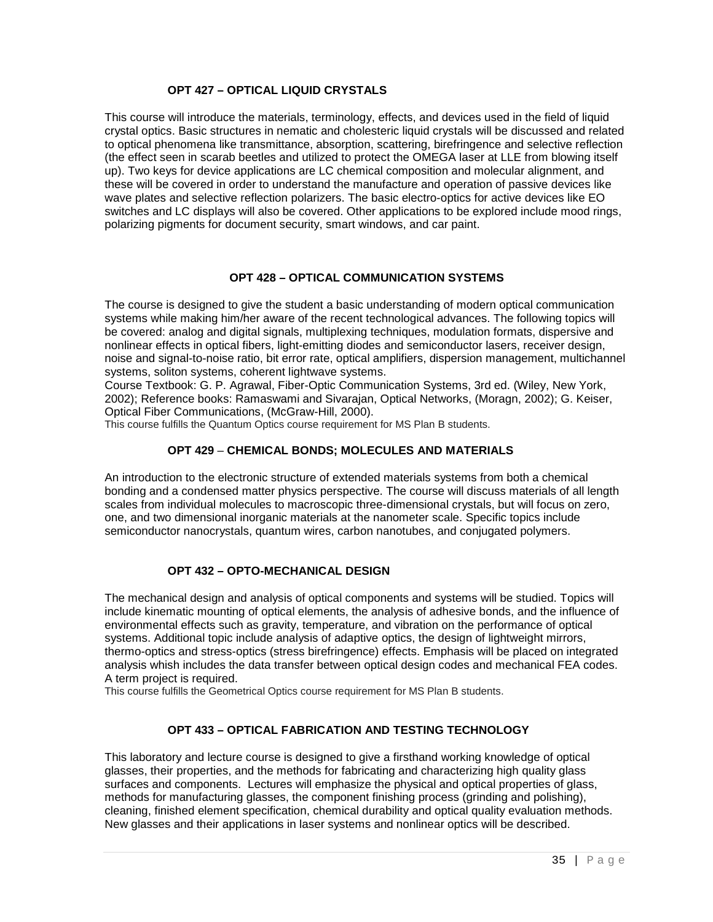### OPT 427 – OPTICAL LIQUID CRYSTALS

This course will introduce the materials, terminology, effects, and devices used in the field of liquid crystal optics. Basic structures in nematic and cholesteric liquid crystals will be discussed and related to optical phenomena like transmittance, absorption, scattering, birefringence and selective reflection (the effect seen in scarab beetles and utilized to protect the OMEGA laser at LLE from blowing itself up). Two keys for device applications are LC chemical composition and molecular alignment, and these will be covered in order to understand the manufacture and operation of passive devices like wave plates and selective reflection polarizers. The basic electro-optics for active devices like EO switches and LC displays will also be covered. Other applications to be explored include mood rings, polarizing pigments for document security, smart windows, and car paint.

### OPT 428 – OPTICAL COMMUNICATION SYSTEMS

The course is designed to give the student a basic understanding of modern optical communication systems while making him/her aware of the recent technological advances. The following topics will be covered: analog and digital signals, multiplexing techniques, modulation formats, dispersive and nonlinear effects in optical fibers, light-emitting diodes and semiconductor lasers, receiver design, noise and signal-to-noise ratio, bit error rate, optical amplifiers, dispersion management, multichannel systems, soliton systems, coherent lightwave systems.
Course Textbook: G. P. Agrawal, Fiber-Optic Communication Systems, 3rd ed. (Wiley, New York, 2002); Reference books: Ramaswami and Sivarajan, Optical Networks, (Moragn, 2002); G. Keiser, Optical Fiber Communications, (McGraw-Hill, 2000).
This course fulfills the Quantum Optics course requirement for MS Plan B students.

### OPT 429 – CHEMICAL BONDS; MOLECULES AND MATERIALS

An introduction to the electronic structure of extended materials systems from both a chemical bonding and a condensed matter physics perspective. The course will discuss materials of all length scales from individual molecules to macroscopic three-dimensional crystals, but will focus on zero, one, and two dimensional inorganic materials at the nanometer scale. Specific topics include semiconductor nanocrystals, quantum wires, carbon nanotubes, and conjugated polymers.

### OPT 432 – OPTO-MECHANICAL DESIGN

The mechanical design and analysis of optical components and systems will be studied. Topics will include kinematic mounting of optical elements, the analysis of adhesive bonds, and the influence of environmental effects such as gravity, temperature, and vibration on the performance of optical systems. Additional topic include analysis of adaptive optics, the design of lightweight mirrors, thermo-optics and stress-optics (stress birefringence) effects. Emphasis will be placed on integrated analysis whish includes the data transfer between optical design codes and mechanical FEA codes. A term project is required.
This course fulfills the Geometrical Optics course requirement for MS Plan B students.

### OPT 433 – OPTICAL FABRICATION AND TESTING TECHNOLOGY

This laboratory and lecture course is designed to give a firsthand working knowledge of optical glasses, their properties, and the methods for fabricating and characterizing high quality glass surfaces and components. Lectures will emphasize the physical and optical properties of glass, methods for manufacturing glasses, the component finishing process (grinding and polishing), cleaning, finished element specification, chemical durability and optical quality evaluation methods. New glasses and their applications in laser systems and nonlinear optics will be described.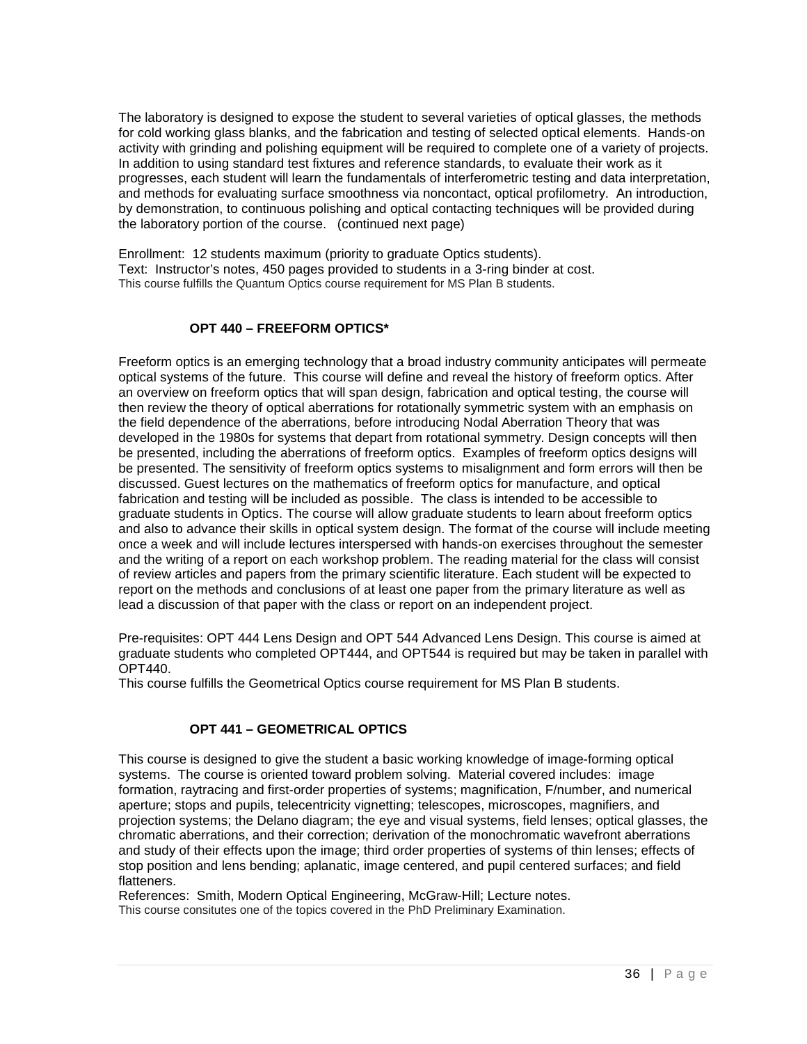The laboratory is designed to expose the student to several varieties of optical glasses, the methods for cold working glass blanks, and the fabrication and testing of selected optical elements. Hands-on activity with grinding and polishing equipment will be required to complete one of a variety of projects. In addition to using standard test fixtures and reference standards, to evaluate their work as it progresses, each student will learn the fundamentals of interferometric testing and data interpretation, and methods for evaluating surface smoothness via noncontact, optical profilometry. An introduction, by demonstration, to continuous polishing and optical contacting techniques will be provided during the laboratory portion of the course. (continued next page)

Enrollment: 12 students maximum (priority to graduate Optics students).
Text: Instructor's notes, 450 pages provided to students in a 3-ring binder at cost.
This course fulfills the Quantum Optics course requirement for MS Plan B students.

### OPT 440 – FREEFORM OPTICS*

Freeform optics is an emerging technology that a broad industry community anticipates will permeate optical systems of the future. This course will define and reveal the history of freeform optics. After an overview on freeform optics that will span design, fabrication and optical testing, the course will then review the theory of optical aberrations for rotationally symmetric system with an emphasis on the field dependence of the aberrations, before introducing Nodal Aberration Theory that was developed in the 1980s for systems that depart from rotational symmetry. Design concepts will then be presented, including the aberrations of freeform optics. Examples of freeform optics designs will be presented. The sensitivity of freeform optics systems to misalignment and form errors will then be discussed. Guest lectures on the mathematics of freeform optics for manufacture, and optical fabrication and testing will be included as possible. The class is intended to be accessible to graduate students in Optics. The course will allow graduate students to learn about freeform optics and also to advance their skills in optical system design. The format of the course will include meeting once a week and will include lectures interspersed with hands-on exercises throughout the semester and the writing of a report on each workshop problem. The reading material for the class will consist of review articles and papers from the primary scientific literature. Each student will be expected to report on the methods and conclusions of at least one paper from the primary literature as well as lead a discussion of that paper with the class or report on an independent project.

Pre-requisites: OPT 444 Lens Design and OPT 544 Advanced Lens Design. This course is aimed at graduate students who completed OPT444, and OPT544 is required but may be taken in parallel with OPT440.
This course fulfills the Geometrical Optics course requirement for MS Plan B students.

### OPT 441 – GEOMETRICAL OPTICS

This course is designed to give the student a basic working knowledge of image-forming optical systems. The course is oriented toward problem solving. Material covered includes: image formation, raytracing and first-order properties of systems; magnification, F/number, and numerical aperture; stops and pupils, telecentricity vignetting; telescopes, microscopes, magnifiers, and projection systems; the Delano diagram; the eye and visual systems, field lenses; optical glasses, the chromatic aberrations, and their correction; derivation of the monochromatic wavefront aberrations and study of their effects upon the image; third order properties of systems of thin lenses; effects of stop position and lens bending; aplanatic, image centered, and pupil centered surfaces; and field flatteners.
References: Smith, Modern Optical Engineering, McGraw-Hill; Lecture notes.
This course consitutes one of the topics covered in the PhD Preliminary Examination.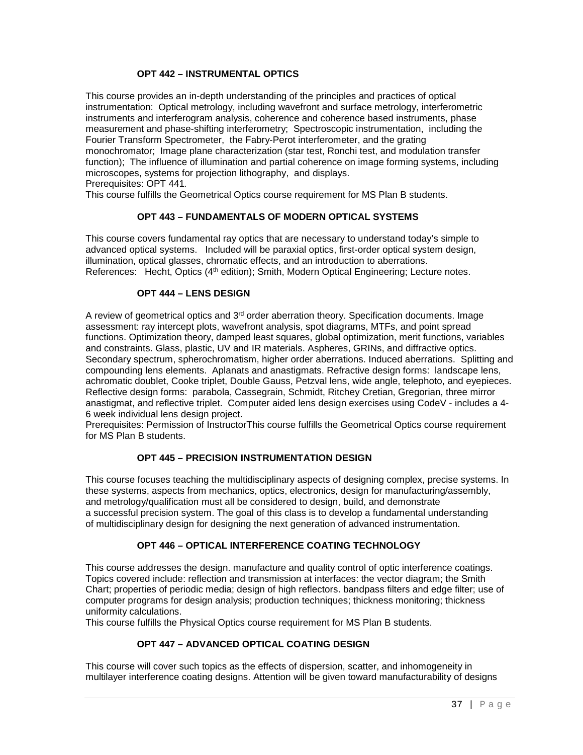### OPT 442 – INSTRUMENTAL OPTICS

This course provides an in-depth understanding of the principles and practices of optical instrumentation: Optical metrology, including wavefront and surface metrology, interferometric instruments and interferogram analysis, coherence and coherence based instruments, phase measurement and phase-shifting interferometry; Spectroscopic instrumentation, including the Fourier Transform Spectrometer, the Fabry-Perot interferometer, and the grating monochromator; Image plane characterization (star test, Ronchi test, and modulation transfer function); The influence of illumination and partial coherence on image forming systems, including microscopes, systems for projection lithography, and displays.
Prerequisites: OPT 441.
This course fulfills the Geometrical Optics course requirement for MS Plan B students.

### OPT 443 – FUNDAMENTALS OF MODERN OPTICAL SYSTEMS

This course covers fundamental ray optics that are necessary to understand today's simple to advanced optical systems. Included will be paraxial optics, first-order optical system design, illumination, optical glasses, chromatic effects, and an introduction to aberrations.
References: Hecht, Optics (4th edition); Smith, Modern Optical Engineering; Lecture notes.

### OPT 444 – LENS DESIGN

A review of geometrical optics and 3rd order aberration theory. Specification documents. Image assessment: ray intercept plots, wavefront analysis, spot diagrams, MTFs, and point spread functions. Optimization theory, damped least squares, global optimization, merit functions, variables and constraints. Glass, plastic, UV and IR materials. Aspheres, GRINs, and diffractive optics. Secondary spectrum, spherochromatism, higher order aberrations. Induced aberrations. Splitting and compounding lens elements. Aplanats and anastigmats. Refractive design forms: landscape lens, achromatic doublet, Cooke triplet, Double Gauss, Petzval lens, wide angle, telephoto, and eyepieces. Reflective design forms: parabola, Cassegrain, Schmidt, Ritchey Cretian, Gregorian, three mirror anastigmat, and reflective triplet. Computer aided lens design exercises using CodeV - includes a 4-6 week individual lens design project.
Prerequisites: Permission of InstructorThis course fulfills the Geometrical Optics course requirement for MS Plan B students.

### OPT 445 – PRECISION INSTRUMENTATION DESIGN

This course focuses teaching the multidisciplinary aspects of designing complex, precise systems. In these systems, aspects from mechanics, optics, electronics, design for manufacturing/assembly, and metrology/qualification must all be considered to design, build, and demonstrate a successful precision system. The goal of this class is to develop a fundamental understanding of multidisciplinary design for designing the next generation of advanced instrumentation.

### OPT 446 – OPTICAL INTERFERENCE COATING TECHNOLOGY

This course addresses the design. manufacture and quality control of optic interference coatings. Topics covered include: reflection and transmission at interfaces: the vector diagram; the Smith Chart; properties of periodic media; design of high reflectors. bandpass filters and edge filter; use of computer programs for design analysis; production techniques; thickness monitoring; thickness uniformity calculations.
This course fulfills the Physical Optics course requirement for MS Plan B students.

### OPT 447 – ADVANCED OPTICAL COATING DESIGN

This course will cover such topics as the effects of dispersion, scatter, and inhomogeneity in multilayer interference coating designs. Attention will be given toward manufacturability of designs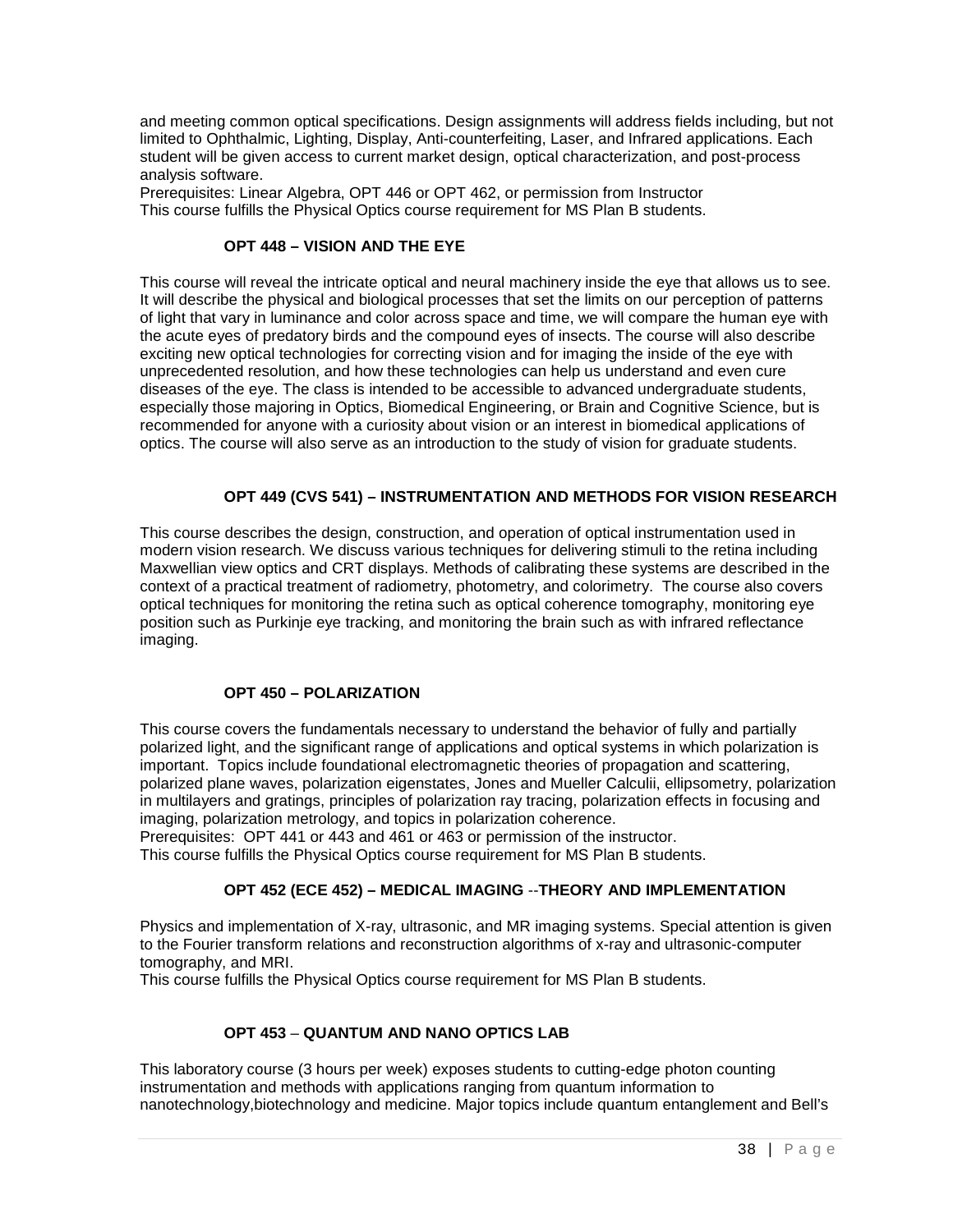and meeting common optical specifications. Design assignments will address fields including, but not limited to Ophthalmic, Lighting, Display, Anti-counterfeiting, Laser, and Infrared applications. Each student will be given access to current market design, optical characterization, and post-process analysis software.
Prerequisites: Linear Algebra, OPT 446 or OPT 462, or permission from Instructor
This course fulfills the Physical Optics course requirement for MS Plan B students.

### OPT 448 – VISION AND THE EYE

This course will reveal the intricate optical and neural machinery inside the eye that allows us to see. It will describe the physical and biological processes that set the limits on our perception of patterns of light that vary in luminance and color across space and time, we will compare the human eye with the acute eyes of predatory birds and the compound eyes of insects. The course will also describe exciting new optical technologies for correcting vision and for imaging the inside of the eye with unprecedented resolution, and how these technologies can help us understand and even cure diseases of the eye. The class is intended to be accessible to advanced undergraduate students, especially those majoring in Optics, Biomedical Engineering, or Brain and Cognitive Science, but is recommended for anyone with a curiosity about vision or an interest in biomedical applications of optics. The course will also serve as an introduction to the study of vision for graduate students.

### OPT 449 (CVS 541) – INSTRUMENTATION AND METHODS FOR VISION RESEARCH

This course describes the design, construction, and operation of optical instrumentation used in modern vision research. We discuss various techniques for delivering stimuli to the retina including Maxwellian view optics and CRT displays. Methods of calibrating these systems are described in the context of a practical treatment of radiometry, photometry, and colorimetry. The course also covers optical techniques for monitoring the retina such as optical coherence tomography, monitoring eye position such as Purkinje eye tracking, and monitoring the brain such as with infrared reflectance imaging.

### OPT 450 – POLARIZATION

This course covers the fundamentals necessary to understand the behavior of fully and partially polarized light, and the significant range of applications and optical systems in which polarization is important. Topics include foundational electromagnetic theories of propagation and scattering, polarized plane waves, polarization eigenstates, Jones and Mueller Calculii, ellipsometry, polarization in multilayers and gratings, principles of polarization ray tracing, polarization effects in focusing and imaging, polarization metrology, and topics in polarization coherence.
Prerequisites: OPT 441 or 443 and 461 or 463 or permission of the instructor.
This course fulfills the Physical Optics course requirement for MS Plan B students.

### OPT 452 (ECE 452) – MEDICAL IMAGING --THEORY AND IMPLEMENTATION

Physics and implementation of X-ray, ultrasonic, and MR imaging systems. Special attention is given to the Fourier transform relations and reconstruction algorithms of x-ray and ultrasonic-computer tomography, and MRI.
This course fulfills the Physical Optics course requirement for MS Plan B students.

### OPT 453 – QUANTUM AND NANO OPTICS LAB

This laboratory course (3 hours per week) exposes students to cutting-edge photon counting instrumentation and methods with applications ranging from quantum information to nanotechnology,biotechnology and medicine. Major topics include quantum entanglement and Bell's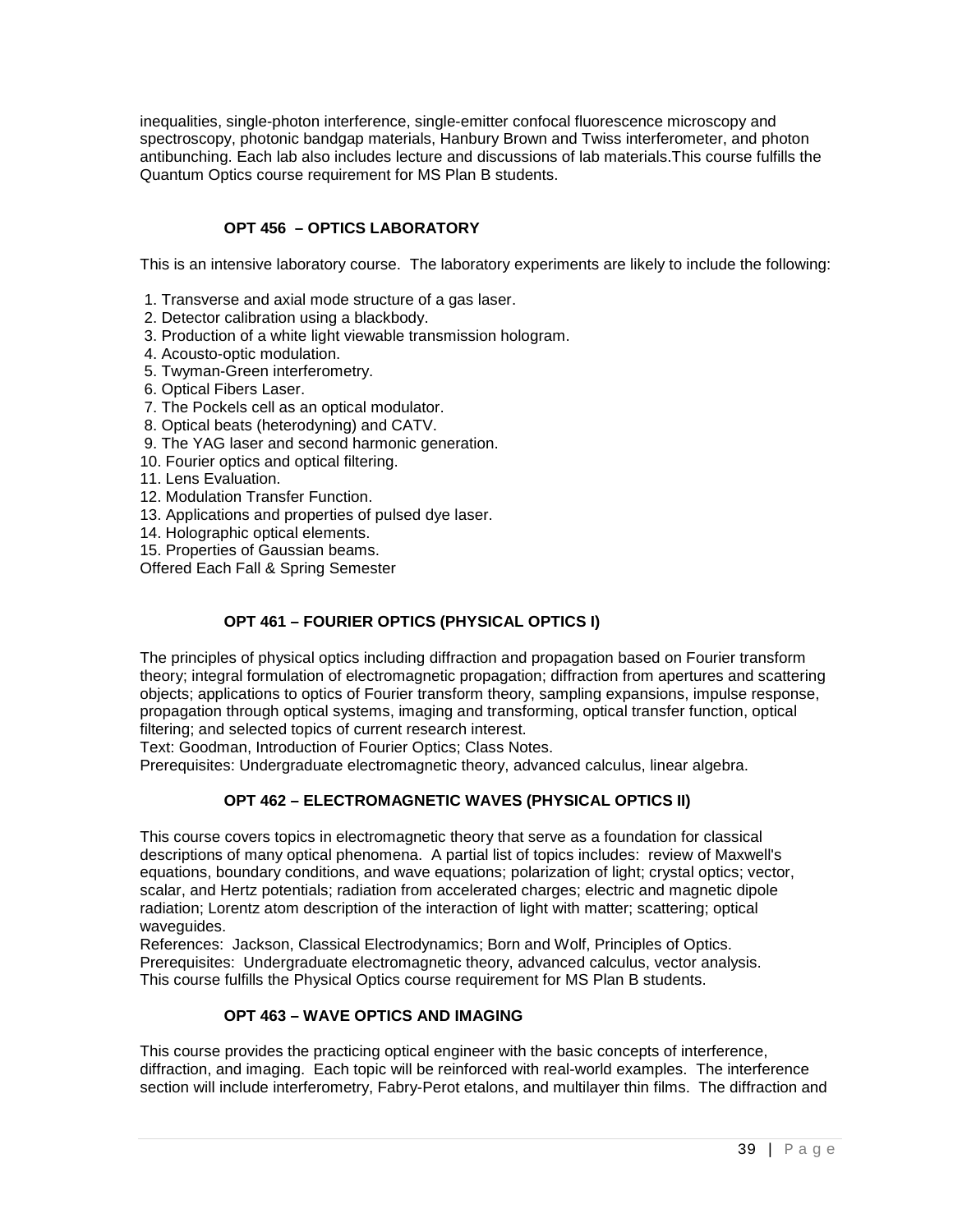inequalities, single-photon interference, single-emitter confocal fluorescence microscopy and spectroscopy, photonic bandgap materials, Hanbury Brown and Twiss interferometer, and photon antibunching. Each lab also includes lecture and discussions of lab materials.This course fulfills the Quantum Optics course requirement for MS Plan B students.

### OPT 456 – OPTICS LABORATORY

This is an intensive laboratory course. The laboratory experiments are likely to include the following:

1. Transverse and axial mode structure of a gas laser.
2. Detector calibration using a blackbody.
3. Production of a white light viewable transmission hologram.
4. Acousto-optic modulation.
5. Twyman-Green interferometry.
6. Optical Fibers Laser.
7. The Pockels cell as an optical modulator.
8. Optical beats (heterodyning) and CATV.
9. The YAG laser and second harmonic generation.
10. Fourier optics and optical filtering.
11. Lens Evaluation.
12. Modulation Transfer Function.
13. Applications and properties of pulsed dye laser.
14. Holographic optical elements.
15. Properties of Gaussian beams.

Offered Each Fall & Spring Semester

### OPT 461 – FOURIER OPTICS (PHYSICAL OPTICS I)

The principles of physical optics including diffraction and propagation based on Fourier transform theory; integral formulation of electromagnetic propagation; diffraction from apertures and scattering objects; applications to optics of Fourier transform theory, sampling expansions, impulse response, propagation through optical systems, imaging and transforming, optical transfer function, optical filtering; and selected topics of current research interest.

Text: Goodman, Introduction of Fourier Optics; Class Notes.

Prerequisites: Undergraduate electromagnetic theory, advanced calculus, linear algebra.

### OPT 462 – ELECTROMAGNETIC WAVES (PHYSICAL OPTICS II)

This course covers topics in electromagnetic theory that serve as a foundation for classical descriptions of many optical phenomena. A partial list of topics includes: review of Maxwell's equations, boundary conditions, and wave equations; polarization of light; crystal optics; vector, scalar, and Hertz potentials; radiation from accelerated charges; electric and magnetic dipole radiation; Lorentz atom description of the interaction of light with matter; scattering; optical waveguides.

References: Jackson, Classical Electrodynamics; Born and Wolf, Principles of Optics.

Prerequisites: Undergraduate electromagnetic theory, advanced calculus, vector analysis.

This course fulfills the Physical Optics course requirement for MS Plan B students.

### OPT 463 – WAVE OPTICS AND IMAGING

This course provides the practicing optical engineer with the basic concepts of interference, diffraction, and imaging. Each topic will be reinforced with real-world examples. The interference section will include interferometry, Fabry-Perot etalons, and multilayer thin films. The diffraction and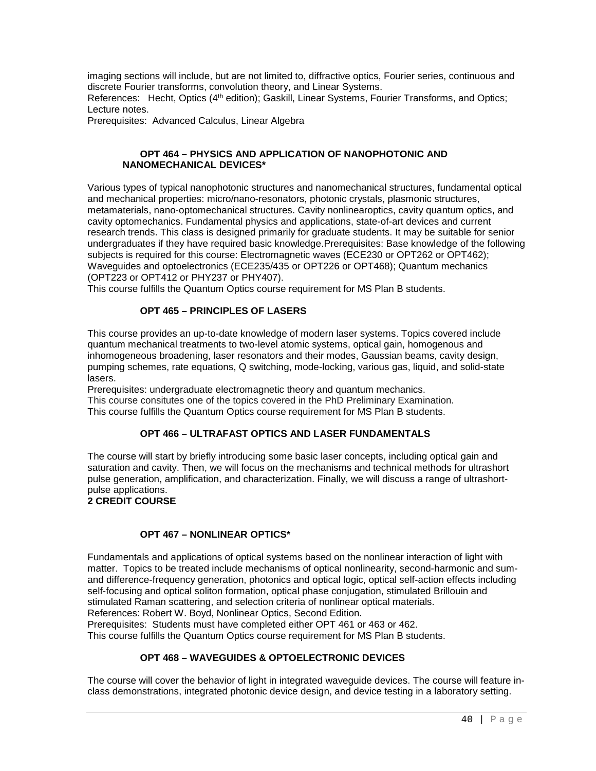imaging sections will include, but are not limited to, diffractive optics, Fourier series, continuous and discrete Fourier transforms, convolution theory, and Linear Systems.
References: Hecht, Optics (4th edition); Gaskill, Linear Systems, Fourier Transforms, and Optics; Lecture notes.
Prerequisites: Advanced Calculus, Linear Algebra

### OPT 464 – PHYSICS AND APPLICATION OF NANOPHOTONIC AND NANOMECHANICAL DEVICES*

Various types of typical nanophotonic structures and nanomechanical structures, fundamental optical and mechanical properties: micro/nano-resonators, photonic crystals, plasmonic structures, metamaterials, nano-optomechanical structures. Cavity nonlinearoptics, cavity quantum optics, and cavity optomechanics. Fundamental physics and applications, state-of-art devices and current research trends. This class is designed primarily for graduate students. It may be suitable for senior undergraduates if they have required basic knowledge.Prerequisites: Base knowledge of the following subjects is required for this course: Electromagnetic waves (ECE230 or OPT262 or OPT462); Waveguides and optoelectronics (ECE235/435 or OPT226 or OPT468); Quantum mechanics (OPT223 or OPT412 or PHY237 or PHY407).
This course fulfills the Quantum Optics course requirement for MS Plan B students.

### OPT 465 – PRINCIPLES OF LASERS

This course provides an up-to-date knowledge of modern laser systems. Topics covered include quantum mechanical treatments to two-level atomic systems, optical gain, homogenous and inhomogeneous broadening, laser resonators and their modes, Gaussian beams, cavity design, pumping schemes, rate equations, Q switching, mode-locking, various gas, liquid, and solid-state lasers.
Prerequisites: undergraduate electromagnetic theory and quantum mechanics.
This course consitutes one of the topics covered in the PhD Preliminary Examination.
This course fulfills the Quantum Optics course requirement for MS Plan B students.

### OPT 466 – ULTRAFAST OPTICS AND LASER FUNDAMENTALS

The course will start by briefly introducing some basic laser concepts, including optical gain and saturation and cavity. Then, we will focus on the mechanisms and technical methods for ultrashort pulse generation, amplification, and characterization. Finally, we will discuss a range of ultrashort-pulse applications.
**2 CREDIT COURSE**

### OPT 467 – NONLINEAR OPTICS*

Fundamentals and applications of optical systems based on the nonlinear interaction of light with matter. Topics to be treated include mechanisms of optical nonlinearity, second-harmonic and sum- and difference-frequency generation, photonics and optical logic, optical self-action effects including self-focusing and optical soliton formation, optical phase conjugation, stimulated Brillouin and stimulated Raman scattering, and selection criteria of nonlinear optical materials.
References: Robert W. Boyd, Nonlinear Optics, Second Edition.
Prerequisites: Students must have completed either OPT 461 or 463 or 462.
This course fulfills the Quantum Optics course requirement for MS Plan B students.

### OPT 468 – WAVEGUIDES & OPTOELECTRONIC DEVICES

The course will cover the behavior of light in integrated waveguide devices. The course will feature in-class demonstrations, integrated photonic device design, and device testing in a laboratory setting.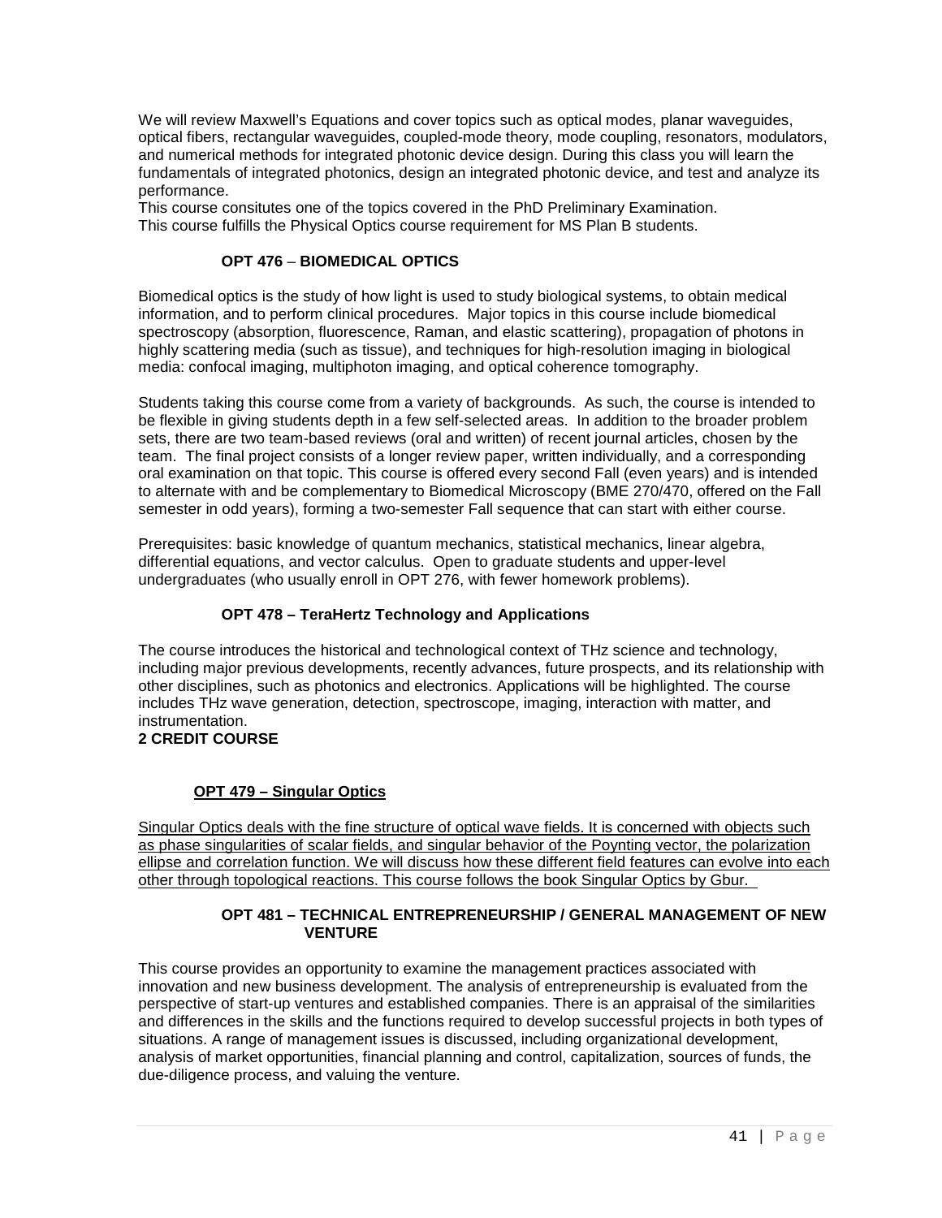We will review Maxwell's Equations and cover topics such as optical modes, planar waveguides, optical fibers, rectangular waveguides, coupled-mode theory, mode coupling, resonators, modulators, and numerical methods for integrated photonic device design. During this class you will learn the fundamentals of integrated photonics, design an integrated photonic device, and test and analyze its performance.
This course consitutes one of the topics covered in the PhD Preliminary Examination.
This course fulfills the Physical Optics course requirement for MS Plan B students.

### OPT 476 – BIOMEDICAL OPTICS

Biomedical optics is the study of how light is used to study biological systems, to obtain medical information, and to perform clinical procedures. Major topics in this course include biomedical spectroscopy (absorption, fluorescence, Raman, and elastic scattering), propagation of photons in highly scattering media (such as tissue), and techniques for high-resolution imaging in biological media: confocal imaging, multiphoton imaging, and optical coherence tomography.

Students taking this course come from a variety of backgrounds. As such, the course is intended to be flexible in giving students depth in a few self-selected areas. In addition to the broader problem sets, there are two team-based reviews (oral and written) of recent journal articles, chosen by the team. The final project consists of a longer review paper, written individually, and a corresponding oral examination on that topic. This course is offered every second Fall (even years) and is intended to alternate with and be complementary to Biomedical Microscopy (BME 270/470, offered on the Fall semester in odd years), forming a two-semester Fall sequence that can start with either course.

Prerequisites: basic knowledge of quantum mechanics, statistical mechanics, linear algebra, differential equations, and vector calculus. Open to graduate students and upper-level undergraduates (who usually enroll in OPT 276, with fewer homework problems).

### OPT 478 – TeraHertz Technology and Applications

The course introduces the historical and technological context of THz science and technology, including major previous developments, recently advances, future prospects, and its relationship with other disciplines, such as photonics and electronics. Applications will be highlighted. The course includes THz wave generation, detection, spectroscope, imaging, interaction with matter, and instrumentation.
**2 CREDIT COURSE**

### OPT 479 – Singular Optics

Singular Optics deals with the fine structure of optical wave fields. It is concerned with objects such as phase singularities of scalar fields, and singular behavior of the Poynting vector, the polarization ellipse and correlation function. We will discuss how these different field features can evolve into each other through topological reactions. This course follows the book Singular Optics by Gbur.

### OPT 481 – TECHNICAL ENTREPRENEURSHIP / GENERAL MANAGEMENT OF NEW VENTURE

This course provides an opportunity to examine the management practices associated with innovation and new business development. The analysis of entrepreneurship is evaluated from the perspective of start-up ventures and established companies. There is an appraisal of the similarities and differences in the skills and the functions required to develop successful projects in both types of situations. A range of management issues is discussed, including organizational development, analysis of market opportunities, financial planning and control, capitalization, sources of funds, the due-diligence process, and valuing the venture.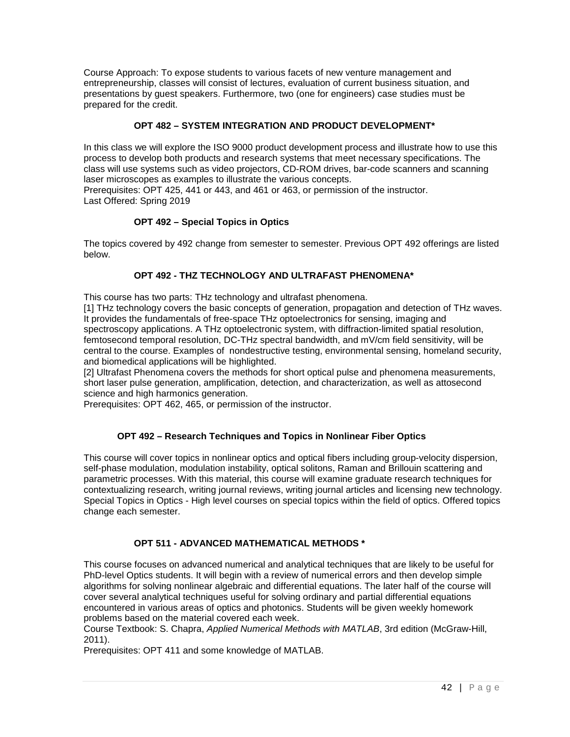Course Approach: To expose students to various facets of new venture management and entrepreneurship, classes will consist of lectures, evaluation of current business situation, and presentations by guest speakers. Furthermore, two (one for engineers) case studies must be prepared for the credit.

### OPT 482 – SYSTEM INTEGRATION AND PRODUCT DEVELOPMENT*

In this class we will explore the ISO 9000 product development process and illustrate how to use this process to develop both products and research systems that meet necessary specifications. The class will use systems such as video projectors, CD-ROM drives, bar-code scanners and scanning laser microscopes as examples to illustrate the various concepts.
Prerequisites: OPT 425, 441 or 443, and 461 or 463, or permission of the instructor.
Last Offered: Spring 2019

### OPT 492 – Special Topics in Optics

The topics covered by 492 change from semester to semester. Previous OPT 492 offerings are listed below.

### OPT 492 - THZ TECHNOLOGY AND ULTRAFAST PHENOMENA*

This course has two parts: THz technology and ultrafast phenomena.
[1] THz technology covers the basic concepts of generation, propagation and detection of THz waves. It provides the fundamentals of free-space THz optoelectronics for sensing, imaging and spectroscopy applications. A THz optoelectronic system, with diffraction-limited spatial resolution, femtosecond temporal resolution, DC-THz spectral bandwidth, and mV/cm field sensitivity, will be central to the course. Examples of nondestructive testing, environmental sensing, homeland security, and biomedical applications will be highlighted.
[2] Ultrafast Phenomena covers the methods for short optical pulse and phenomena measurements, short laser pulse generation, amplification, detection, and characterization, as well as attosecond science and high harmonics generation.
Prerequisites: OPT 462, 465, or permission of the instructor.

### OPT 492 – Research Techniques and Topics in Nonlinear Fiber Optics

This course will cover topics in nonlinear optics and optical fibers including group-velocity dispersion, self-phase modulation, modulation instability, optical solitons, Raman and Brillouin scattering and parametric processes. With this material, this course will examine graduate research techniques for contextualizing research, writing journal reviews, writing journal articles and licensing new technology. Special Topics in Optics - High level courses on special topics within the field of optics. Offered topics change each semester.

### OPT 511 - ADVANCED MATHEMATICAL METHODS *

This course focuses on advanced numerical and analytical techniques that are likely to be useful for PhD-level Optics students. It will begin with a review of numerical errors and then develop simple algorithms for solving nonlinear algebraic and differential equations. The later half of the course will cover several analytical techniques useful for solving ordinary and partial differential equations encountered in various areas of optics and photonics. Students will be given weekly homework problems based on the material covered each week.
Course Textbook: S. Chapra, *Applied Numerical Methods with MATLAB*, 3rd edition (McGraw-Hill, 2011).
Prerequisites: OPT 411 and some knowledge of MATLAB.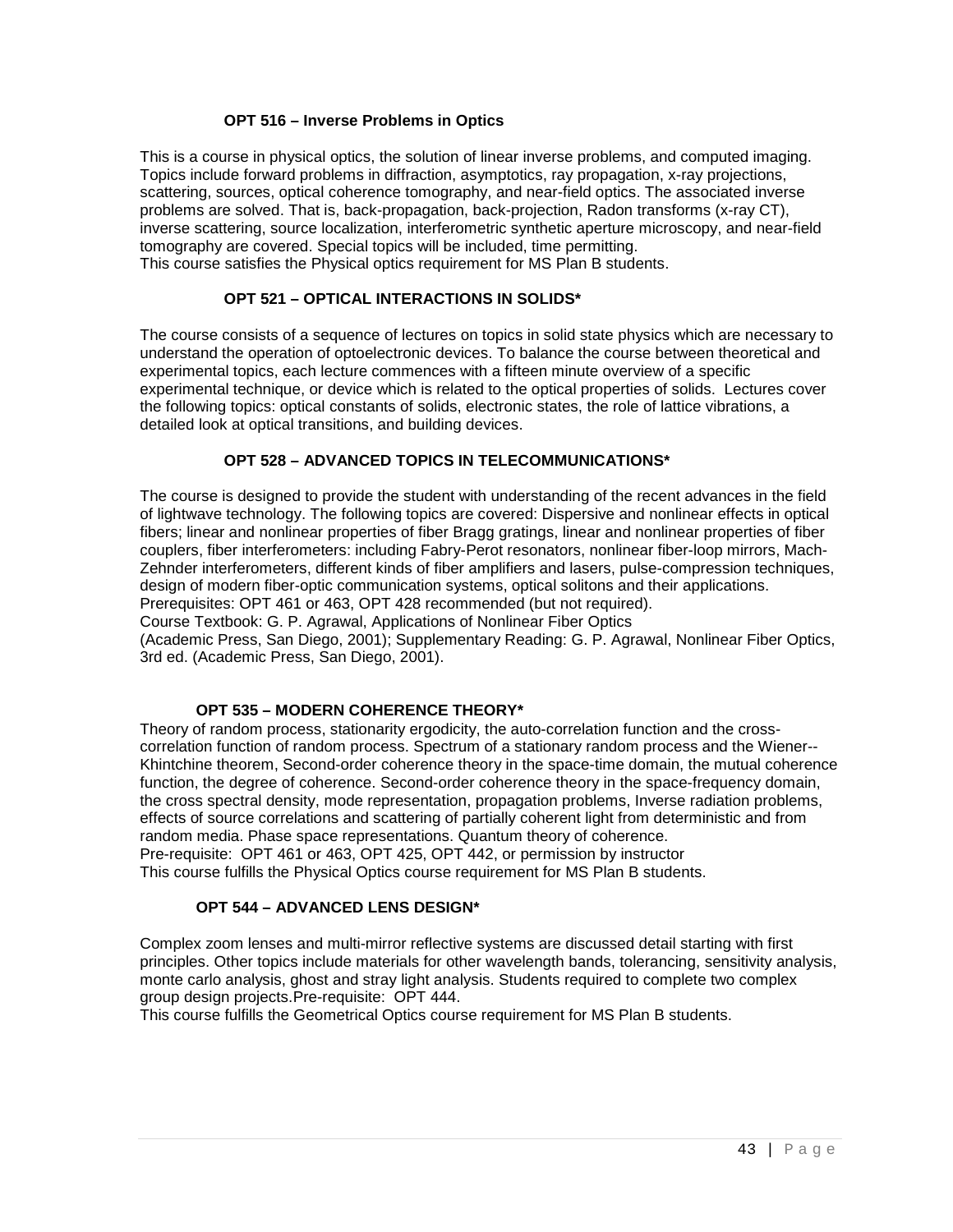### OPT 516 – Inverse Problems in Optics

This is a course in physical optics, the solution of linear inverse problems, and computed imaging. Topics include forward problems in diffraction, asymptotics, ray propagation, x-ray projections, scattering, sources, optical coherence tomography, and near-field optics. The associated inverse problems are solved. That is, back-propagation, back-projection, Radon transforms (x-ray CT), inverse scattering, source localization, interferometric synthetic aperture microscopy, and near-field tomography are covered. Special topics will be included, time permitting.
This course satisfies the Physical optics requirement for MS Plan B students.

### OPT 521 – OPTICAL INTERACTIONS IN SOLIDS*

The course consists of a sequence of lectures on topics in solid state physics which are necessary to understand the operation of optoelectronic devices. To balance the course between theoretical and experimental topics, each lecture commences with a fifteen minute overview of a specific experimental technique, or device which is related to the optical properties of solids. Lectures cover the following topics: optical constants of solids, electronic states, the role of lattice vibrations, a detailed look at optical transitions, and building devices.

### OPT 528 – ADVANCED TOPICS IN TELECOMMUNICATIONS*

The course is designed to provide the student with understanding of the recent advances in the field of lightwave technology. The following topics are covered: Dispersive and nonlinear effects in optical fibers; linear and nonlinear properties of fiber Bragg gratings, linear and nonlinear properties of fiber couplers, fiber interferometers: including Fabry-Perot resonators, nonlinear fiber-loop mirrors, Mach-Zehnder interferometers, different kinds of fiber amplifiers and lasers, pulse-compression techniques, design of modern fiber-optic communication systems, optical solitons and their applications.
Prerequisites: OPT 461 or 463, OPT 428 recommended (but not required).
Course Textbook: G. P. Agrawal, Applications of Nonlinear Fiber Optics
(Academic Press, San Diego, 2001); Supplementary Reading: G. P. Agrawal, Nonlinear Fiber Optics, 3rd ed. (Academic Press, San Diego, 2001).

### OPT 535 – MODERN COHERENCE THEORY*

Theory of random process, stationarity ergodicity, the auto-correlation function and the cross-correlation function of random process. Spectrum of a stationary random process and the Wiener--Khintchine theorem, Second-order coherence theory in the space-time domain, the mutual coherence function, the degree of coherence. Second-order coherence theory in the space-frequency domain, the cross spectral density, mode representation, propagation problems, Inverse radiation problems, effects of source correlations and scattering of partially coherent light from deterministic and from random media. Phase space representations. Quantum theory of coherence.
Pre-requisite: OPT 461 or 463, OPT 425, OPT 442, or permission by instructor
This course fulfills the Physical Optics course requirement for MS Plan B students.

### OPT 544 – ADVANCED LENS DESIGN*

Complex zoom lenses and multi-mirror reflective systems are discussed detail starting with first principles. Other topics include materials for other wavelength bands, tolerancing, sensitivity analysis, monte carlo analysis, ghost and stray light analysis. Students required to complete two complex group design projects.Pre-requisite: OPT 444.
This course fulfills the Geometrical Optics course requirement for MS Plan B students.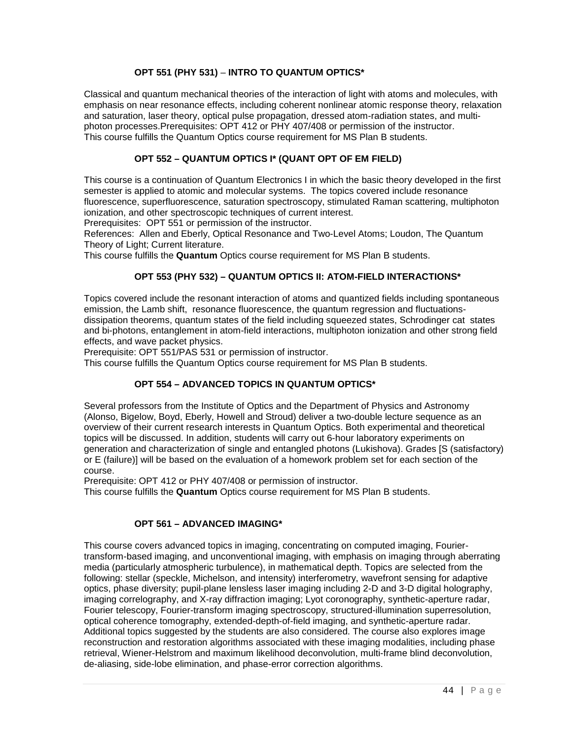#### OPT 551 (PHY 531) – INTRO TO QUANTUM OPTICS*

Classical and quantum mechanical theories of the interaction of light with atoms and molecules, with emphasis on near resonance effects, including coherent nonlinear atomic response theory, relaxation and saturation, laser theory, optical pulse propagation, dressed atom-radiation states, and multi-photon processes.Prerequisites: OPT 412 or PHY 407/408 or permission of the instructor.
This course fulfills the Quantum Optics course requirement for MS Plan B students.

#### OPT 552 – QUANTUM OPTICS I* (QUANT OPT OF EM FIELD)

This course is a continuation of Quantum Electronics I in which the basic theory developed in the first semester is applied to atomic and molecular systems. The topics covered include resonance fluorescence, superfluorescence, saturation spectroscopy, stimulated Raman scattering, multiphoton ionization, and other spectroscopic techniques of current interest.
Prerequisites: OPT 551 or permission of the instructor.
References: Allen and Eberly, Optical Resonance and Two-Level Atoms; Loudon, The Quantum Theory of Light; Current literature.
This course fulfills the **Quantum** Optics course requirement for MS Plan B students.

#### OPT 553 (PHY 532) – QUANTUM OPTICS II: ATOM-FIELD INTERACTIONS*

Topics covered include the resonant interaction of atoms and quantized fields including spontaneous emission, the Lamb shift, resonance fluorescence, the quantum regression and fluctuations-dissipation theorems, quantum states of the field including squeezed states, Schrodinger cat states and bi-photons, entanglement in atom-field interactions, multiphoton ionization and other strong field effects, and wave packet physics.
Prerequisite: OPT 551/PAS 531 or permission of instructor.
This course fulfills the Quantum Optics course requirement for MS Plan B students.

#### OPT 554 – ADVANCED TOPICS IN QUANTUM OPTICS*

Several professors from the Institute of Optics and the Department of Physics and Astronomy (Alonso, Bigelow, Boyd, Eberly, Howell and Stroud) deliver a two-double lecture sequence as an overview of their current research interests in Quantum Optics. Both experimental and theoretical topics will be discussed. In addition, students will carry out 6-hour laboratory experiments on generation and characterization of single and entangled photons (Lukishova). Grades [S (satisfactory) or E (failure)] will be based on the evaluation of a homework problem set for each section of the course.
Prerequisite: OPT 412 or PHY 407/408 or permission of instructor.
This course fulfills the **Quantum** Optics course requirement for MS Plan B students.

#### OPT 561 – ADVANCED IMAGING*

This course covers advanced topics in imaging, concentrating on computed imaging, Fourier-transform-based imaging, and unconventional imaging, with emphasis on imaging through aberrating media (particularly atmospheric turbulence), in mathematical depth. Topics are selected from the following: stellar (speckle, Michelson, and intensity) interferometry, wavefront sensing for adaptive optics, phase diversity; pupil-plane lensless laser imaging including 2-D and 3-D digital holography, imaging correlography, and X-ray diffraction imaging; Lyot coronography, synthetic-aperture radar, Fourier telescopy, Fourier-transform imaging spectroscopy, structured-illumination superresolution, optical coherence tomography, extended-depth-of-field imaging, and synthetic-aperture radar. Additional topics suggested by the students are also considered. The course also explores image reconstruction and restoration algorithms associated with these imaging modalities, including phase retrieval, Wiener-Helstrom and maximum likelihood deconvolution, multi-frame blind deconvolution, de-aliasing, side-lobe elimination, and phase-error correction algorithms.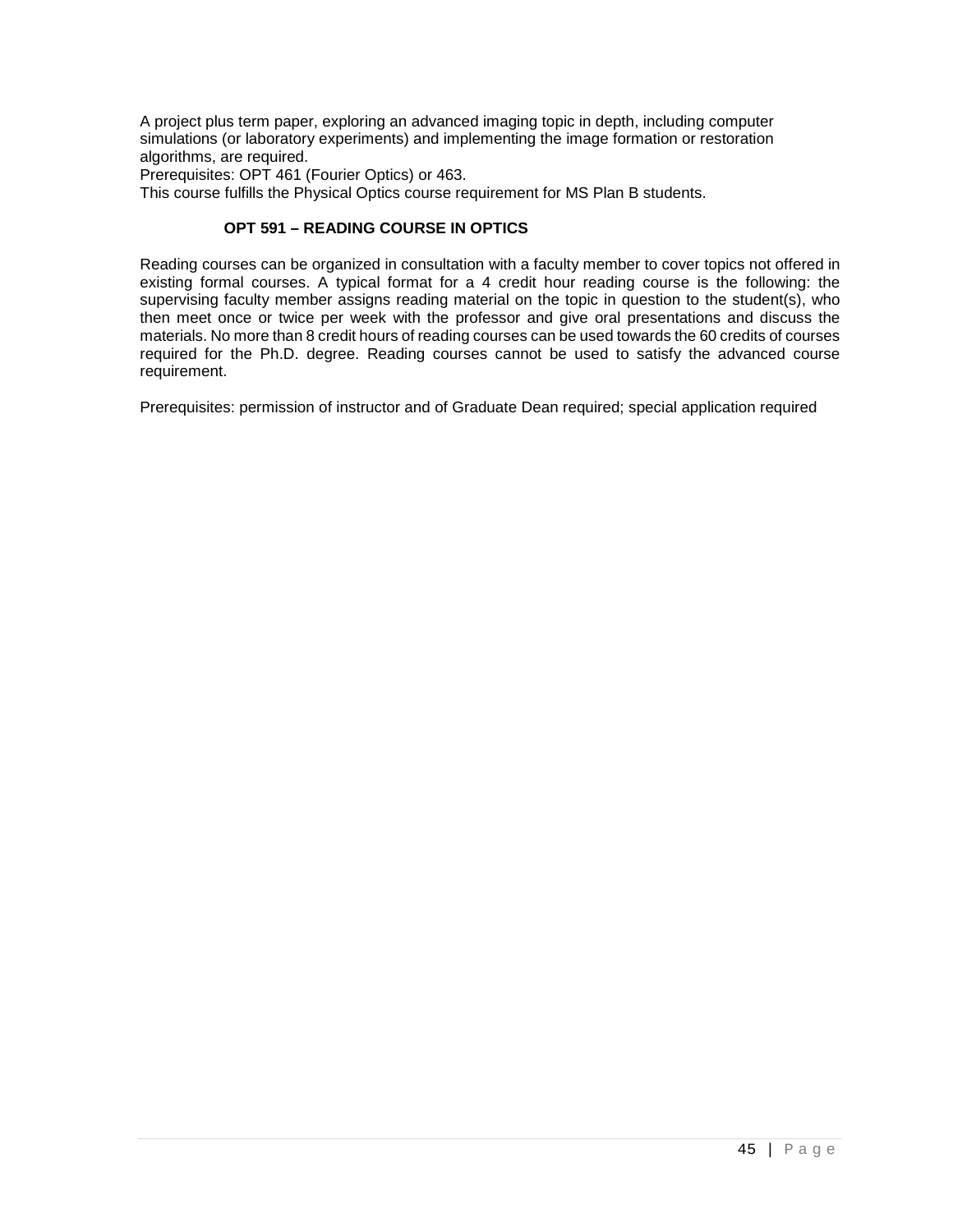A project plus term paper, exploring an advanced imaging topic in depth, including computer simulations (or laboratory experiments) and implementing the image formation or restoration algorithms, are required.
Prerequisites: OPT 461 (Fourier Optics) or 463.
This course fulfills the Physical Optics course requirement for MS Plan B students.

### OPT 591 – READING COURSE IN OPTICS

Reading courses can be organized in consultation with a faculty member to cover topics not offered in existing formal courses. A typical format for a 4 credit hour reading course is the following: the supervising faculty member assigns reading material on the topic in question to the student(s), who then meet once or twice per week with the professor and give oral presentations and discuss the materials. No more than 8 credit hours of reading courses can be used towards the 60 credits of courses required for the Ph.D. degree. Reading courses cannot be used to satisfy the advanced course requirement.

Prerequisites: permission of instructor and of Graduate Dean required; special application required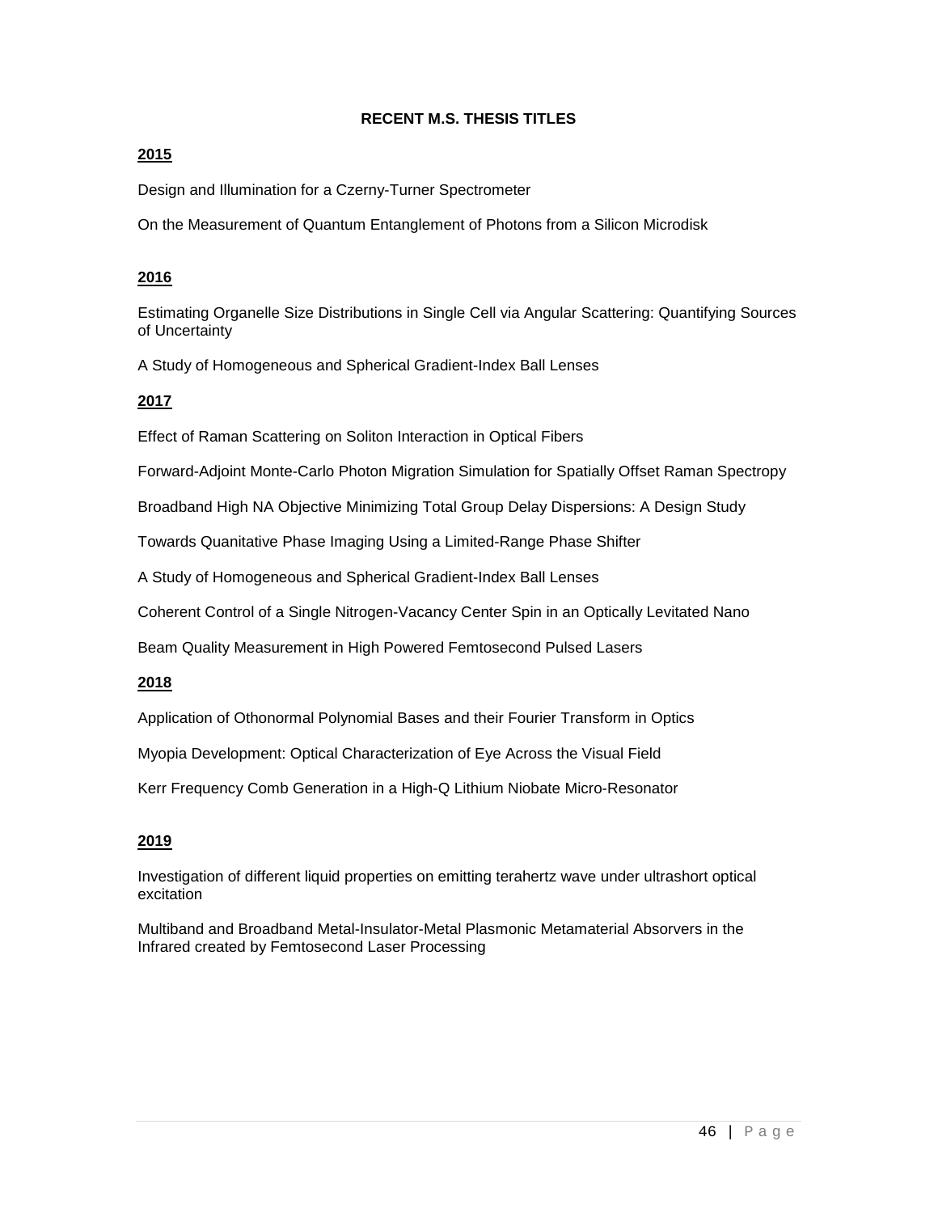# RECENT M.S. THESIS TITLES

## 2015

Design and Illumination for a Czerny-Turner Spectrometer

On the Measurement of Quantum Entanglement of Photons from a Silicon Microdisk

## 2016

Estimating Organelle Size Distributions in Single Cell via Angular Scattering: Quantifying Sources of Uncertainty

A Study of Homogeneous and Spherical Gradient-Index Ball Lenses

## 2017

Effect of Raman Scattering on Soliton Interaction in Optical Fibers

Forward-Adjoint Monte-Carlo Photon Migration Simulation for Spatially Offset Raman Spectropy

Broadband High NA Objective Minimizing Total Group Delay Dispersions: A Design Study

Towards Quanitative Phase Imaging Using a Limited-Range Phase Shifter

A Study of Homogeneous and Spherical Gradient-Index Ball Lenses

Coherent Control of a Single Nitrogen-Vacancy Center Spin in an Optically Levitated Nano

Beam Quality Measurement in High Powered Femtosecond Pulsed Lasers

## 2018

Application of Othonormal Polynomial Bases and their Fourier Transform in Optics

Myopia Development: Optical Characterization of Eye Across the Visual Field

Kerr Frequency Comb Generation in a High-Q Lithium Niobate Micro-Resonator

## 2019

Investigation of different liquid properties on emitting terahertz wave under ultrashort optical excitation

Multiband and Broadband Metal-Insulator-Metal Plasmonic Metamaterial Absorvers in the Infrared created by Femtosecond Laser Processing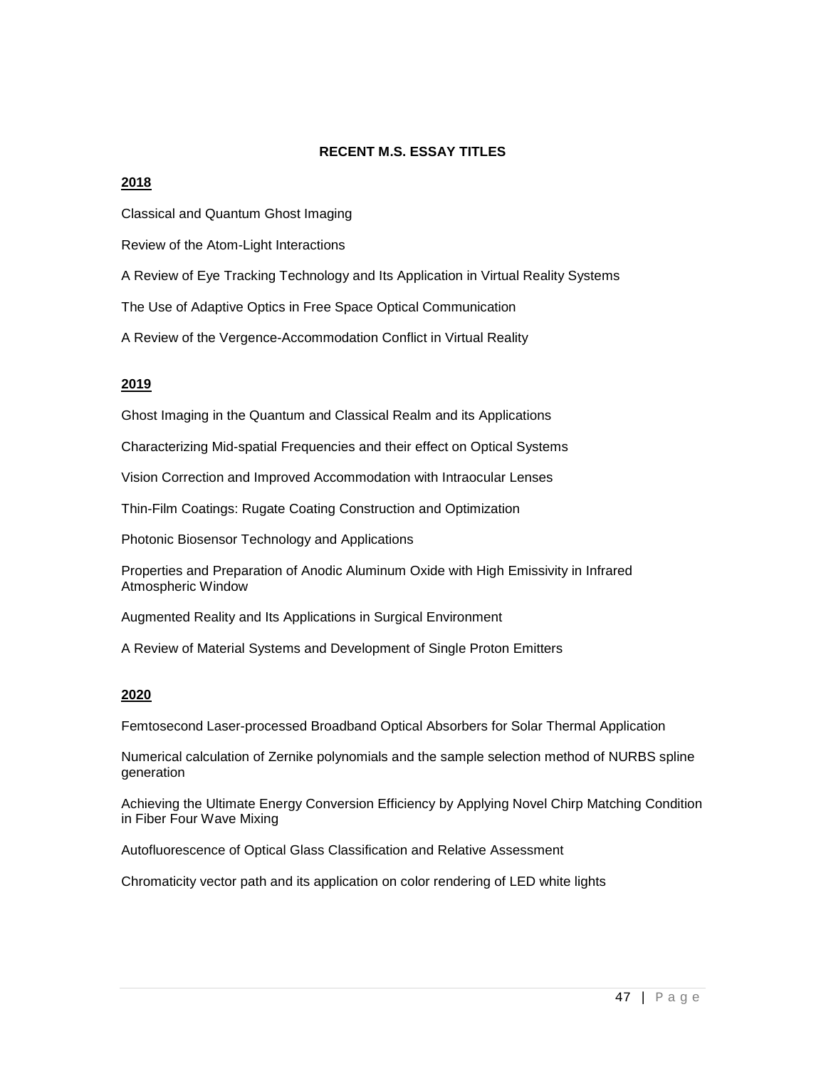## RECENT M.S. ESSAY TITLES

### 2018

Classical and Quantum Ghost Imaging

Review of the Atom-Light Interactions

A Review of Eye Tracking Technology and Its Application in Virtual Reality Systems

The Use of Adaptive Optics in Free Space Optical Communication

A Review of the Vergence-Accommodation Conflict in Virtual Reality

### 2019

Ghost Imaging in the Quantum and Classical Realm and its Applications

Characterizing Mid-spatial Frequencies and their effect on Optical Systems

Vision Correction and Improved Accommodation with Intraocular Lenses

Thin-Film Coatings: Rugate Coating Construction and Optimization

Photonic Biosensor Technology and Applications

Properties and Preparation of Anodic Aluminum Oxide with High Emissivity in Infrared Atmospheric Window

Augmented Reality and Its Applications in Surgical Environment

A Review of Material Systems and Development of Single Proton Emitters

### 2020

Femtosecond Laser-processed Broadband Optical Absorbers for Solar Thermal Application

Numerical calculation of Zernike polynomials and the sample selection method of NURBS spline generation

Achieving the Ultimate Energy Conversion Efficiency by Applying Novel Chirp Matching Condition in Fiber Four Wave Mixing

Autofluorescence of Optical Glass Classification and Relative Assessment

Chromaticity vector path and its application on color rendering of LED white lights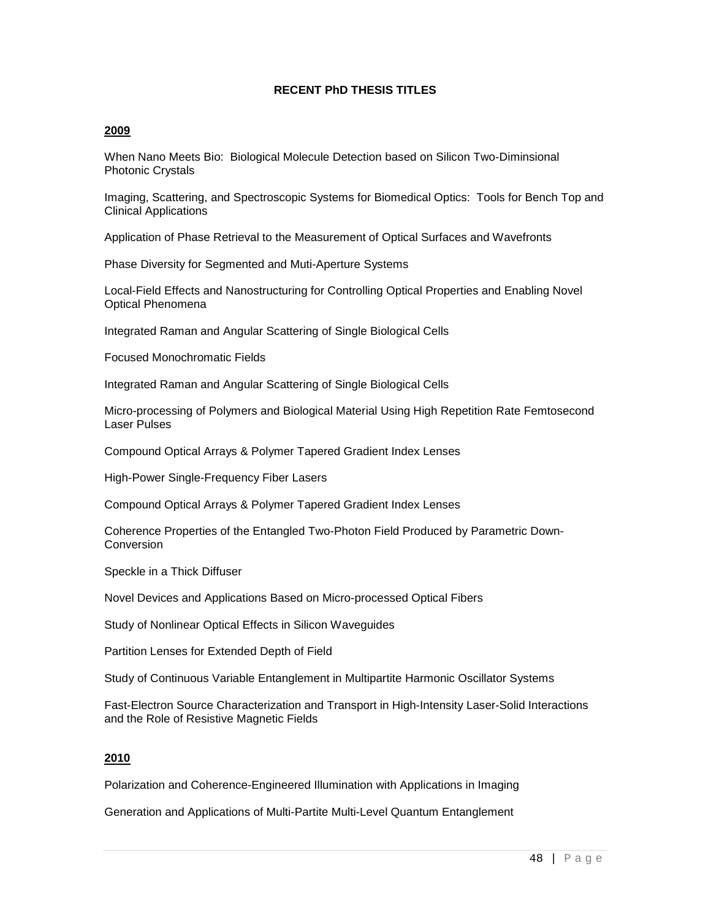## RECENT PhD THESIS TITLES

### 2009

When Nano Meets Bio: Biological Molecule Detection based on Silicon Two-Diminsional Photonic Crystals

Imaging, Scattering, and Spectroscopic Systems for Biomedical Optics: Tools for Bench Top and Clinical Applications

Application of Phase Retrieval to the Measurement of Optical Surfaces and Wavefronts

Phase Diversity for Segmented and Muti-Aperture Systems

Local-Field Effects and Nanostructuring for Controlling Optical Properties and Enabling Novel Optical Phenomena

Integrated Raman and Angular Scattering of Single Biological Cells

Focused Monochromatic Fields

Integrated Raman and Angular Scattering of Single Biological Cells

Micro-processing of Polymers and Biological Material Using High Repetition Rate Femtosecond Laser Pulses

Compound Optical Arrays & Polymer Tapered Gradient Index Lenses

High-Power Single-Frequency Fiber Lasers

Compound Optical Arrays & Polymer Tapered Gradient Index Lenses

Coherence Properties of the Entangled Two-Photon Field Produced by Parametric Down-Conversion

Speckle in a Thick Diffuser

Novel Devices and Applications Based on Micro-processed Optical Fibers

Study of Nonlinear Optical Effects in Silicon Waveguides

Partition Lenses for Extended Depth of Field

Study of Continuous Variable Entanglement in Multipartite Harmonic Oscillator Systems

Fast-Electron Source Characterization and Transport in High-Intensity Laser-Solid Interactions and the Role of Resistive Magnetic Fields

### 2010

Polarization and Coherence-Engineered Illumination with Applications in Imaging

Generation and Applications of Multi-Partite Multi-Level Quantum Entanglement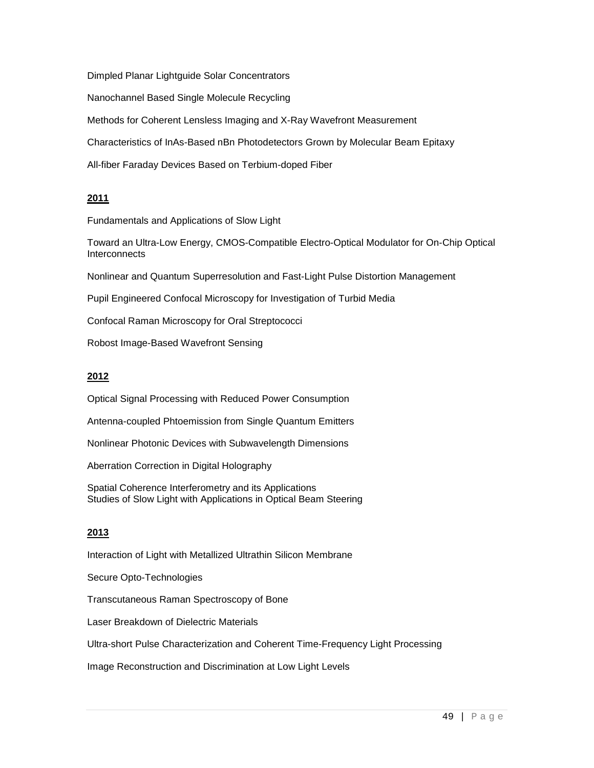Dimpled Planar Lightguide Solar Concentrators

Nanochannel Based Single Molecule Recycling

Methods for Coherent Lensless Imaging and X-Ray Wavefront Measurement

Characteristics of InAs-Based nBn Photodetectors Grown by Molecular Beam Epitaxy

All-fiber Faraday Devices Based on Terbium-doped Fiber

**2011**

Fundamentals and Applications of Slow Light

Toward an Ultra-Low Energy, CMOS-Compatible Electro-Optical Modulator for On-Chip Optical Interconnects

Nonlinear and Quantum Superresolution and Fast-Light Pulse Distortion Management

Pupil Engineered Confocal Microscopy for Investigation of Turbid Media

Confocal Raman Microscopy for Oral Streptococci

Robost Image-Based Wavefront Sensing

**2012**

Optical Signal Processing with Reduced Power Consumption

Antenna-coupled Phtoemission from Single Quantum Emitters

Nonlinear Photonic Devices with Subwavelength Dimensions

Aberration Correction in Digital Holography

Spatial Coherence Interferometry and its Applications
Studies of Slow Light with Applications in Optical Beam Steering

**2013**

Interaction of Light with Metallized Ultrathin Silicon Membrane

Secure Opto-Technologies

Transcutaneous Raman Spectroscopy of Bone

Laser Breakdown of Dielectric Materials

Ultra-short Pulse Characterization and Coherent Time-Frequency Light Processing

Image Reconstruction and Discrimination at Low Light Levels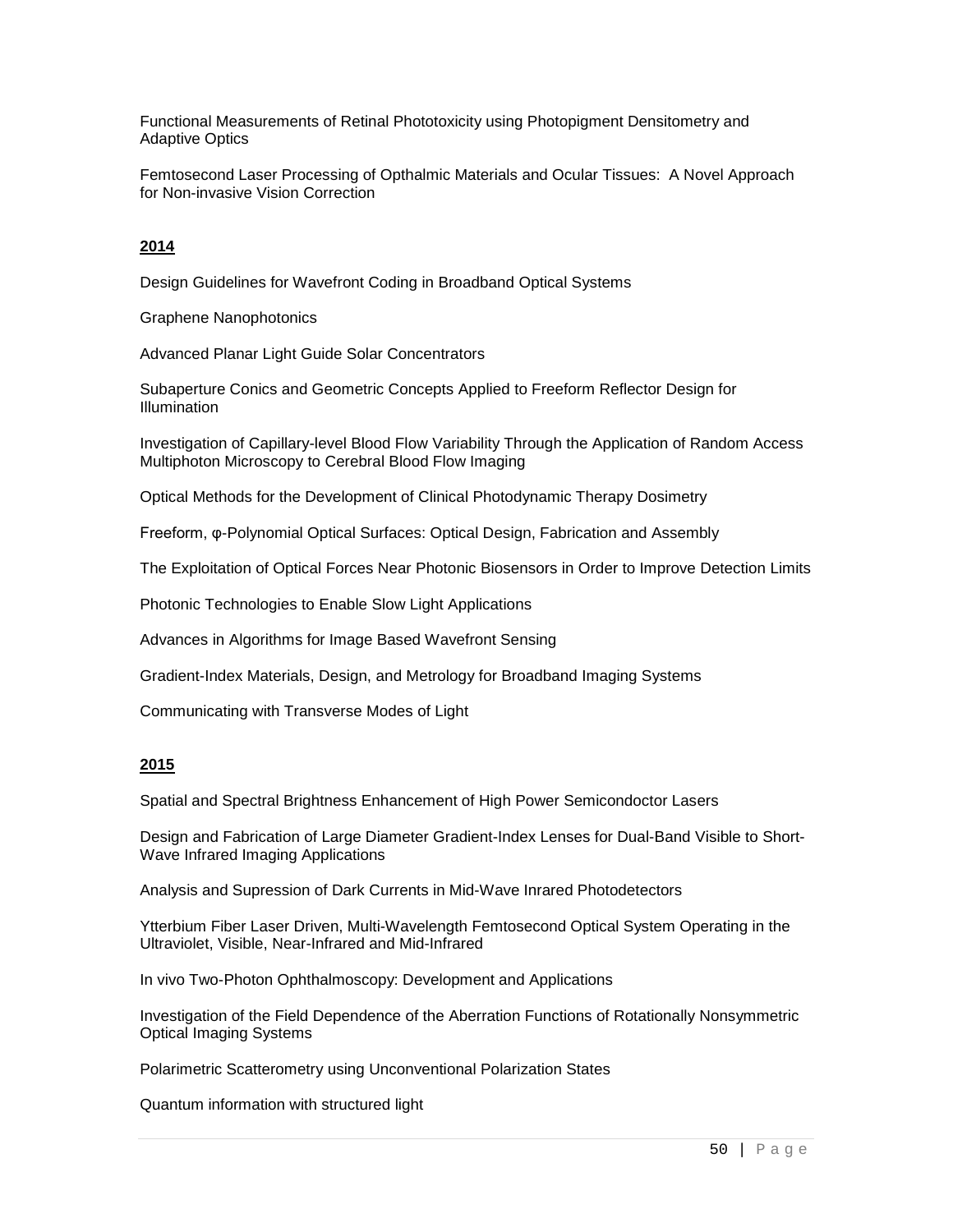Functional Measurements of Retinal Phototoxicity using Photopigment Densitometry and Adaptive Optics

Femtosecond Laser Processing of Opthalmic Materials and Ocular Tissues:  A Novel Approach for Non-invasive Vision Correction

**2014**

Design Guidelines for Wavefront Coding in Broadband Optical Systems

Graphene Nanophotonics

Advanced Planar Light Guide Solar Concentrators

Subaperture Conics and Geometric Concepts Applied to Freeform Reflector Design for Illumination

Investigation of Capillary-level Blood Flow Variability Through the Application of Random Access Multiphoton Microscopy to Cerebral Blood Flow Imaging

Optical Methods for the Development of Clinical Photodynamic Therapy Dosimetry

Freeform, φ-Polynomial Optical Surfaces: Optical Design, Fabrication and Assembly

The Exploitation of Optical Forces Near Photonic Biosensors in Order to Improve Detection Limits

Photonic Technologies to Enable Slow Light Applications

Advances in Algorithms for Image Based Wavefront Sensing

Gradient-Index Materials, Design, and Metrology for Broadband Imaging Systems

Communicating with Transverse Modes of Light

**2015**

Spatial and Spectral Brightness Enhancement of High Power Semicondoctor Lasers

Design and Fabrication of Large Diameter Gradient-Index Lenses for Dual-Band Visible to Short-Wave Infrared Imaging Applications

Analysis and Supression of Dark Currents in Mid-Wave Inrared Photodetectors

Ytterbium Fiber Laser Driven, Multi-Wavelength Femtosecond Optical System Operating in the Ultraviolet, Visible, Near-Infrared and Mid-Infrared

In vivo Two-Photon Ophthalmoscopy: Development and Applications

Investigation of the Field Dependence of the Aberration Functions of Rotationally Nonsymmetric Optical Imaging Systems

Polarimetric Scatterometry using Unconventional Polarization States

Quantum information with structured light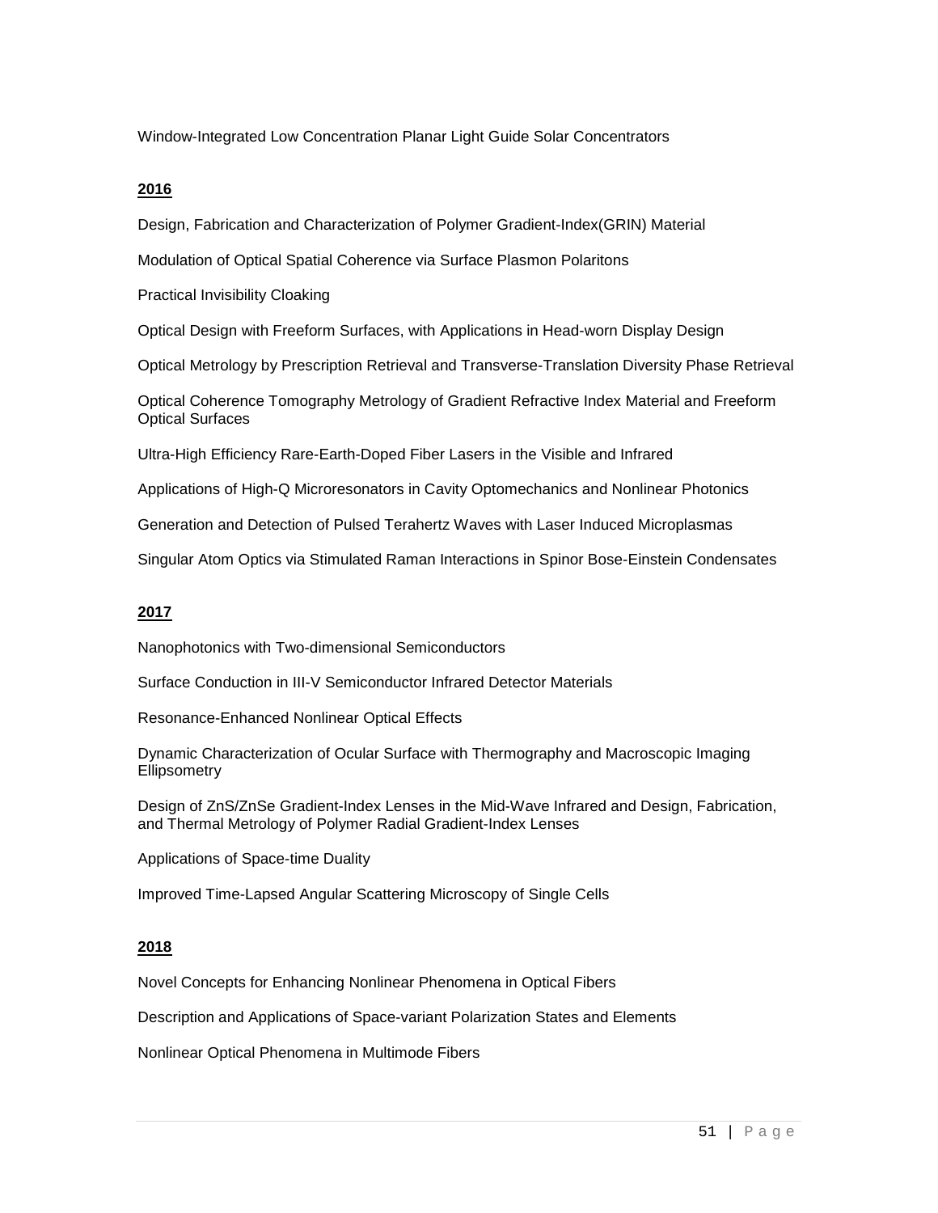Window-Integrated Low Concentration Planar Light Guide Solar Concentrators

**2016**

Design, Fabrication and Characterization of Polymer Gradient-Index(GRIN) Material

Modulation of Optical Spatial Coherence via Surface Plasmon Polaritons

Practical Invisibility Cloaking

Optical Design with Freeform Surfaces, with Applications in Head-worn Display Design

Optical Metrology by Prescription Retrieval and Transverse-Translation Diversity Phase Retrieval

Optical Coherence Tomography Metrology of Gradient Refractive Index Material and Freeform Optical Surfaces

Ultra-High Efficiency Rare-Earth-Doped Fiber Lasers in the Visible and Infrared

Applications of High-Q Microresonators in Cavity Optomechanics and Nonlinear Photonics

Generation and Detection of Pulsed Terahertz Waves with Laser Induced Microplasmas

Singular Atom Optics via Stimulated Raman Interactions in Spinor Bose-Einstein Condensates

**2017**

Nanophotonics with Two-dimensional Semiconductors

Surface Conduction in III-V Semiconductor Infrared Detector Materials

Resonance-Enhanced Nonlinear Optical Effects

Dynamic Characterization of Ocular Surface with Thermography and Macroscopic Imaging Ellipsometry

Design of ZnS/ZnSe Gradient-Index Lenses in the Mid-Wave Infrared and Design, Fabrication, and Thermal Metrology of Polymer Radial Gradient-Index Lenses

Applications of Space-time Duality

Improved Time-Lapsed Angular Scattering Microscopy of Single Cells

**2018**

Novel Concepts for Enhancing Nonlinear Phenomena in Optical Fibers

Description and Applications of Space-variant Polarization States and Elements

Nonlinear Optical Phenomena in Multimode Fibers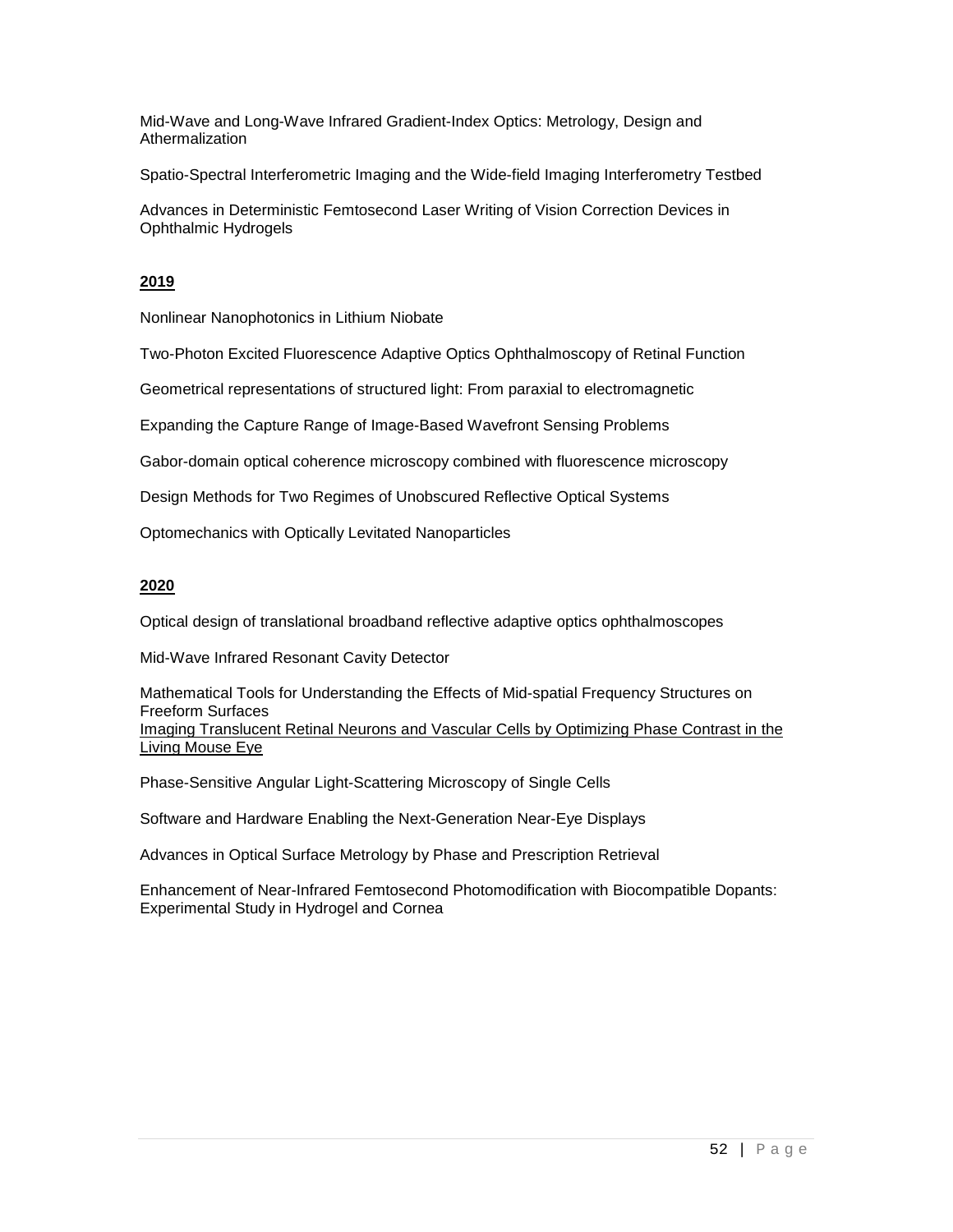Mid-Wave and Long-Wave Infrared Gradient-Index Optics: Metrology, Design and Athermalization

Spatio-Spectral Interferometric Imaging and the Wide-field Imaging Interferometry Testbed

Advances in Deterministic Femtosecond Laser Writing of Vision Correction Devices in Ophthalmic Hydrogels

**2019**

Nonlinear Nanophotonics in Lithium Niobate

Two-Photon Excited Fluorescence Adaptive Optics Ophthalmoscopy of Retinal Function

Geometrical representations of structured light: From paraxial to electromagnetic

Expanding the Capture Range of Image-Based Wavefront Sensing Problems

Gabor-domain optical coherence microscopy combined with fluorescence microscopy

Design Methods for Two Regimes of Unobscured Reflective Optical Systems

Optomechanics with Optically Levitated Nanoparticles

**2020**

Optical design of translational broadband reflective adaptive optics ophthalmoscopes

Mid-Wave Infrared Resonant Cavity Detector

Mathematical Tools for Understanding the Effects of Mid-spatial Frequency Structures on Freeform Surfaces

Imaging Translucent Retinal Neurons and Vascular Cells by Optimizing Phase Contrast in the Living Mouse Eye

Phase-Sensitive Angular Light-Scattering Microscopy of Single Cells

Software and Hardware Enabling the Next-Generation Near-Eye Displays

Advances in Optical Surface Metrology by Phase and Prescription Retrieval

Enhancement of Near-Infrared Femtosecond Photomodification with Biocompatible Dopants: Experimental Study in Hydrogel and Cornea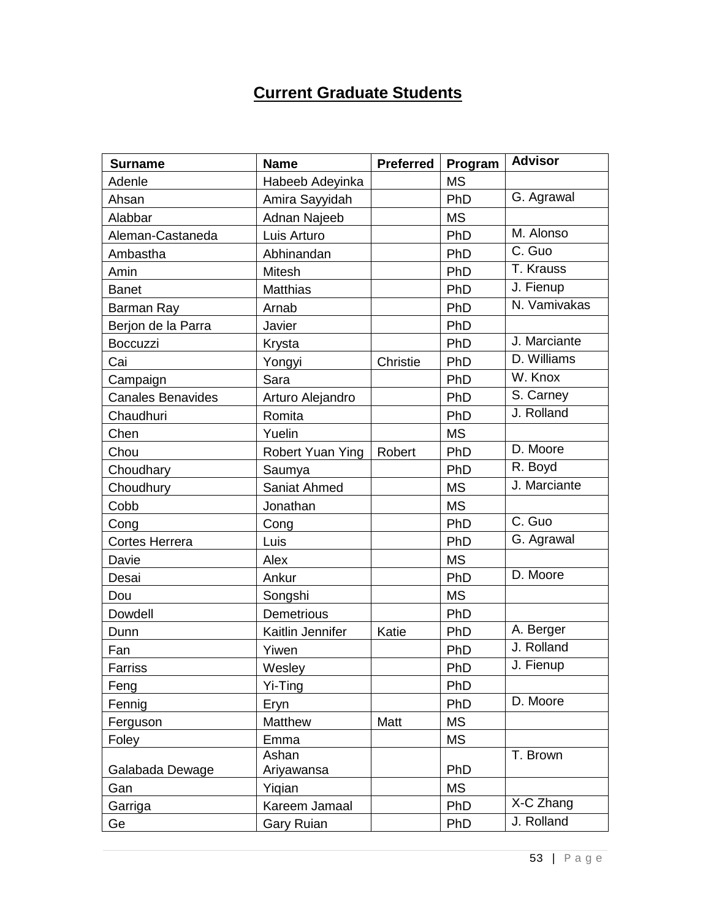# Current Graduate Students

| Surname | Name | Preferred | Program | Advisor |
|---|---|---|---|---|
| Adenle | Habeeb Adeyinka | | MS | |
| Ahsan | Amira Sayyidah | | PhD | G. Agrawal |
| Alabbar | Adnan Najeeb | | MS | |
| Aleman-Castaneda | Luis Arturo | | PhD | M. Alonso |
| Ambastha | Abhinandan | | PhD | C. Guo |
| Amin | Mitesh | | PhD | T. Krauss |
| Banet | Matthias | | PhD | J. Fienup |
| Barman Ray | Arnab | | PhD | N. Vamivakas |
| Berjon de la Parra | Javier | | PhD | |
| Boccuzzi | Krysta | | PhD | J. Marciante |
| Cai | Yongyi | Christie | PhD | D. Williams |
| Campaign | Sara | | PhD | W. Knox |
| Canales Benavides | Arturo Alejandro | | PhD | S. Carney |
| Chaudhuri | Romita | | PhD | J. Rolland |
| Chen | Yuelin | | MS | |
| Chou | Robert Yuan Ying | Robert | PhD | D. Moore |
| Choudhary | Saumya | | PhD | R. Boyd |
| Choudhury | Saniat Ahmed | | MS | J. Marciante |
| Cobb | Jonathan | | MS | |
| Cong | Cong | | PhD | C. Guo |
| Cortes Herrera | Luis | | PhD | G. Agrawal |
| Davie | Alex | | MS | |
| Desai | Ankur | | PhD | D. Moore |
| Dou | Songshi | | MS | |
| Dowdell | Demetrious | | PhD | |
| Dunn | Kaitlin Jennifer | Katie | PhD | A. Berger |
| Fan | Yiwen | | PhD | J. Rolland |
| Farriss | Wesley | | PhD | J. Fienup |
| Feng | Yi-Ting | | PhD | |
| Fennig | Eryn | | PhD | D. Moore |
| Ferguson | Matthew | Matt | MS | |
| Foley | Emma | | MS | |
| Galabada Dewage | Ashan Ariyawansa | | PhD | T. Brown |
| Gan | Yiqian | | MS | |
| Garriga | Kareem Jamaal | | PhD | X-C Zhang |
| Ge | Gary Ruian | | PhD | J. Rolland |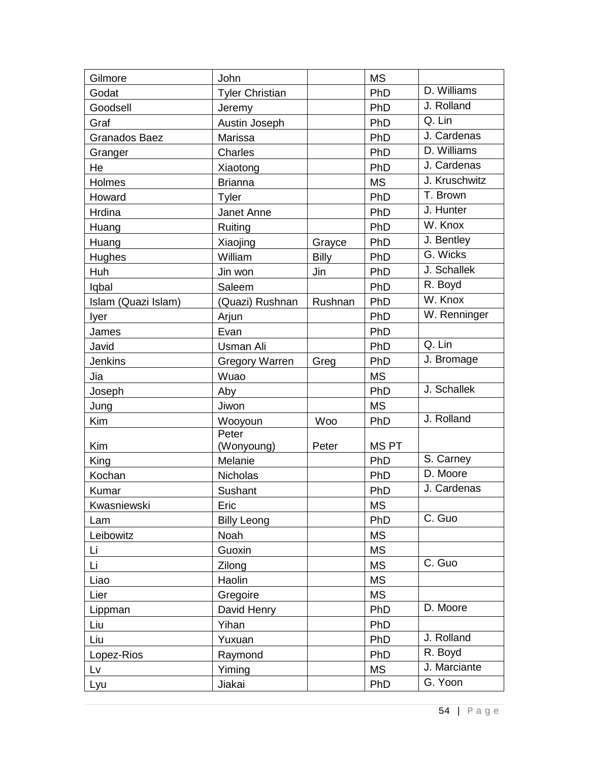| | | | | |
|---|---|---|---|---|
| Gilmore | John | | MS | |
| Godat | Tyler Christian | | PhD | D. Williams |
| Goodsell | Jeremy | | PhD | J. Rolland |
| Graf | Austin Joseph | | PhD | Q. Lin |
| Granados Baez | Marissa | | PhD | J. Cardenas |
| Granger | Charles | | PhD | D. Williams |
| He | Xiaotong | | PhD | J. Cardenas |
| Holmes | Brianna | | MS | J. Kruschwitz |
| Howard | Tyler | | PhD | T. Brown |
| Hrdina | Janet Anne | | PhD | J. Hunter |
| Huang | Ruiting | | PhD | W. Knox |
| Huang | Xiaojing | Grayce | PhD | J. Bentley |
| Hughes | William | Billy | PhD | G. Wicks |
| Huh | Jin won | Jin | PhD | J. Schallek |
| Iqbal | Saleem | | PhD | R. Boyd |
| Islam (Quazi Islam) | (Quazi) Rushnan | Rushnan | PhD | W. Knox |
| Iyer | Arjun | | PhD | W. Renninger |
| James | Evan | | PhD | |
| Javid | Usman Ali | | PhD | Q. Lin |
| Jenkins | Gregory Warren | Greg | PhD | J. Bromage |
| Jia | Wuao | | MS | |
| Joseph | Aby | | PhD | J. Schallek |
| Jung | Jiwon | | MS | |
| Kim | Wooyoun | Woo | PhD | J. Rolland |
| Kim | Peter (Wonyoung) | Peter | MS PT | |
| King | Melanie | | PhD | S. Carney |
| Kochan | Nicholas | | PhD | D. Moore |
| Kumar | Sushant | | PhD | J. Cardenas |
| Kwasniewski | Eric | | MS | |
| Lam | Billy Leong | | PhD | C. Guo |
| Leibowitz | Noah | | MS | |
| Li | Guoxin | | MS | |
| Li | Zilong | | MS | C. Guo |
| Liao | Haolin | | MS | |
| Lier | Gregoire | | MS | |
| Lippman | David Henry | | PhD | D. Moore |
| Liu | Yihan | | PhD | |
| Liu | Yuxuan | | PhD | J. Rolland |
| Lopez-Rios | Raymond | | PhD | R. Boyd |
| Lv | Yiming | | MS | J. Marciante |
| Lyu | Jiakai | | PhD | G. Yoon |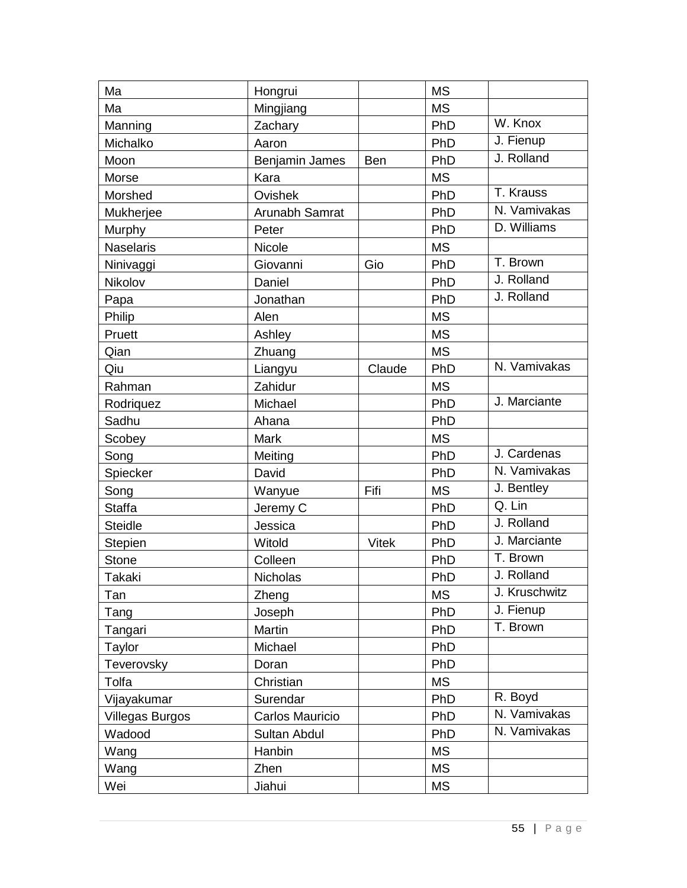| | | | | |
|---|---|---|---|---|
| Ma | Hongrui | | MS | |
| Ma | Mingjiang | | MS | |
| Manning | Zachary | | PhD | W. Knox |
| Michalko | Aaron | | PhD | J. Fienup |
| Moon | Benjamin James | Ben | PhD | J. Rolland |
| Morse | Kara | | MS | |
| Morshed | Ovishek | | PhD | T. Krauss |
| Mukherjee | Arunabh Samrat | | PhD | N. Vamivakas |
| Murphy | Peter | | PhD | D. Williams |
| Naselaris | Nicole | | MS | |
| Ninivaggi | Giovanni | Gio | PhD | T. Brown |
| Nikolov | Daniel | | PhD | J. Rolland |
| Papa | Jonathan | | PhD | J. Rolland |
| Philip | Alen | | MS | |
| Pruett | Ashley | | MS | |
| Qian | Zhuang | | MS | |
| Qiu | Liangyu | Claude | PhD | N. Vamivakas |
| Rahman | Zahidur | | MS | |
| Rodriquez | Michael | | PhD | J. Marciante |
| Sadhu | Ahana | | PhD | |
| Scobey | Mark | | MS | |
| Song | Meiting | | PhD | J. Cardenas |
| Spiecker | David | | PhD | N. Vamivakas |
| Song | Wanyue | Fifi | MS | J. Bentley |
| Staffa | Jeremy C | | PhD | Q. Lin |
| Steidle | Jessica | | PhD | J. Rolland |
| Stepien | Witold | Vitek | PhD | J. Marciante |
| Stone | Colleen | | PhD | T. Brown |
| Takaki | Nicholas | | PhD | J. Rolland |
| Tan | Zheng | | MS | J. Kruschwitz |
| Tang | Joseph | | PhD | J. Fienup |
| Tangari | Martin | | PhD | T. Brown |
| Taylor | Michael | | PhD | |
| Teverovsky | Doran | | PhD | |
| Tolfa | Christian | | MS | |
| Vijayakumar | Surendar | | PhD | R. Boyd |
| Villegas Burgos | Carlos Mauricio | | PhD | N. Vamivakas |
| Wadood | Sultan Abdul | | PhD | N. Vamivakas |
| Wang | Hanbin | | MS | |
| Wang | Zhen | | MS | |
| Wei | Jiahui | | MS | |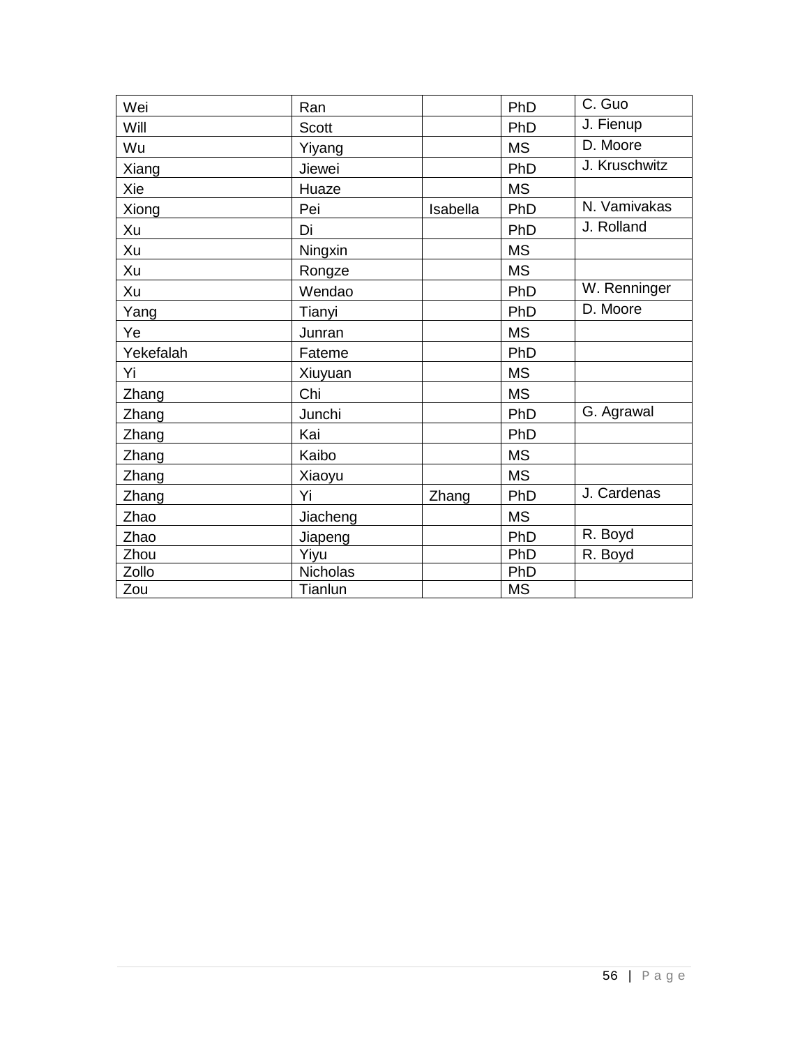| | | | | |
|---|---|---|---|---|
| Wei | Ran | | PhD | C. Guo |
| Will | Scott | | PhD | J. Fienup |
| Wu | Yiyang | | MS | D. Moore |
| Xiang | Jiewei | | PhD | J. Kruschwitz |
| Xie | Huaze | | MS | |
| Xiong | Pei | Isabella | PhD | N. Vamivakas |
| Xu | Di | | PhD | J. Rolland |
| Xu | Ningxin | | MS | |
| Xu | Rongze | | MS | |
| Xu | Wendao | | PhD | W. Renninger |
| Yang | Tianyi | | PhD | D. Moore |
| Ye | Junran | | MS | |
| Yekefalah | Fateme | | PhD | |
| Yi | Xiuyuan | | MS | |
| Zhang | Chi | | MS | |
| Zhang | Junchi | | PhD | G. Agrawal |
| Zhang | Kai | | PhD | |
| Zhang | Kaibo | | MS | |
| Zhang | Xiaoyu | | MS | |
| Zhang | Yi | Zhang | PhD | J. Cardenas |
| Zhao | Jiacheng | | MS | |
| Zhao | Jiapeng | | PhD | R. Boyd |
| Zhou | Yiyu | | PhD | R. Boyd |
| Zollo | Nicholas | | PhD | |
| Zou | Tianlun | | MS | |